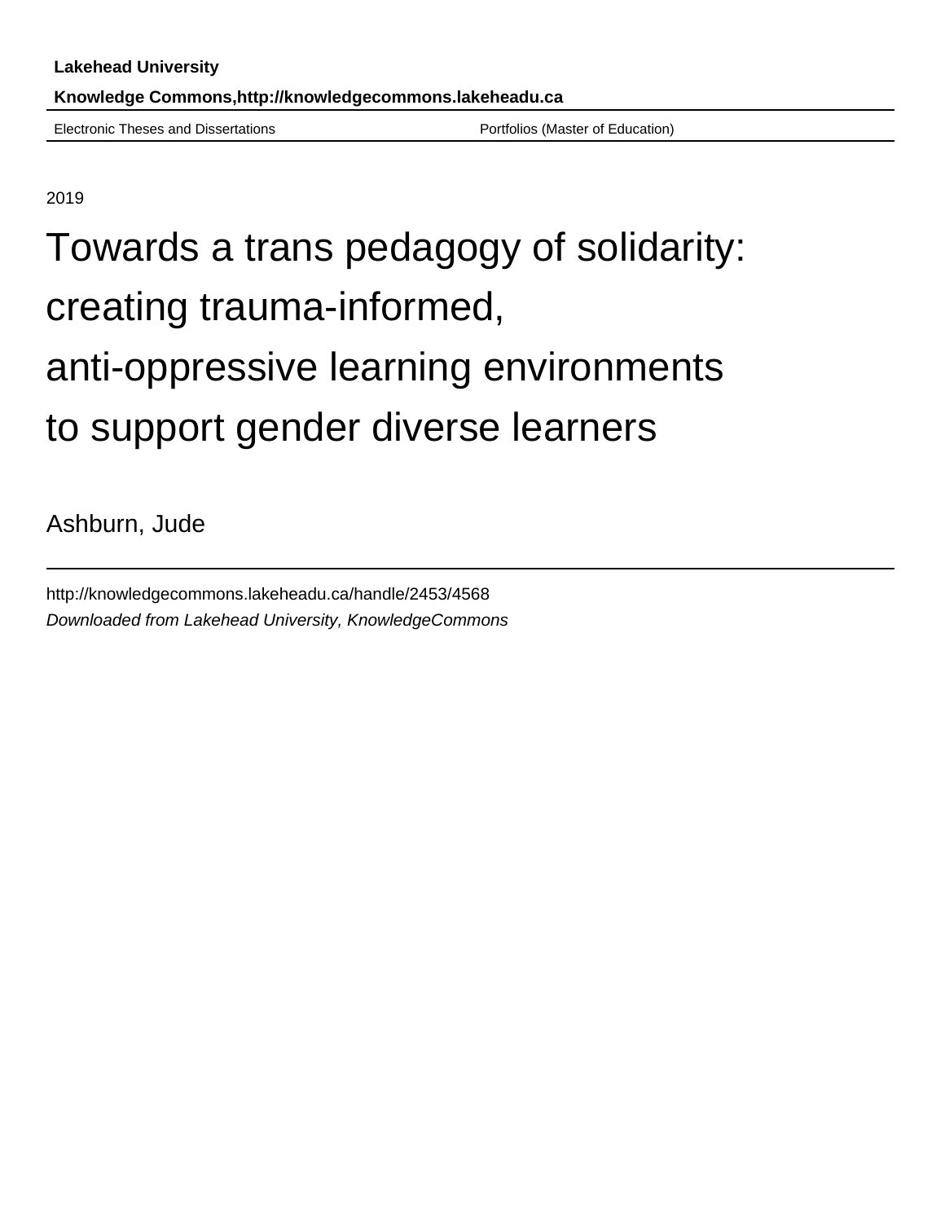**Lakehead University**

**Knowledge Commons,http://knowledgecommons.lakeheadu.ca**

Electronic Theses and Dissertations — Portfolios (Master of Education)

2019

# Towards a trans pedagogy of solidarity: creating trauma-informed, anti-oppressive learning environments to support gender diverse learners

Ashburn, Jude

http://knowledgecommons.lakeheadu.ca/handle/2453/4568

*Downloaded from Lakehead University, KnowledgeCommons*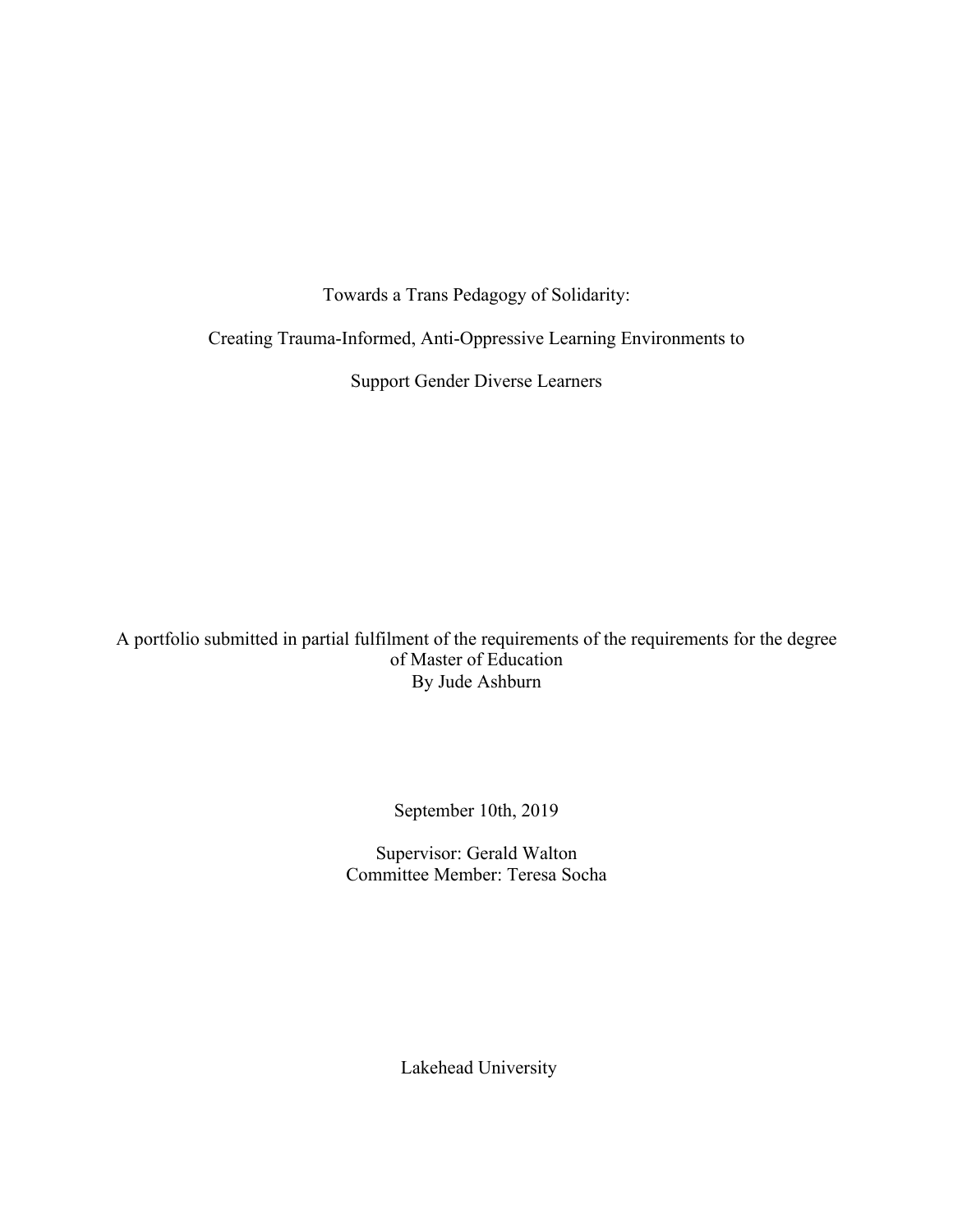Towards a Trans Pedagogy of Solidarity:

Creating Trauma-Informed, Anti-Oppressive Learning Environments to

Support Gender Diverse Learners

A portfolio submitted in partial fulfilment of the requirements of the requirements for the degree of Master of Education
By Jude Ashburn

September 10th, 2019

Supervisor: Gerald Walton
Committee Member: Teresa Socha

Lakehead University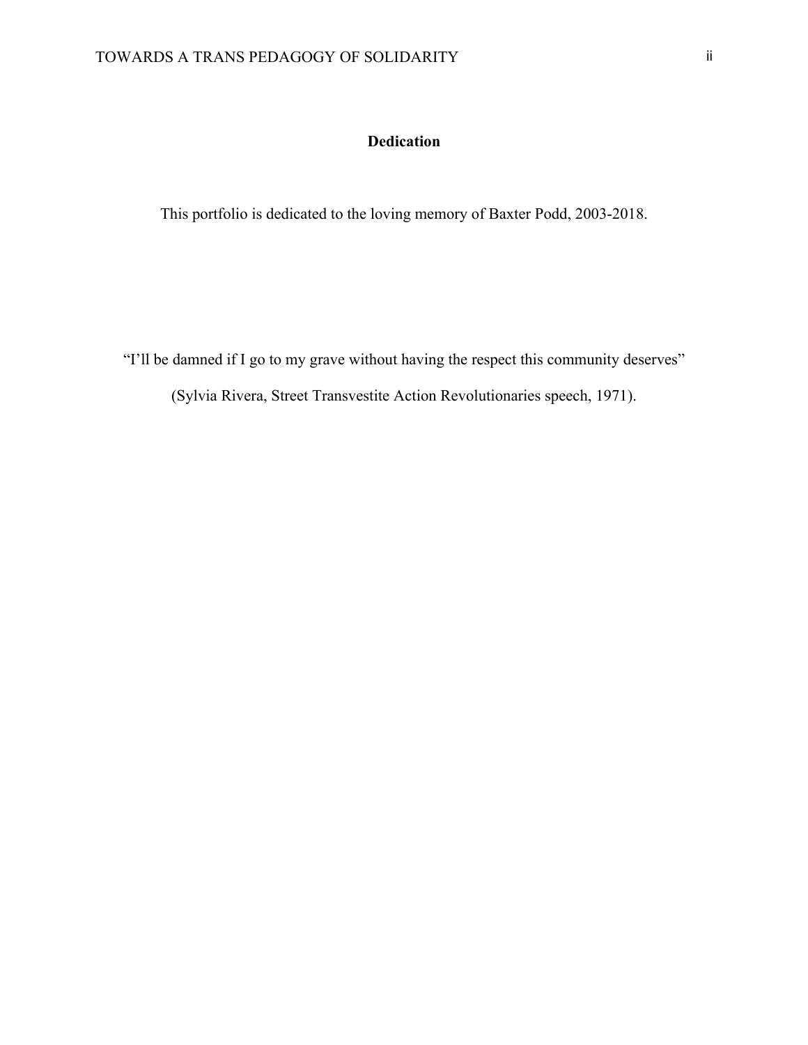## Dedication

This portfolio is dedicated to the loving memory of Baxter Podd, 2003-2018.

"I'll be damned if I go to my grave without having the respect this community deserves"

(Sylvia Rivera, Street Transvestite Action Revolutionaries speech, 1971).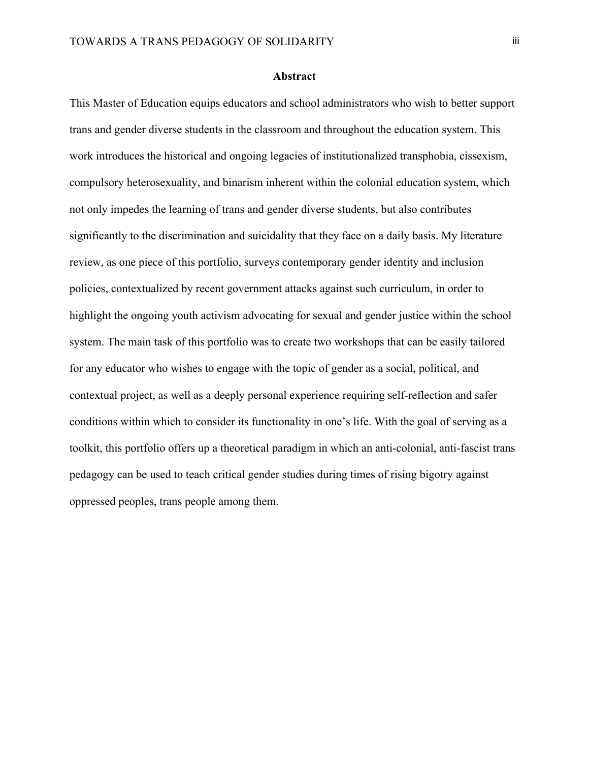## Abstract

This Master of Education equips educators and school administrators who wish to better support trans and gender diverse students in the classroom and throughout the education system. This work introduces the historical and ongoing legacies of institutionalized transphobia, cissexism, compulsory heterosexuality, and binarism inherent within the colonial education system, which not only impedes the learning of trans and gender diverse students, but also contributes significantly to the discrimination and suicidality that they face on a daily basis. My literature review, as one piece of this portfolio, surveys contemporary gender identity and inclusion policies, contextualized by recent government attacks against such curriculum, in order to highlight the ongoing youth activism advocating for sexual and gender justice within the school system. The main task of this portfolio was to create two workshops that can be easily tailored for any educator who wishes to engage with the topic of gender as a social, political, and contextual project, as well as a deeply personal experience requiring self-reflection and safer conditions within which to consider its functionality in one's life. With the goal of serving as a toolkit, this portfolio offers up a theoretical paradigm in which an anti-colonial, anti-fascist trans pedagogy can be used to teach critical gender studies during times of rising bigotry against oppressed peoples, trans people among them.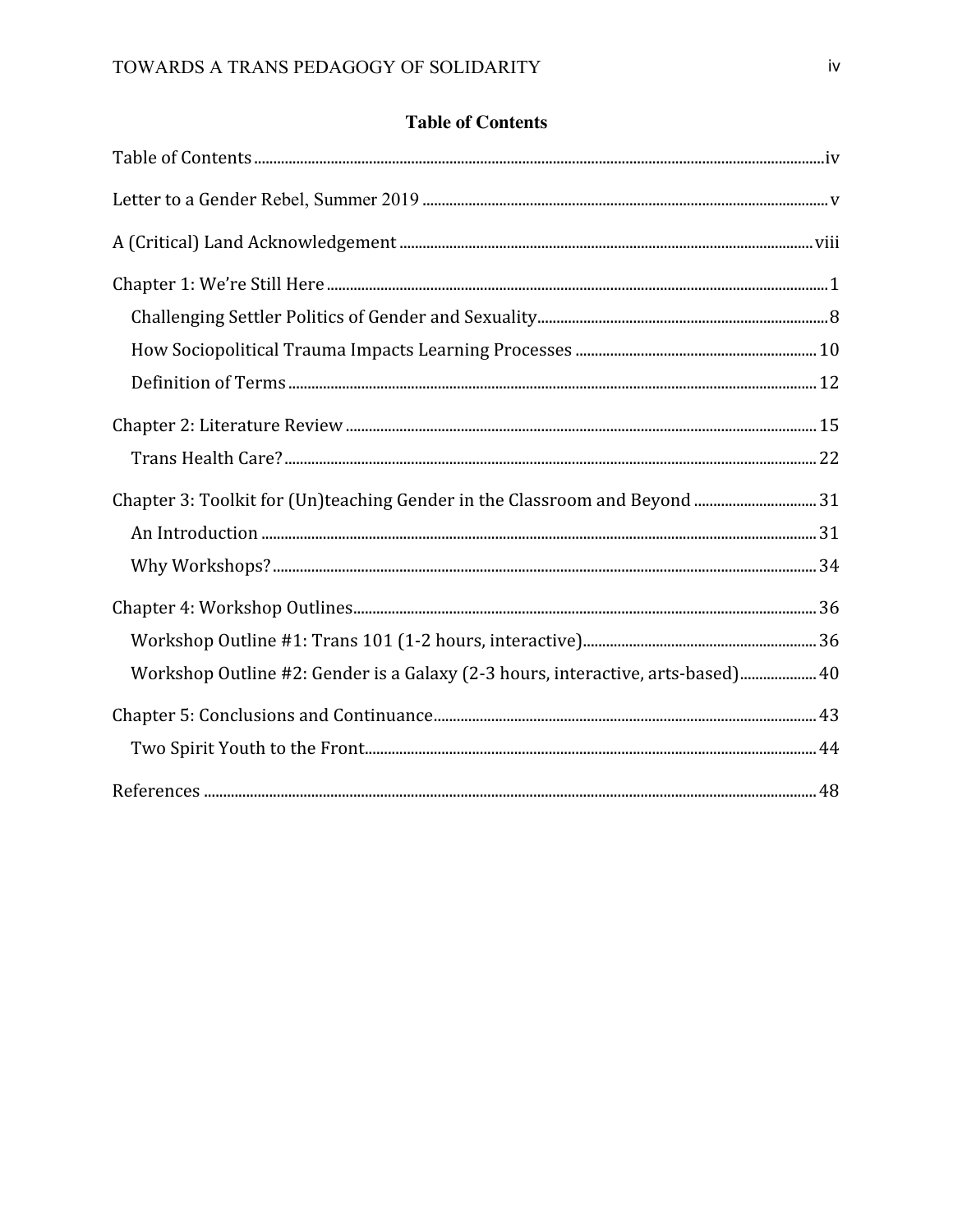## Table of Contents

Table of Contents ........................................................................................................................................ iv

Letter to a Gender Rebel, Summer 2019 ............................................................................................... v

A (Critical) Land Acknowledgement ..................................................................................................... viii

Chapter 1: We're Still Here ........................................................................................................................ 1

- Challenging Settler Politics of Gender and Sexuality ....................................................................... 8
- How Sociopolitical Trauma Impacts Learning Processes ............................................................... 10
- Definition of Terms ................................................................................................................................ 12

Chapter 2: Literature Review ................................................................................................................... 15

- Trans Health Care? ................................................................................................................................ 22

Chapter 3: Toolkit for (Un)teaching Gender in the Classroom and Beyond ................................. 31

- An Introduction ..................................................................................................................................... 31
- Why Workshops? .................................................................................................................................. 34

Chapter 4: Workshop Outlines ............................................................................................................... 36

- Workshop Outline #1: Trans 101 (1-2 hours, interactive) .............................................................. 36
- Workshop Outline #2: Gender is a Galaxy (2-3 hours, interactive, arts-based) ........................ 40

Chapter 5: Conclusions and Continuance ............................................................................................ 43

- Two Spirit Youth to the Front ............................................................................................................... 44

References ................................................................................................................................................... 48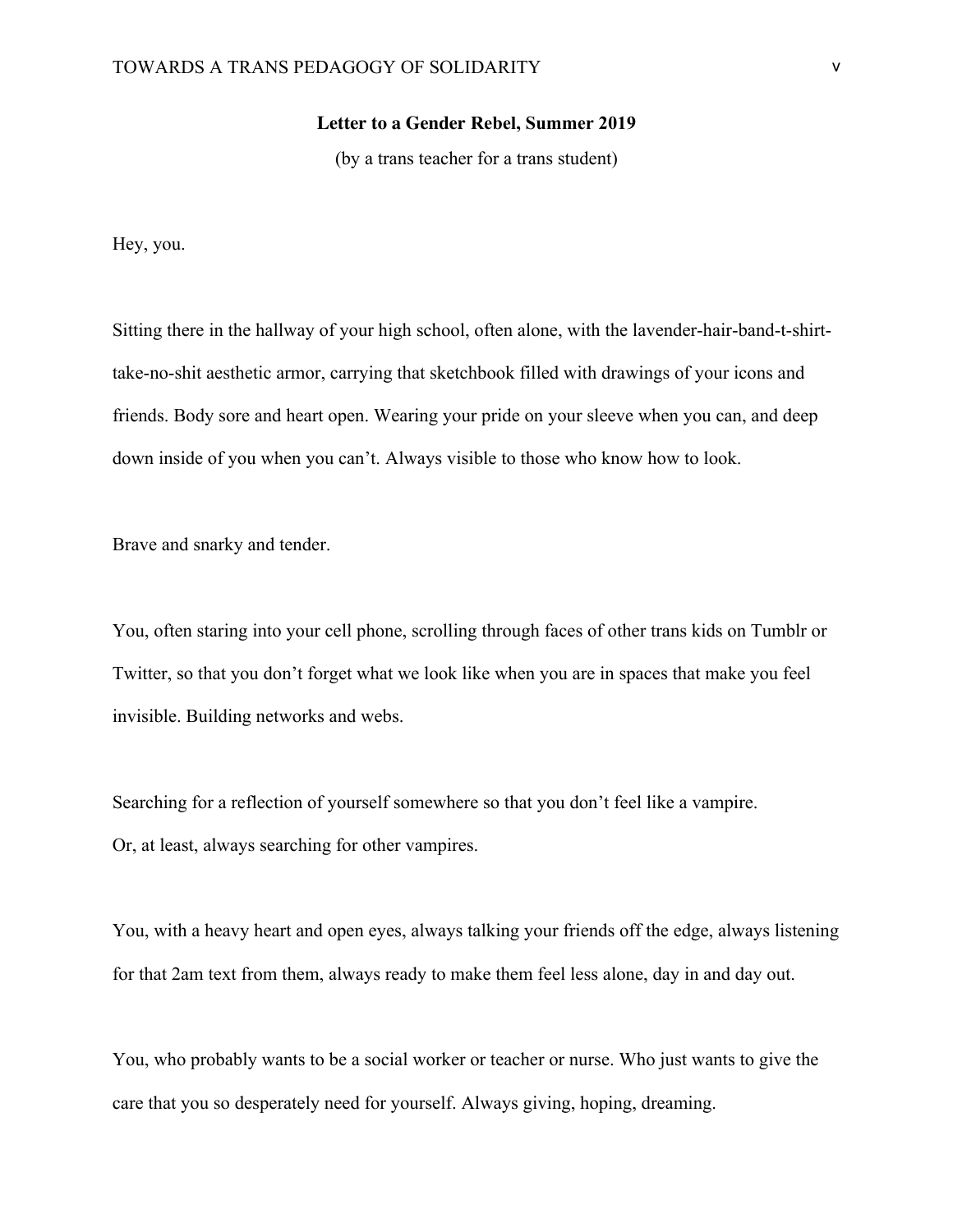**Letter to a Gender Rebel, Summer 2019**

(by a trans teacher for a trans student)

Hey, you.

Sitting there in the hallway of your high school, often alone, with the lavender-hair-band-t-shirt-take-no-shit aesthetic armor, carrying that sketchbook filled with drawings of your icons and friends. Body sore and heart open. Wearing your pride on your sleeve when you can, and deep down inside of you when you can't. Always visible to those who know how to look.

Brave and snarky and tender.

You, often staring into your cell phone, scrolling through faces of other trans kids on Tumblr or Twitter, so that you don't forget what we look like when you are in spaces that make you feel invisible. Building networks and webs.

Searching for a reflection of yourself somewhere so that you don't feel like a vampire.
Or, at least, always searching for other vampires.

You, with a heavy heart and open eyes, always talking your friends off the edge, always listening for that 2am text from them, always ready to make them feel less alone, day in and day out.

You, who probably wants to be a social worker or teacher or nurse. Who just wants to give the care that you so desperately need for yourself. Always giving, hoping, dreaming.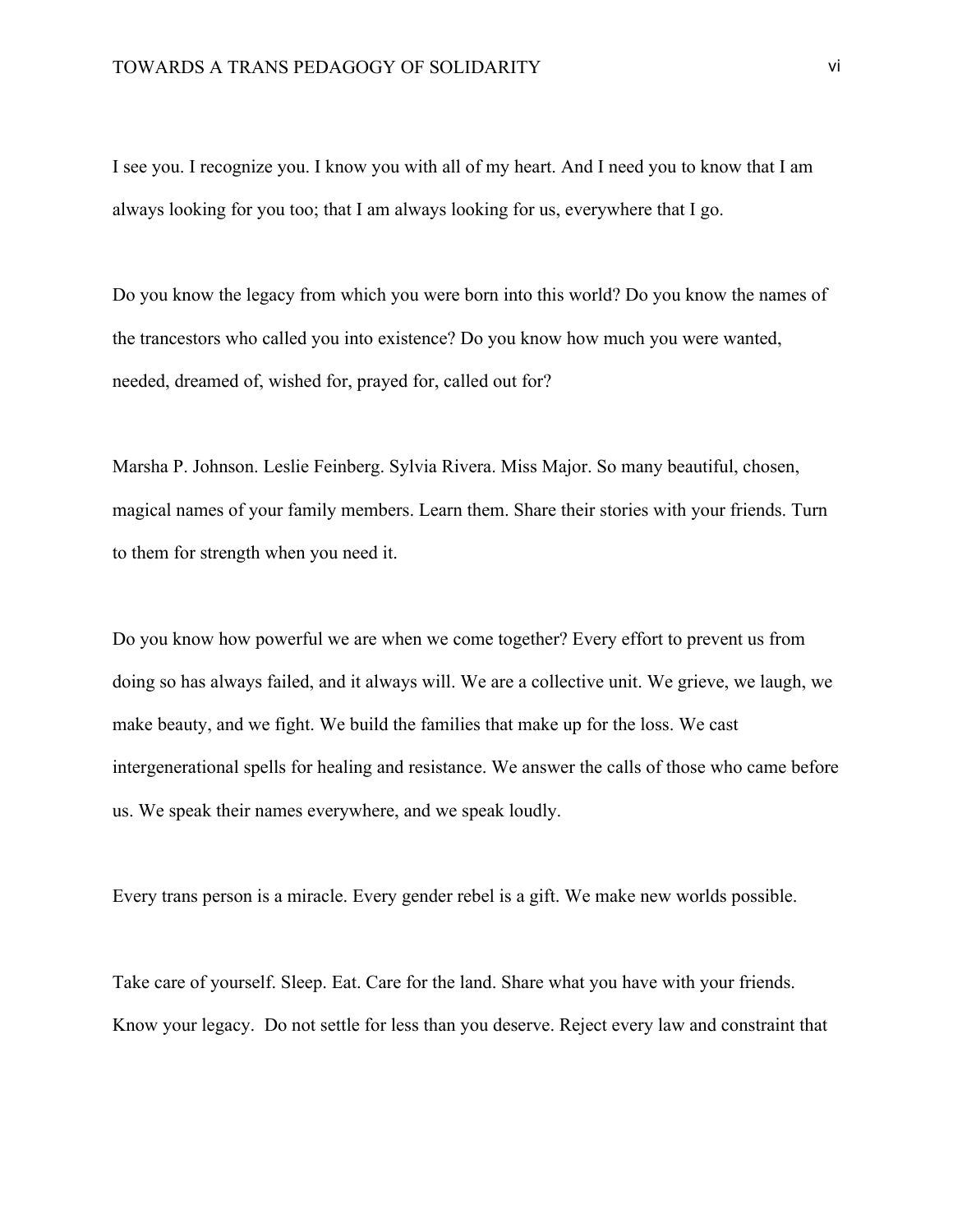I see you. I recognize you. I know you with all of my heart. And I need you to know that I am always looking for you too; that I am always looking for us, everywhere that I go.

Do you know the legacy from which you were born into this world? Do you know the names of the trancestors who called you into existence? Do you know how much you were wanted, needed, dreamed of, wished for, prayed for, called out for?

Marsha P. Johnson. Leslie Feinberg. Sylvia Rivera. Miss Major. So many beautiful, chosen, magical names of your family members. Learn them. Share their stories with your friends. Turn to them for strength when you need it.

Do you know how powerful we are when we come together? Every effort to prevent us from doing so has always failed, and it always will. We are a collective unit. We grieve, we laugh, we make beauty, and we fight. We build the families that make up for the loss. We cast intergenerational spells for healing and resistance. We answer the calls of those who came before us. We speak their names everywhere, and we speak loudly.

Every trans person is a miracle. Every gender rebel is a gift. We make new worlds possible.

Take care of yourself. Sleep. Eat. Care for the land. Share what you have with your friends. Know your legacy. Do not settle for less than you deserve. Reject every law and constraint that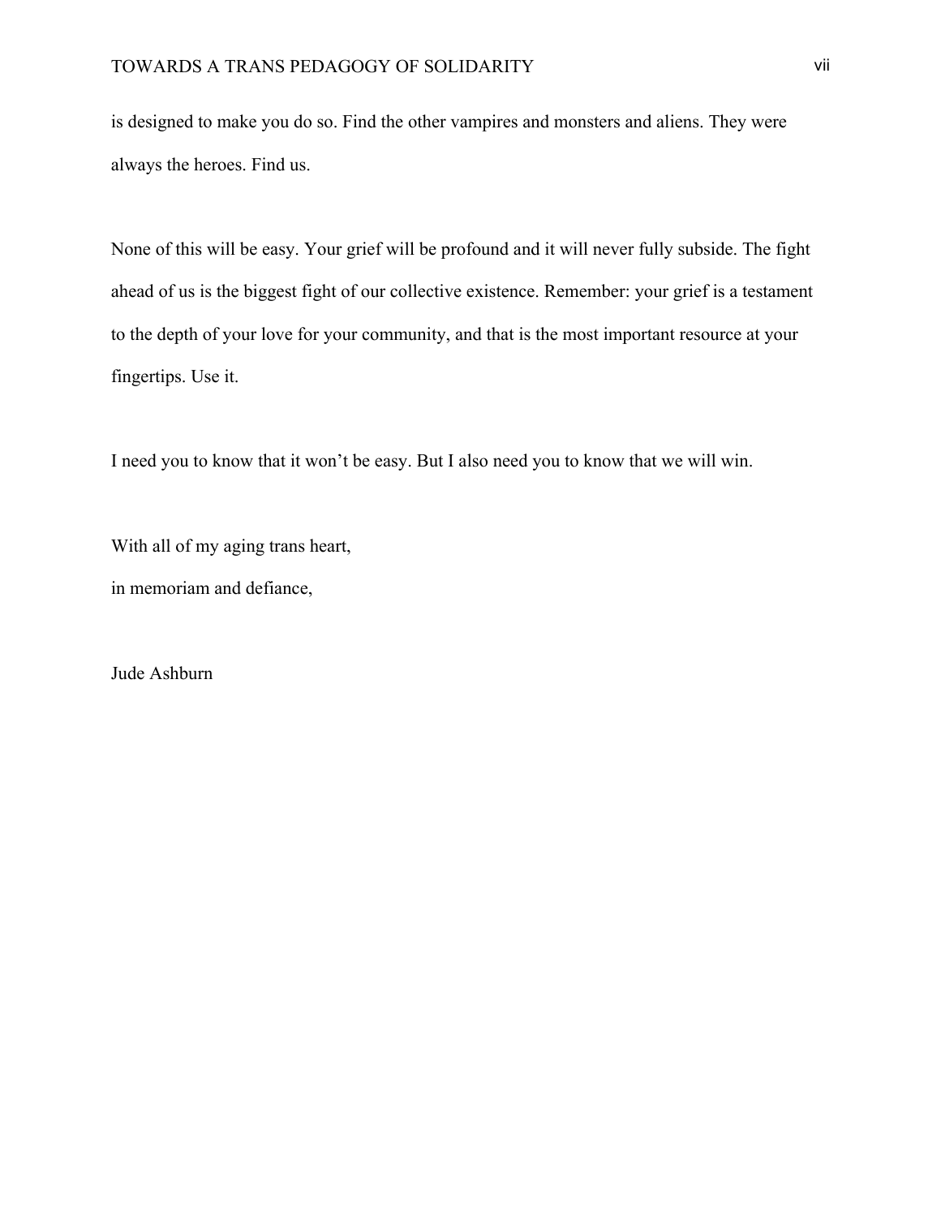is designed to make you do so. Find the other vampires and monsters and aliens. They were always the heroes. Find us.

None of this will be easy. Your grief will be profound and it will never fully subside. The fight ahead of us is the biggest fight of our collective existence. Remember: your grief is a testament to the depth of your love for your community, and that is the most important resource at your fingertips. Use it.

I need you to know that it won't be easy. But I also need you to know that we will win.

With all of my aging trans heart,
in memoriam and defiance,

Jude Ashburn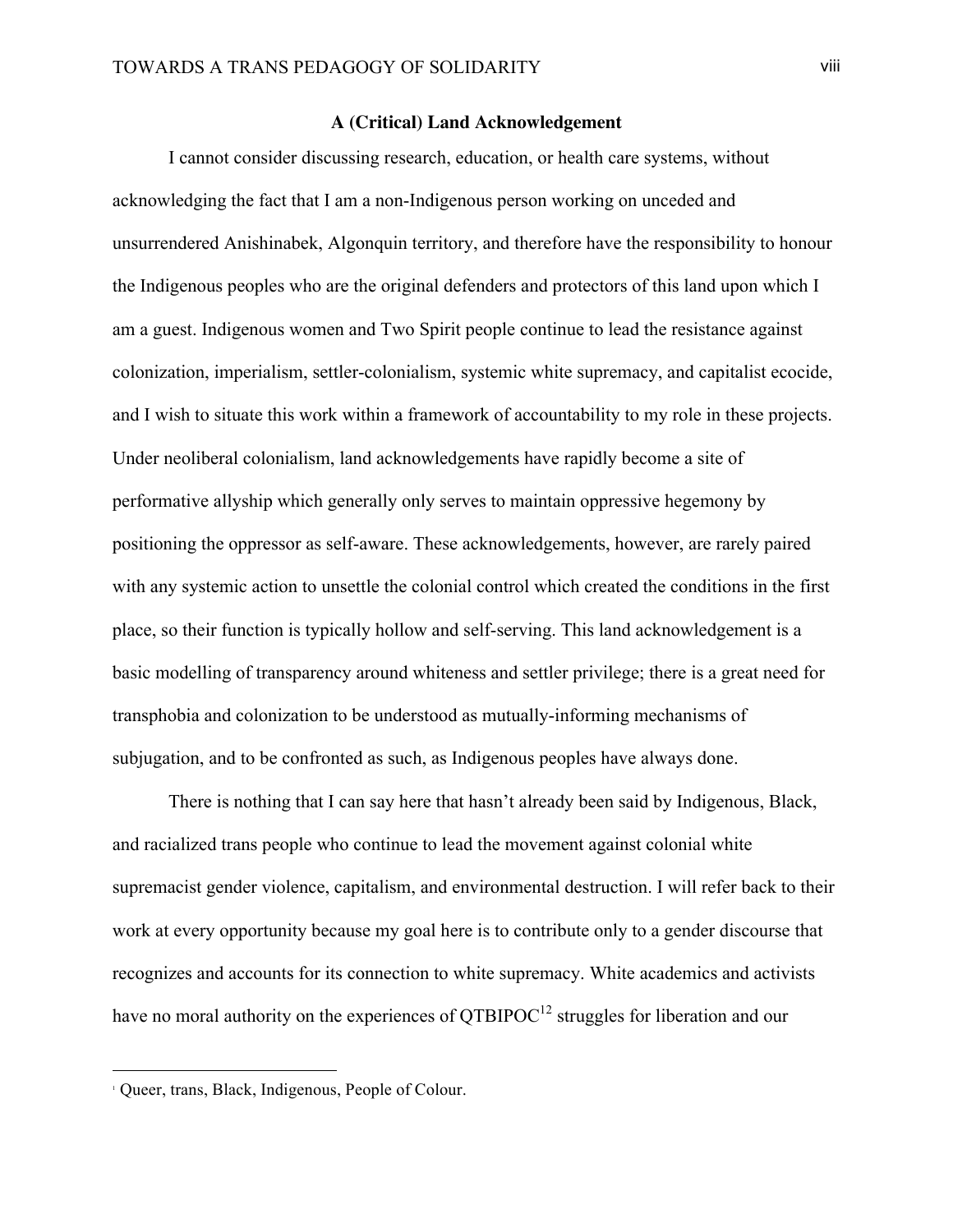### A (Critical) Land Acknowledgement

I cannot consider discussing research, education, or health care systems, without acknowledging the fact that I am a non-Indigenous person working on unceded and unsurrendered Anishinabek, Algonquin territory, and therefore have the responsibility to honour the Indigenous peoples who are the original defenders and protectors of this land upon which I am a guest. Indigenous women and Two Spirit people continue to lead the resistance against colonization, imperialism, settler-colonialism, systemic white supremacy, and capitalist ecocide, and I wish to situate this work within a framework of accountability to my role in these projects. Under neoliberal colonialism, land acknowledgements have rapidly become a site of performative allyship which generally only serves to maintain oppressive hegemony by positioning the oppressor as self-aware. These acknowledgements, however, are rarely paired with any systemic action to unsettle the colonial control which created the conditions in the first place, so their function is typically hollow and self-serving. This land acknowledgement is a basic modelling of transparency around whiteness and settler privilege; there is a great need for transphobia and colonization to be understood as mutually-informing mechanisms of subjugation, and to be confronted as such, as Indigenous peoples have always done.

There is nothing that I can say here that hasn't already been said by Indigenous, Black, and racialized trans people who continue to lead the movement against colonial white supremacist gender violence, capitalism, and environmental destruction. I will refer back to their work at every opportunity because my goal here is to contribute only to a gender discourse that recognizes and accounts for its connection to white supremacy. White academics and activists have no moral authority on the experiences of QTBIPOC[12] struggles for liberation and our

[1] Queer, trans, Black, Indigenous, People of Colour.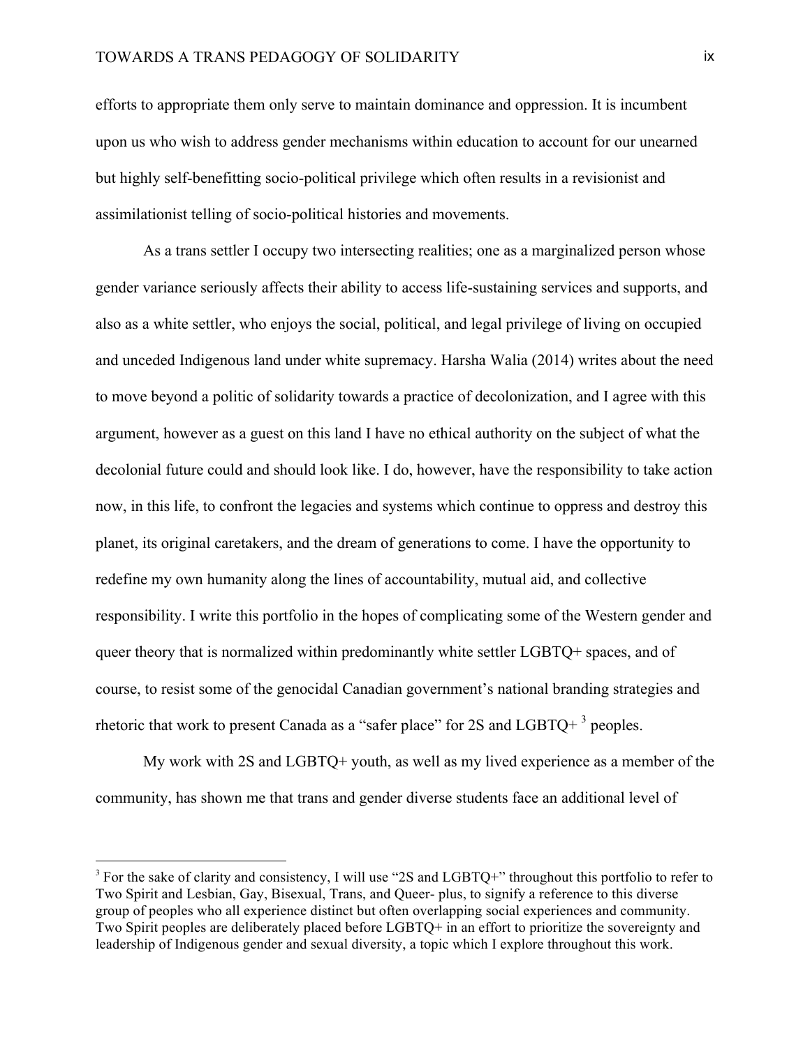efforts to appropriate them only serve to maintain dominance and oppression. It is incumbent upon us who wish to address gender mechanisms within education to account for our unearned but highly self-benefitting socio-political privilege which often results in a revisionist and assimilationist telling of socio-political histories and movements.

As a trans settler I occupy two intersecting realities; one as a marginalized person whose gender variance seriously affects their ability to access life-sustaining services and supports, and also as a white settler, who enjoys the social, political, and legal privilege of living on occupied and unceded Indigenous land under white supremacy. Harsha Walia (2014) writes about the need to move beyond a politic of solidarity towards a practice of decolonization, and I agree with this argument, however as a guest on this land I have no ethical authority on the subject of what the decolonial future could and should look like. I do, however, have the responsibility to take action now, in this life, to confront the legacies and systems which continue to oppress and destroy this planet, its original caretakers, and the dream of generations to come. I have the opportunity to redefine my own humanity along the lines of accountability, mutual aid, and collective responsibility. I write this portfolio in the hopes of complicating some of the Western gender and queer theory that is normalized within predominantly white settler LGBTQ+ spaces, and of course, to resist some of the genocidal Canadian government's national branding strategies and rhetoric that work to present Canada as a "safer place" for 2S and LGBTQ+ [3] peoples.

My work with 2S and LGBTQ+ youth, as well as my lived experience as a member of the community, has shown me that trans and gender diverse students face an additional level of

[3] For the sake of clarity and consistency, I will use "2S and LGBTQ+" throughout this portfolio to refer to Two Spirit and Lesbian, Gay, Bisexual, Trans, and Queer- plus, to signify a reference to this diverse group of peoples who all experience distinct but often overlapping social experiences and community. Two Spirit peoples are deliberately placed before LGBTQ+ in an effort to prioritize the sovereignty and leadership of Indigenous gender and sexual diversity, a topic which I explore throughout this work.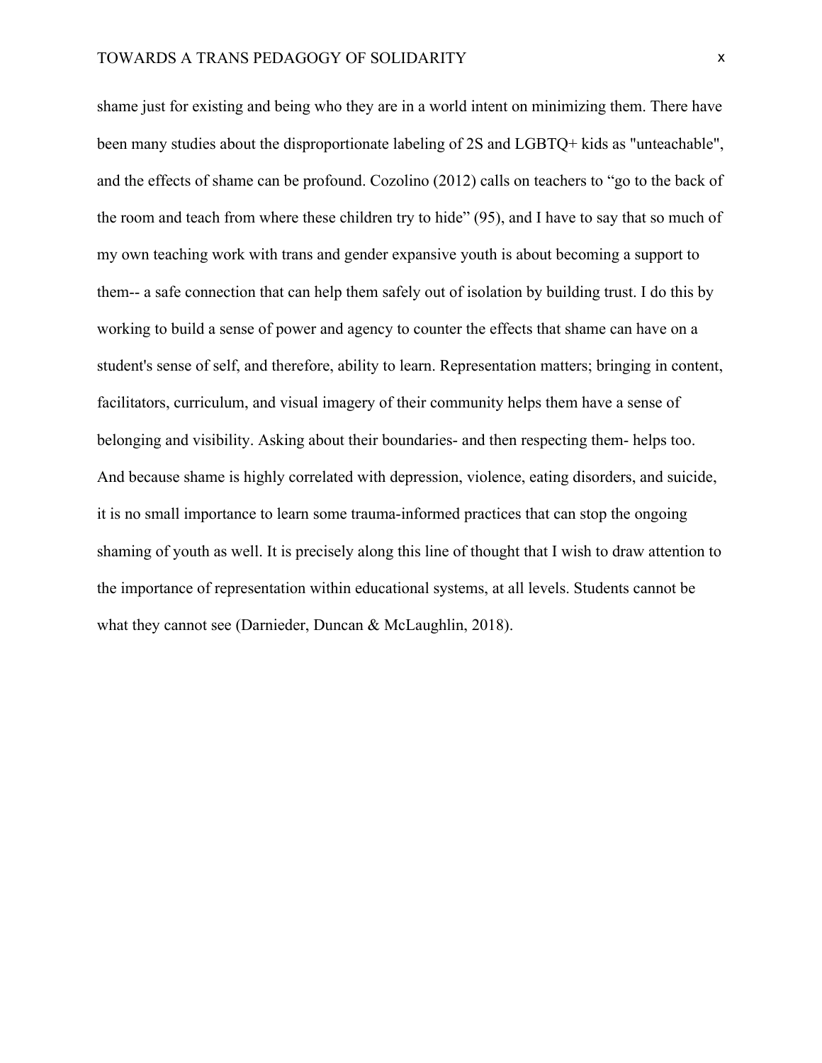shame just for existing and being who they are in a world intent on minimizing them. There have been many studies about the disproportionate labeling of 2S and LGBTQ+ kids as "unteachable", and the effects of shame can be profound. Cozolino (2012) calls on teachers to “go to the back of the room and teach from where these children try to hide” (95), and I have to say that so much of my own teaching work with trans and gender expansive youth is about becoming a support to them-- a safe connection that can help them safely out of isolation by building trust. I do this by working to build a sense of power and agency to counter the effects that shame can have on a student's sense of self, and therefore, ability to learn. Representation matters; bringing in content, facilitators, curriculum, and visual imagery of their community helps them have a sense of belonging and visibility. Asking about their boundaries- and then respecting them- helps too. And because shame is highly correlated with depression, violence, eating disorders, and suicide, it is no small importance to learn some trauma-informed practices that can stop the ongoing shaming of youth as well. It is precisely along this line of thought that I wish to draw attention to the importance of representation within educational systems, at all levels. Students cannot be what they cannot see (Darnieder, Duncan & McLaughlin, 2018).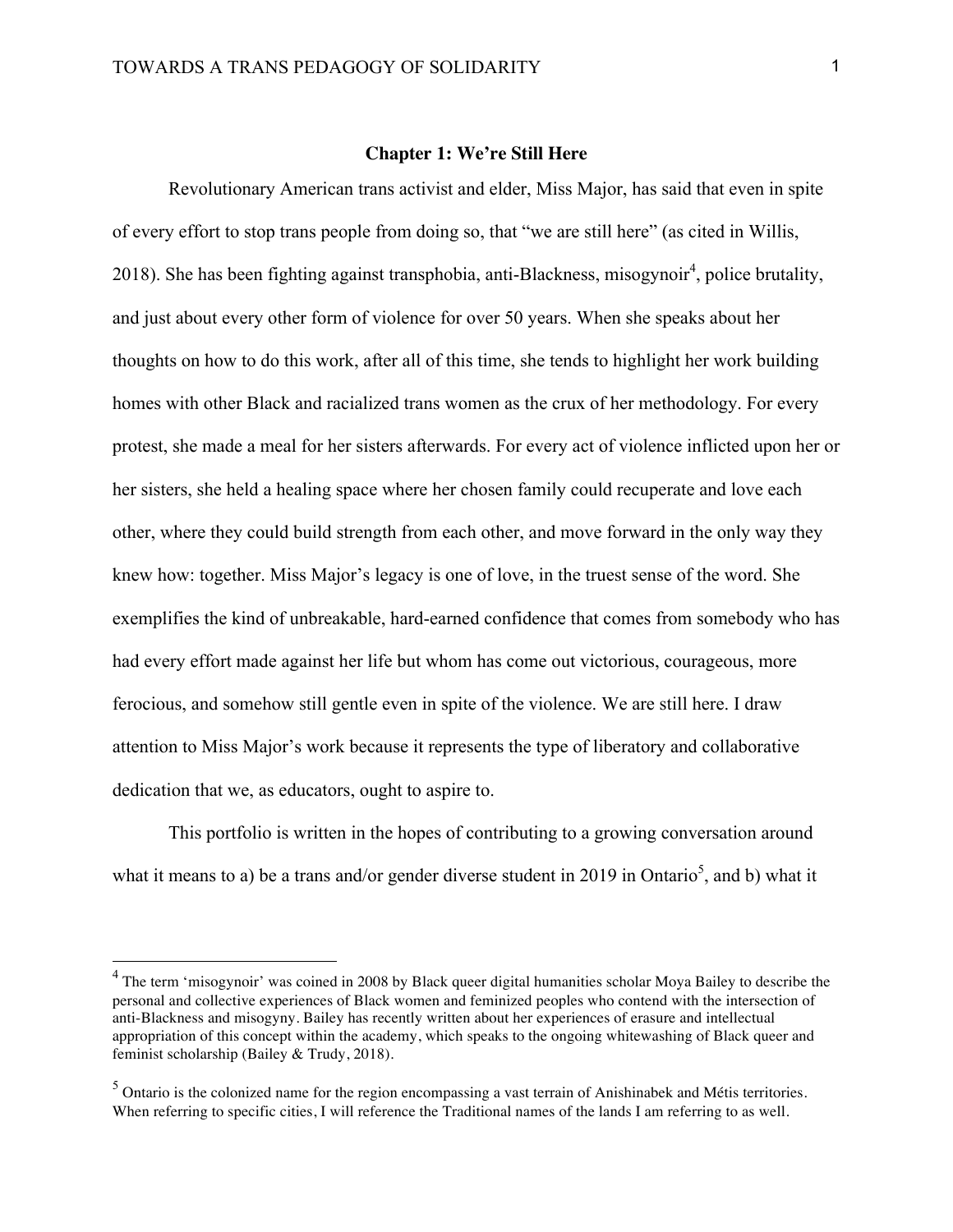## Chapter 1: We're Still Here

Revolutionary American trans activist and elder, Miss Major, has said that even in spite of every effort to stop trans people from doing so, that "we are still here" (as cited in Willis, 2018). She has been fighting against transphobia, anti-Blackness, misogynoir[4], police brutality, and just about every other form of violence for over 50 years. When she speaks about her thoughts on how to do this work, after all of this time, she tends to highlight her work building homes with other Black and racialized trans women as the crux of her methodology. For every protest, she made a meal for her sisters afterwards. For every act of violence inflicted upon her or her sisters, she held a healing space where her chosen family could recuperate and love each other, where they could build strength from each other, and move forward in the only way they knew how: together. Miss Major's legacy is one of love, in the truest sense of the word. She exemplifies the kind of unbreakable, hard-earned confidence that comes from somebody who has had every effort made against her life but whom has come out victorious, courageous, more ferocious, and somehow still gentle even in spite of the violence. We are still here. I draw attention to Miss Major's work because it represents the type of liberatory and collaborative dedication that we, as educators, ought to aspire to.

This portfolio is written in the hopes of contributing to a growing conversation around what it means to a) be a trans and/or gender diverse student in 2019 in Ontario[5], and b) what it

---

[4] The term 'misogynoir' was coined in 2008 by Black queer digital humanities scholar Moya Bailey to describe the personal and collective experiences of Black women and feminized peoples who contend with the intersection of anti-Blackness and misogyny. Bailey has recently written about her experiences of erasure and intellectual appropriation of this concept within the academy, which speaks to the ongoing whitewashing of Black queer and feminist scholarship (Bailey & Trudy, 2018).

[5] Ontario is the colonized name for the region encompassing a vast terrain of Anishinabek and Métis territories. When referring to specific cities, I will reference the Traditional names of the lands I am referring to as well.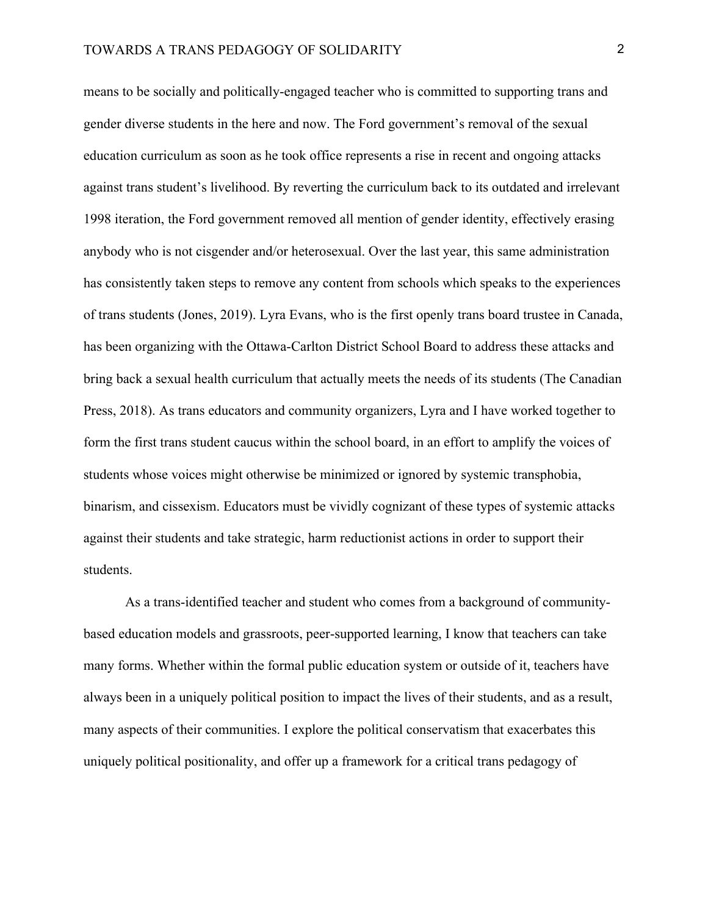means to be socially and politically-engaged teacher who is committed to supporting trans and gender diverse students in the here and now. The Ford government's removal of the sexual education curriculum as soon as he took office represents a rise in recent and ongoing attacks against trans student's livelihood. By reverting the curriculum back to its outdated and irrelevant 1998 iteration, the Ford government removed all mention of gender identity, effectively erasing anybody who is not cisgender and/or heterosexual. Over the last year, this same administration has consistently taken steps to remove any content from schools which speaks to the experiences of trans students (Jones, 2019). Lyra Evans, who is the first openly trans board trustee in Canada, has been organizing with the Ottawa-Carlton District School Board to address these attacks and bring back a sexual health curriculum that actually meets the needs of its students (The Canadian Press, 2018). As trans educators and community organizers, Lyra and I have worked together to form the first trans student caucus within the school board, in an effort to amplify the voices of students whose voices might otherwise be minimized or ignored by systemic transphobia, binarism, and cissexism. Educators must be vividly cognizant of these types of systemic attacks against their students and take strategic, harm reductionist actions in order to support their students.

As a trans-identified teacher and student who comes from a background of community-based education models and grassroots, peer-supported learning, I know that teachers can take many forms. Whether within the formal public education system or outside of it, teachers have always been in a uniquely political position to impact the lives of their students, and as a result, many aspects of their communities. I explore the political conservatism that exacerbates this uniquely political positionality, and offer up a framework for a critical trans pedagogy of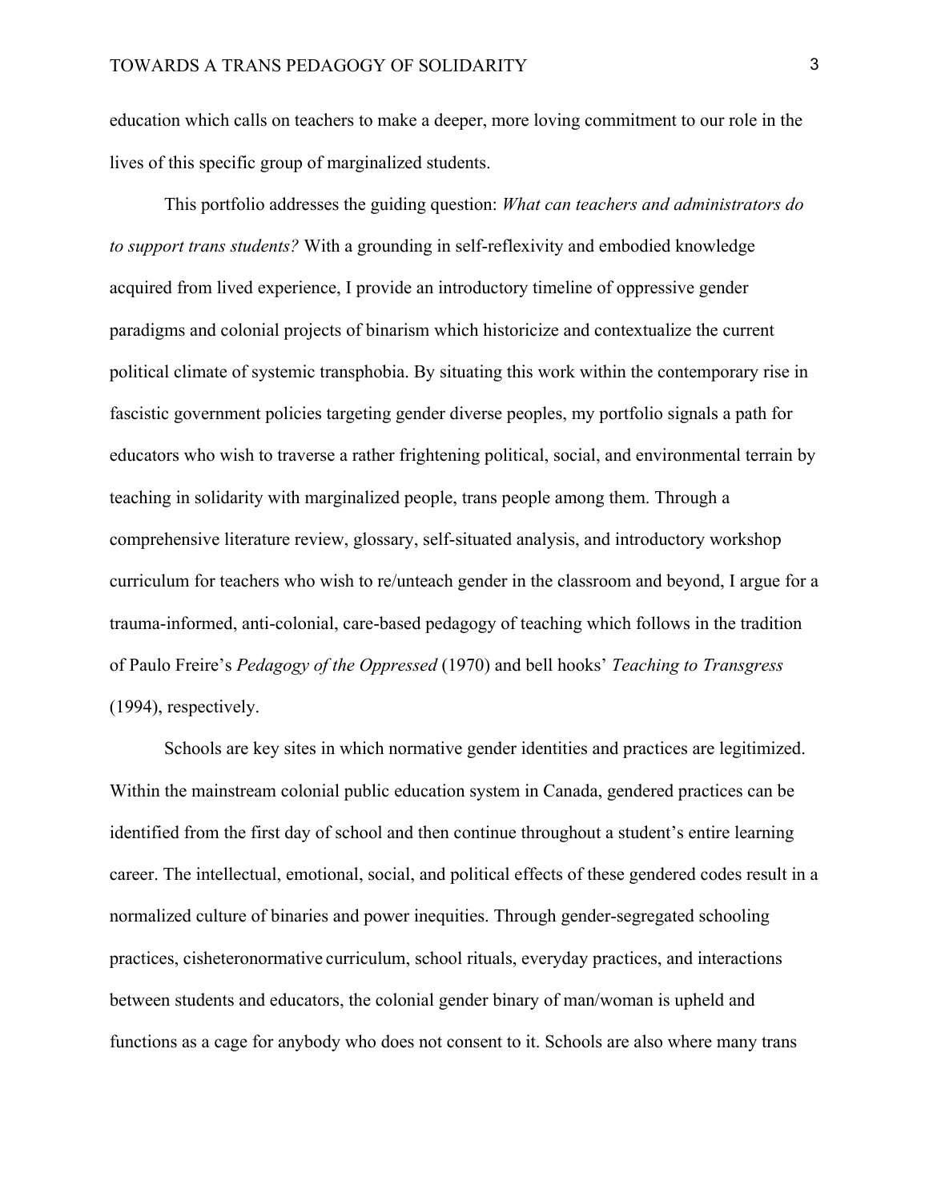education which calls on teachers to make a deeper, more loving commitment to our role in the lives of this specific group of marginalized students.

This portfolio addresses the guiding question: *What can teachers and administrators do to support trans students?* With a grounding in self-reflexivity and embodied knowledge acquired from lived experience, I provide an introductory timeline of oppressive gender paradigms and colonial projects of binarism which historicize and contextualize the current political climate of systemic transphobia. By situating this work within the contemporary rise in fascistic government policies targeting gender diverse peoples, my portfolio signals a path for educators who wish to traverse a rather frightening political, social, and environmental terrain by teaching in solidarity with marginalized people, trans people among them. Through a comprehensive literature review, glossary, self-situated analysis, and introductory workshop curriculum for teachers who wish to re/unteach gender in the classroom and beyond, I argue for a trauma-informed, anti-colonial, care-based pedagogy of teaching which follows in the tradition of Paulo Freire's *Pedagogy of the Oppressed* (1970) and bell hooks' *Teaching to Transgress* (1994), respectively.

Schools are key sites in which normative gender identities and practices are legitimized. Within the mainstream colonial public education system in Canada, gendered practices can be identified from the first day of school and then continue throughout a student's entire learning career. The intellectual, emotional, social, and political effects of these gendered codes result in a normalized culture of binaries and power inequities. Through gender-segregated schooling practices, cisheteronormative curriculum, school rituals, everyday practices, and interactions between students and educators, the colonial gender binary of man/woman is upheld and functions as a cage for anybody who does not consent to it. Schools are also where many trans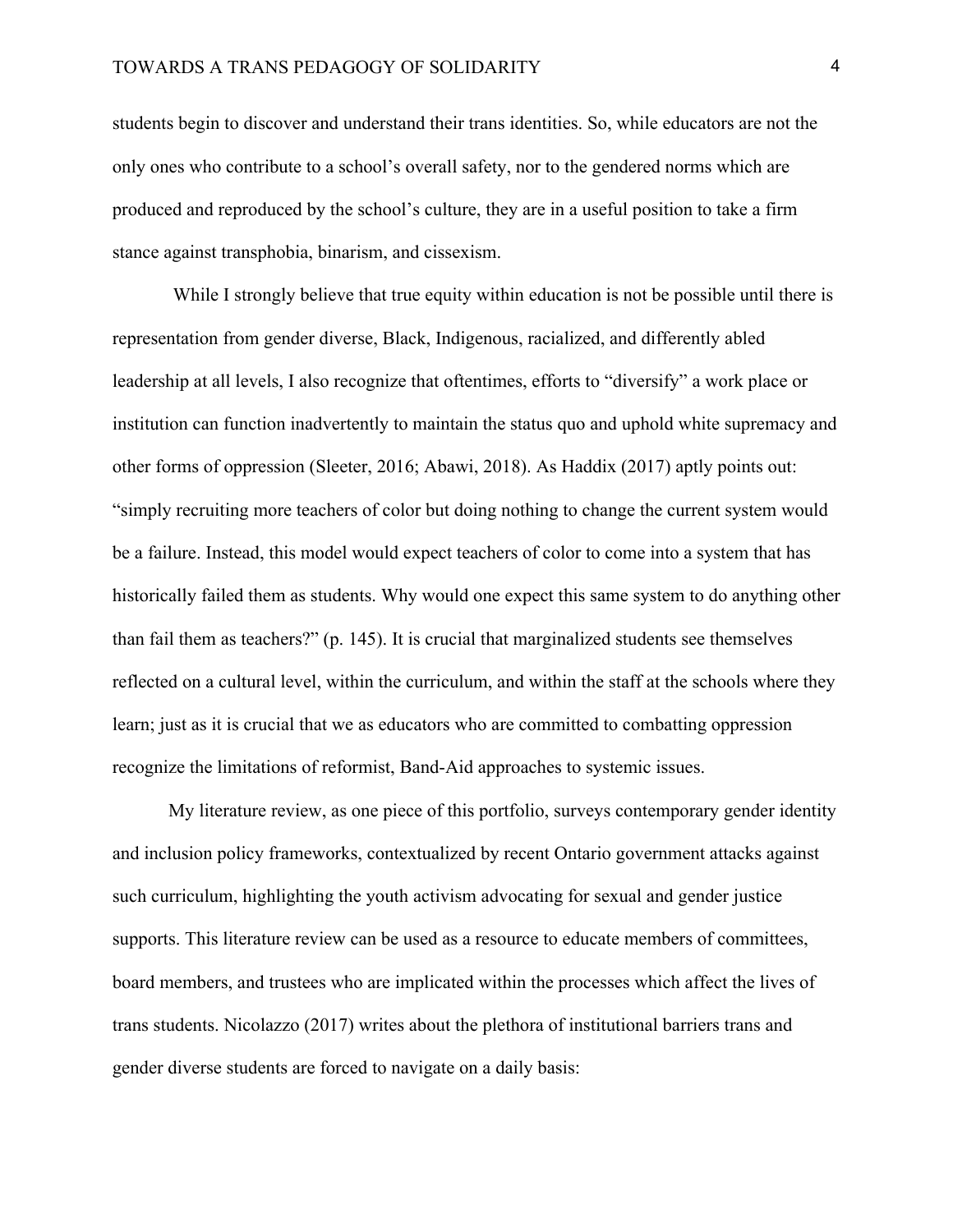students begin to discover and understand their trans identities. So, while educators are not the only ones who contribute to a school's overall safety, nor to the gendered norms which are produced and reproduced by the school's culture, they are in a useful position to take a firm stance against transphobia, binarism, and cissexism.

While I strongly believe that true equity within education is not be possible until there is representation from gender diverse, Black, Indigenous, racialized, and differently abled leadership at all levels, I also recognize that oftentimes, efforts to "diversify" a work place or institution can function inadvertently to maintain the status quo and uphold white supremacy and other forms of oppression (Sleeter, 2016; Abawi, 2018). As Haddix (2017) aptly points out: "simply recruiting more teachers of color but doing nothing to change the current system would be a failure. Instead, this model would expect teachers of color to come into a system that has historically failed them as students. Why would one expect this same system to do anything other than fail them as teachers?" (p. 145). It is crucial that marginalized students see themselves reflected on a cultural level, within the curriculum, and within the staff at the schools where they learn; just as it is crucial that we as educators who are committed to combatting oppression recognize the limitations of reformist, Band-Aid approaches to systemic issues.

My literature review, as one piece of this portfolio, surveys contemporary gender identity and inclusion policy frameworks, contextualized by recent Ontario government attacks against such curriculum, highlighting the youth activism advocating for sexual and gender justice supports. This literature review can be used as a resource to educate members of committees, board members, and trustees who are implicated within the processes which affect the lives of trans students. Nicolazzo (2017) writes about the plethora of institutional barriers trans and gender diverse students are forced to navigate on a daily basis: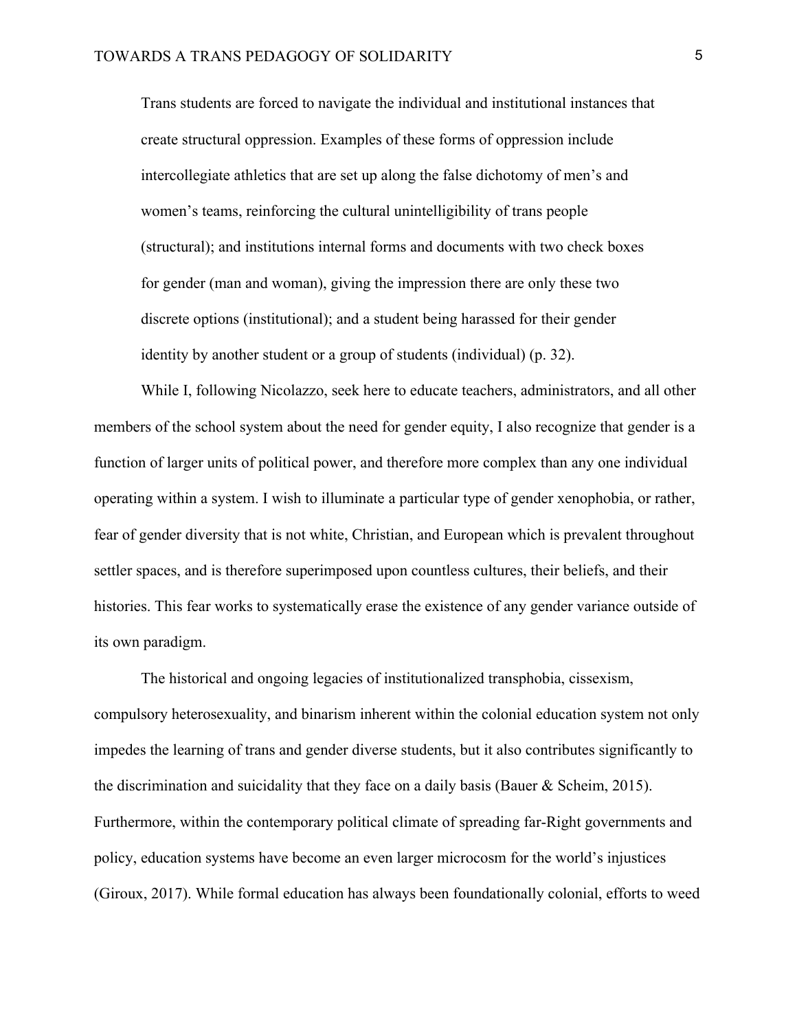> Trans students are forced to navigate the individual and institutional instances that create structural oppression. Examples of these forms of oppression include intercollegiate athletics that are set up along the false dichotomy of men's and women's teams, reinforcing the cultural unintelligibility of trans people (structural); and institutions internal forms and documents with two check boxes for gender (man and woman), giving the impression there are only these two discrete options (institutional); and a student being harassed for their gender identity by another student or a group of students (individual) (p. 32).

While I, following Nicolazzo, seek here to educate teachers, administrators, and all other members of the school system about the need for gender equity, I also recognize that gender is a function of larger units of political power, and therefore more complex than any one individual operating within a system. I wish to illuminate a particular type of gender xenophobia, or rather, fear of gender diversity that is not white, Christian, and European which is prevalent throughout settler spaces, and is therefore superimposed upon countless cultures, their beliefs, and their histories. This fear works to systematically erase the existence of any gender variance outside of its own paradigm.

The historical and ongoing legacies of institutionalized transphobia, cissexism, compulsory heterosexuality, and binarism inherent within the colonial education system not only impedes the learning of trans and gender diverse students, but it also contributes significantly to the discrimination and suicidality that they face on a daily basis (Bauer & Scheim, 2015). Furthermore, within the contemporary political climate of spreading far-Right governments and policy, education systems have become an even larger microcosm for the world's injustices (Giroux, 2017). While formal education has always been foundationally colonial, efforts to weed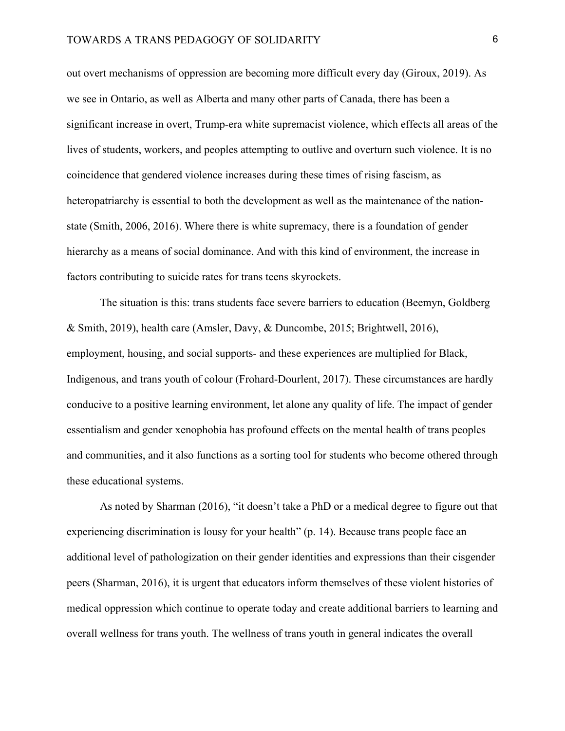out overt mechanisms of oppression are becoming more difficult every day (Giroux, 2019). As we see in Ontario, as well as Alberta and many other parts of Canada, there has been a significant increase in overt, Trump-era white supremacist violence, which effects all areas of the lives of students, workers, and peoples attempting to outlive and overturn such violence. It is no coincidence that gendered violence increases during these times of rising fascism, as heteropatriarchy is essential to both the development as well as the maintenance of the nation-state (Smith, 2006, 2016). Where there is white supremacy, there is a foundation of gender hierarchy as a means of social dominance. And with this kind of environment, the increase in factors contributing to suicide rates for trans teens skyrockets.

The situation is this: trans students face severe barriers to education (Beemyn, Goldberg & Smith, 2019), health care (Amsler, Davy, & Duncombe, 2015; Brightwell, 2016), employment, housing, and social supports- and these experiences are multiplied for Black, Indigenous, and trans youth of colour (Frohard-Dourlent, 2017). These circumstances are hardly conducive to a positive learning environment, let alone any quality of life. The impact of gender essentialism and gender xenophobia has profound effects on the mental health of trans peoples and communities, and it also functions as a sorting tool for students who become othered through these educational systems.

As noted by Sharman (2016), "it doesn't take a PhD or a medical degree to figure out that experiencing discrimination is lousy for your health" (p. 14). Because trans people face an additional level of pathologization on their gender identities and expressions than their cisgender peers (Sharman, 2016), it is urgent that educators inform themselves of these violent histories of medical oppression which continue to operate today and create additional barriers to learning and overall wellness for trans youth. The wellness of trans youth in general indicates the overall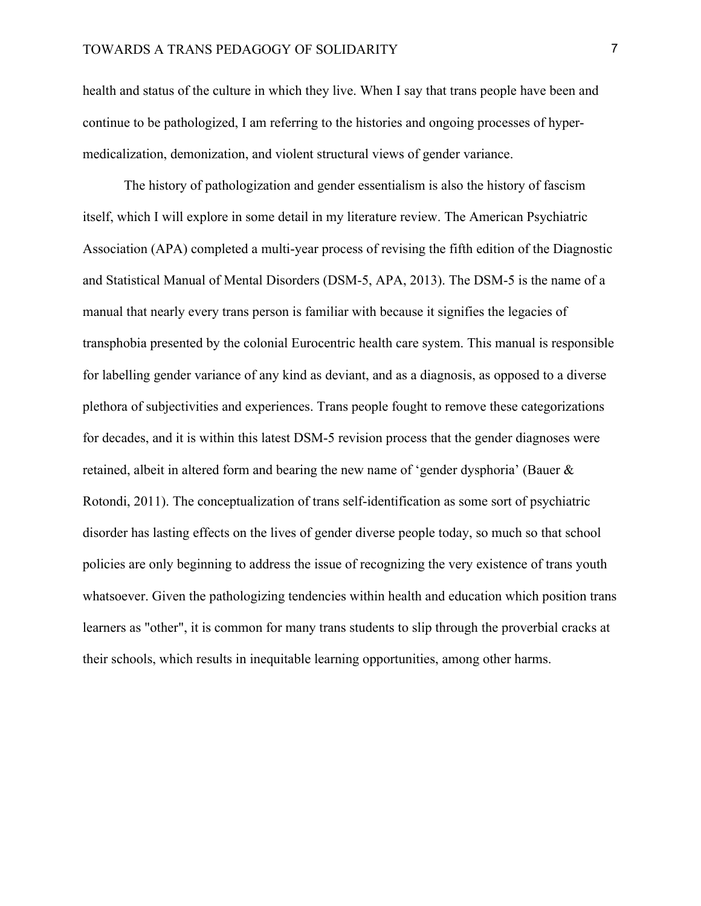health and status of the culture in which they live. When I say that trans people have been and continue to be pathologized, I am referring to the histories and ongoing processes of hyper-medicalization, demonization, and violent structural views of gender variance.

The history of pathologization and gender essentialism is also the history of fascism itself, which I will explore in some detail in my literature review. The American Psychiatric Association (APA) completed a multi-year process of revising the fifth edition of the Diagnostic and Statistical Manual of Mental Disorders (DSM-5, APA, 2013). The DSM-5 is the name of a manual that nearly every trans person is familiar with because it signifies the legacies of transphobia presented by the colonial Eurocentric health care system. This manual is responsible for labelling gender variance of any kind as deviant, and as a diagnosis, as opposed to a diverse plethora of subjectivities and experiences. Trans people fought to remove these categorizations for decades, and it is within this latest DSM-5 revision process that the gender diagnoses were retained, albeit in altered form and bearing the new name of 'gender dysphoria' (Bauer & Rotondi, 2011). The conceptualization of trans self-identification as some sort of psychiatric disorder has lasting effects on the lives of gender diverse people today, so much so that school policies are only beginning to address the issue of recognizing the very existence of trans youth whatsoever. Given the pathologizing tendencies within health and education which position trans learners as "other", it is common for many trans students to slip through the proverbial cracks at their schools, which results in inequitable learning opportunities, among other harms.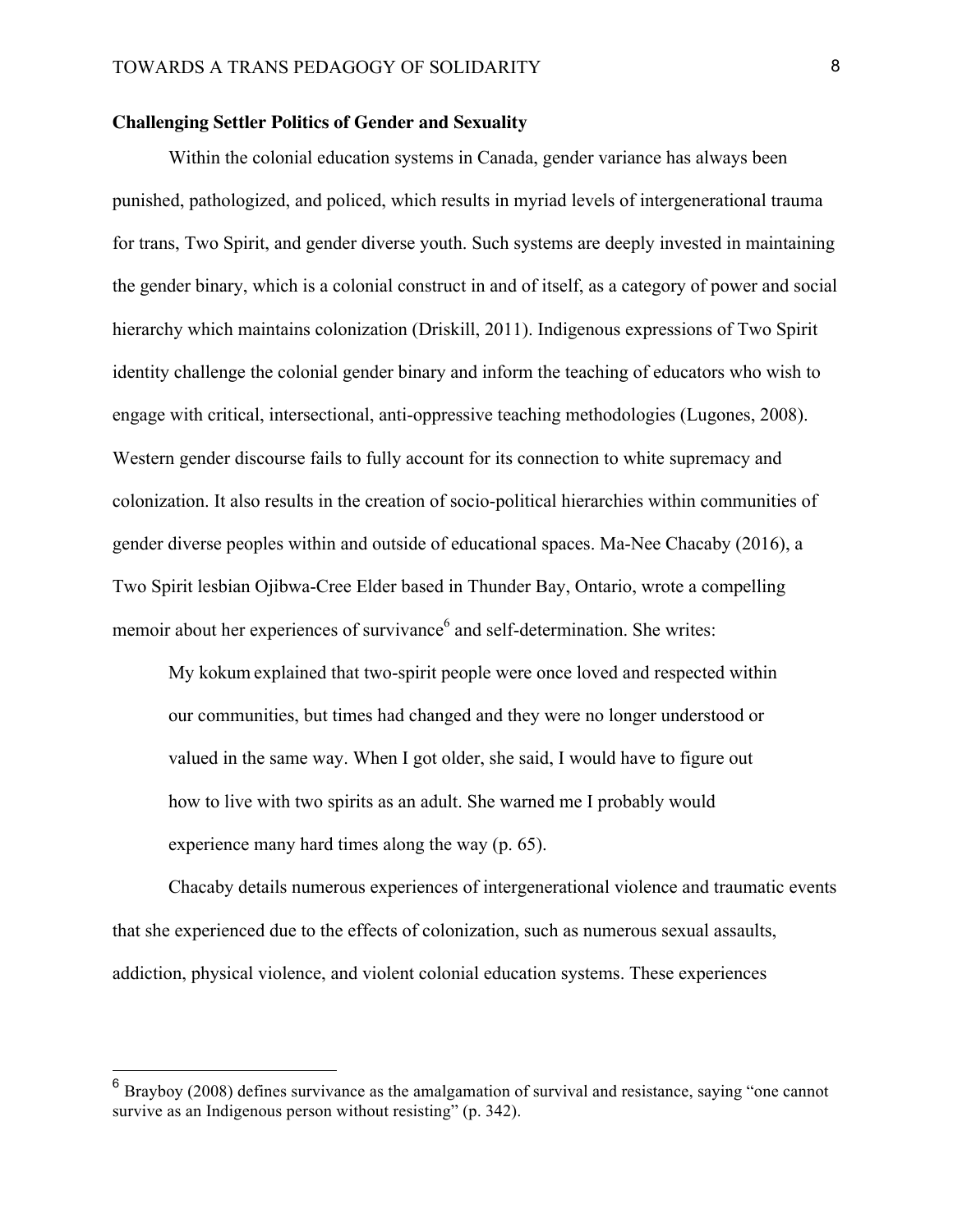### Challenging Settler Politics of Gender and Sexuality

Within the colonial education systems in Canada, gender variance has always been punished, pathologized, and policed, which results in myriad levels of intergenerational trauma for trans, Two Spirit, and gender diverse youth. Such systems are deeply invested in maintaining the gender binary, which is a colonial construct in and of itself, as a category of power and social hierarchy which maintains colonization (Driskill, 2011). Indigenous expressions of Two Spirit identity challenge the colonial gender binary and inform the teaching of educators who wish to engage with critical, intersectional, anti-oppressive teaching methodologies (Lugones, 2008). Western gender discourse fails to fully account for its connection to white supremacy and colonization. It also results in the creation of socio-political hierarchies within communities of gender diverse peoples within and outside of educational spaces. Ma-Nee Chacaby (2016), a Two Spirit lesbian Ojibwa-Cree Elder based in Thunder Bay, Ontario, wrote a compelling memoir about her experiences of survivance[6] and self-determination. She writes:

> My kokum explained that two-spirit people were once loved and respected within our communities, but times had changed and they were no longer understood or valued in the same way. When I got older, she said, I would have to figure out how to live with two spirits as an adult. She warned me I probably would experience many hard times along the way (p. 65).

Chacaby details numerous experiences of intergenerational violence and traumatic events that she experienced due to the effects of colonization, such as numerous sexual assaults, addiction, physical violence, and violent colonial education systems. These experiences

---

[6] Brayboy (2008) defines survivance as the amalgamation of survival and resistance, saying "one cannot survive as an Indigenous person without resisting" (p. 342).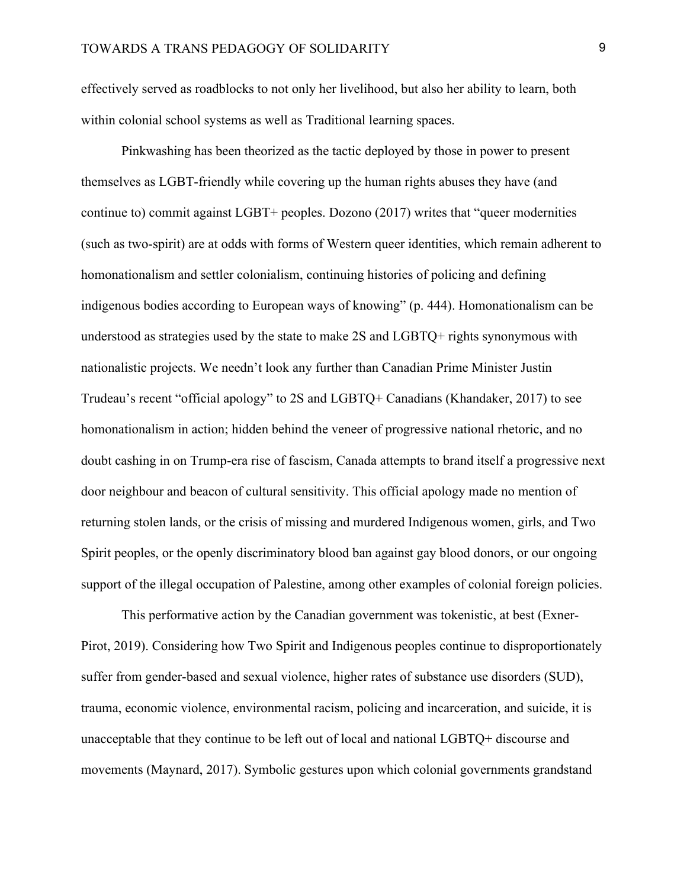effectively served as roadblocks to not only her livelihood, but also her ability to learn, both within colonial school systems as well as Traditional learning spaces.

Pinkwashing has been theorized as the tactic deployed by those in power to present themselves as LGBT-friendly while covering up the human rights abuses they have (and continue to) commit against LGBT+ peoples. Dozono (2017) writes that "queer modernities (such as two-spirit) are at odds with forms of Western queer identities, which remain adherent to homonationalism and settler colonialism, continuing histories of policing and defining indigenous bodies according to European ways of knowing" (p. 444). Homonationalism can be understood as strategies used by the state to make 2S and LGBTQ+ rights synonymous with nationalistic projects. We needn't look any further than Canadian Prime Minister Justin Trudeau's recent "official apology" to 2S and LGBTQ+ Canadians (Khandaker, 2017) to see homonationalism in action; hidden behind the veneer of progressive national rhetoric, and no doubt cashing in on Trump-era rise of fascism, Canada attempts to brand itself a progressive next door neighbour and beacon of cultural sensitivity. This official apology made no mention of returning stolen lands, or the crisis of missing and murdered Indigenous women, girls, and Two Spirit peoples, or the openly discriminatory blood ban against gay blood donors, or our ongoing support of the illegal occupation of Palestine, among other examples of colonial foreign policies.

This performative action by the Canadian government was tokenistic, at best (Exner-Pirot, 2019). Considering how Two Spirit and Indigenous peoples continue to disproportionately suffer from gender-based and sexual violence, higher rates of substance use disorders (SUD), trauma, economic violence, environmental racism, policing and incarceration, and suicide, it is unacceptable that they continue to be left out of local and national LGBTQ+ discourse and movements (Maynard, 2017). Symbolic gestures upon which colonial governments grandstand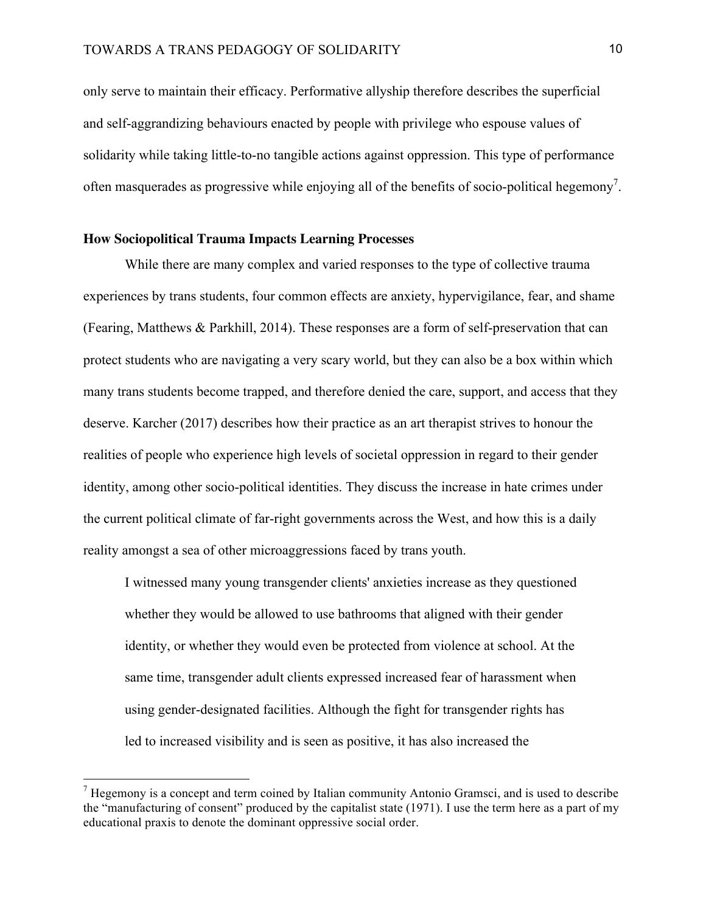only serve to maintain their efficacy. Performative allyship therefore describes the superficial and self-aggrandizing behaviours enacted by people with privilege who espouse values of solidarity while taking little-to-no tangible actions against oppression. This type of performance often masquerades as progressive while enjoying all of the benefits of socio-political hegemony[7].

**How Sociopolitical Trauma Impacts Learning Processes**

While there are many complex and varied responses to the type of collective trauma experiences by trans students, four common effects are anxiety, hypervigilance, fear, and shame (Fearing, Matthews & Parkhill, 2014). These responses are a form of self-preservation that can protect students who are navigating a very scary world, but they can also be a box within which many trans students become trapped, and therefore denied the care, support, and access that they deserve. Karcher (2017) describes how their practice as an art therapist strives to honour the realities of people who experience high levels of societal oppression in regard to their gender identity, among other socio-political identities. They discuss the increase in hate crimes under the current political climate of far-right governments across the West, and how this is a daily reality amongst a sea of other microaggressions faced by trans youth.

> I witnessed many young transgender clients' anxieties increase as they questioned whether they would be allowed to use bathrooms that aligned with their gender identity, or whether they would even be protected from violence at school. At the same time, transgender adult clients expressed increased fear of harassment when using gender-designated facilities. Although the fight for transgender rights has led to increased visibility and is seen as positive, it has also increased the

[7] Hegemony is a concept and term coined by Italian community Antonio Gramsci, and is used to describe the "manufacturing of consent" produced by the capitalist state (1971). I use the term here as a part of my educational praxis to denote the dominant oppressive social order.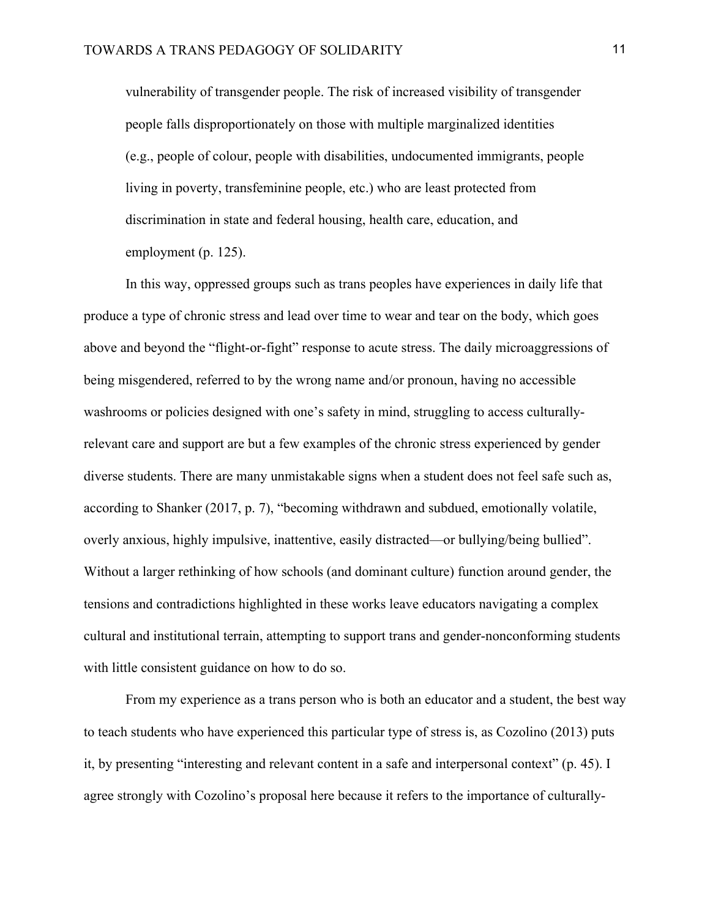> vulnerability of transgender people. The risk of increased visibility of transgender people falls disproportionately on those with multiple marginalized identities (e.g., people of colour, people with disabilities, undocumented immigrants, people living in poverty, transfeminine people, etc.) who are least protected from discrimination in state and federal housing, health care, education, and employment (p. 125).

In this way, oppressed groups such as trans peoples have experiences in daily life that produce a type of chronic stress and lead over time to wear and tear on the body, which goes above and beyond the "flight-or-fight" response to acute stress. The daily microaggressions of being misgendered, referred to by the wrong name and/or pronoun, having no accessible washrooms or policies designed with one's safety in mind, struggling to access culturally-relevant care and support are but a few examples of the chronic stress experienced by gender diverse students. There are many unmistakable signs when a student does not feel safe such as, according to Shanker (2017, p. 7), "becoming withdrawn and subdued, emotionally volatile, overly anxious, highly impulsive, inattentive, easily distracted—or bullying/being bullied". Without a larger rethinking of how schools (and dominant culture) function around gender, the tensions and contradictions highlighted in these works leave educators navigating a complex cultural and institutional terrain, attempting to support trans and gender-nonconforming students with little consistent guidance on how to do so.

From my experience as a trans person who is both an educator and a student, the best way to teach students who have experienced this particular type of stress is, as Cozolino (2013) puts it, by presenting "interesting and relevant content in a safe and interpersonal context" (p. 45). I agree strongly with Cozolino's proposal here because it refers to the importance of culturally-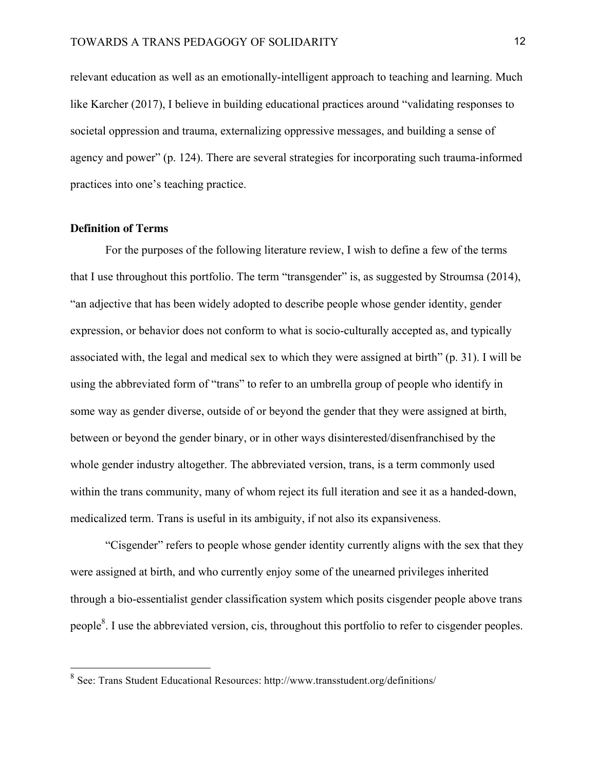relevant education as well as an emotionally-intelligent approach to teaching and learning. Much like Karcher (2017), I believe in building educational practices around "validating responses to societal oppression and trauma, externalizing oppressive messages, and building a sense of agency and power" (p. 124). There are several strategies for incorporating such trauma-informed practices into one's teaching practice.

**Definition of Terms**

For the purposes of the following literature review, I wish to define a few of the terms that I use throughout this portfolio. The term "transgender" is, as suggested by Stroumsa (2014), "an adjective that has been widely adopted to describe people whose gender identity, gender expression, or behavior does not conform to what is socio-culturally accepted as, and typically associated with, the legal and medical sex to which they were assigned at birth" (p. 31). I will be using the abbreviated form of "trans" to refer to an umbrella group of people who identify in some way as gender diverse, outside of or beyond the gender that they were assigned at birth, between or beyond the gender binary, or in other ways disinterested/disenfranchised by the whole gender industry altogether. The abbreviated version, trans, is a term commonly used within the trans community, many of whom reject its full iteration and see it as a handed-down, medicalized term. Trans is useful in its ambiguity, if not also its expansiveness.

"Cisgender" refers to people whose gender identity currently aligns with the sex that they were assigned at birth, and who currently enjoy some of the unearned privileges inherited through a bio-essentialist gender classification system which posits cisgender people above trans people[8]. I use the abbreviated version, cis, throughout this portfolio to refer to cisgender peoples.

---

[8] See: Trans Student Educational Resources: http://www.transstudent.org/definitions/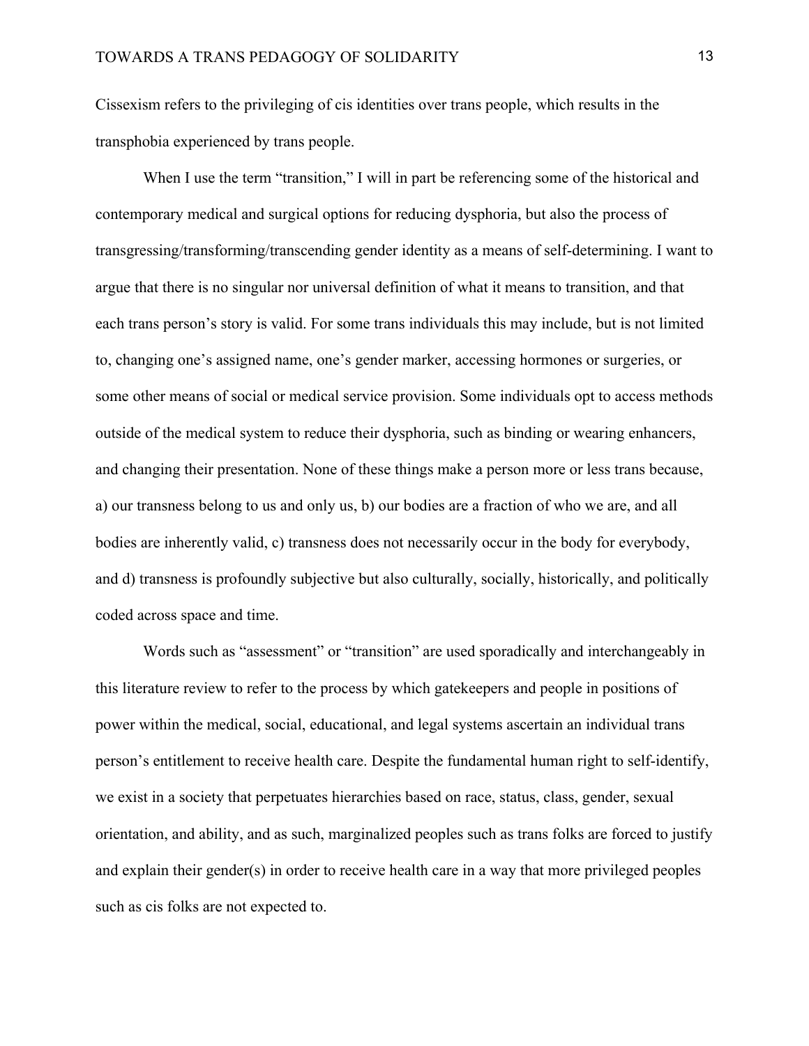Cissexism refers to the privileging of cis identities over trans people, which results in the transphobia experienced by trans people.

When I use the term "transition," I will in part be referencing some of the historical and contemporary medical and surgical options for reducing dysphoria, but also the process of transgressing/transforming/transcending gender identity as a means of self-determining. I want to argue that there is no singular nor universal definition of what it means to transition, and that each trans person's story is valid. For some trans individuals this may include, but is not limited to, changing one's assigned name, one's gender marker, accessing hormones or surgeries, or some other means of social or medical service provision. Some individuals opt to access methods outside of the medical system to reduce their dysphoria, such as binding or wearing enhancers, and changing their presentation. None of these things make a person more or less trans because, a) our transness belong to us and only us, b) our bodies are a fraction of who we are, and all bodies are inherently valid, c) transness does not necessarily occur in the body for everybody, and d) transness is profoundly subjective but also culturally, socially, historically, and politically coded across space and time.

Words such as "assessment" or "transition" are used sporadically and interchangeably in this literature review to refer to the process by which gatekeepers and people in positions of power within the medical, social, educational, and legal systems ascertain an individual trans person's entitlement to receive health care. Despite the fundamental human right to self-identify, we exist in a society that perpetuates hierarchies based on race, status, class, gender, sexual orientation, and ability, and as such, marginalized peoples such as trans folks are forced to justify and explain their gender(s) in order to receive health care in a way that more privileged peoples such as cis folks are not expected to.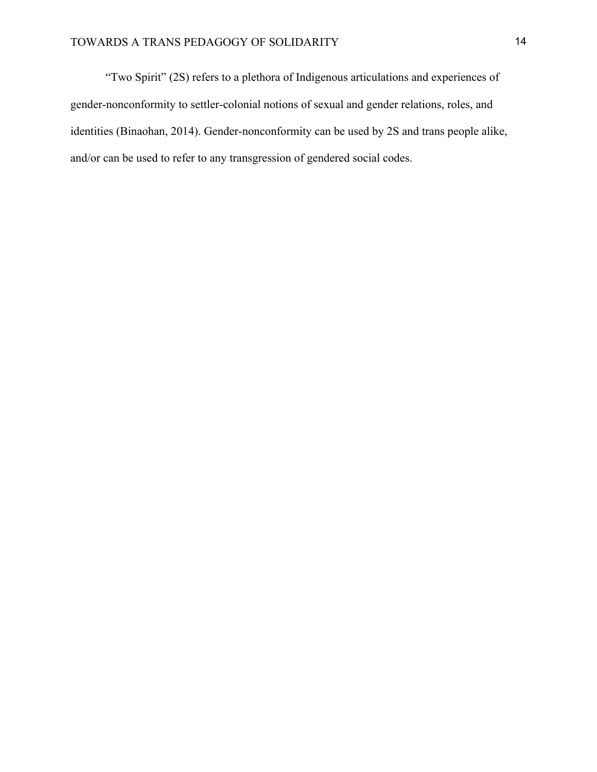"Two Spirit" (2S) refers to a plethora of Indigenous articulations and experiences of gender-nonconformity to settler-colonial notions of sexual and gender relations, roles, and identities (Binaohan, 2014). Gender-nonconformity can be used by 2S and trans people alike, and/or can be used to refer to any transgression of gendered social codes.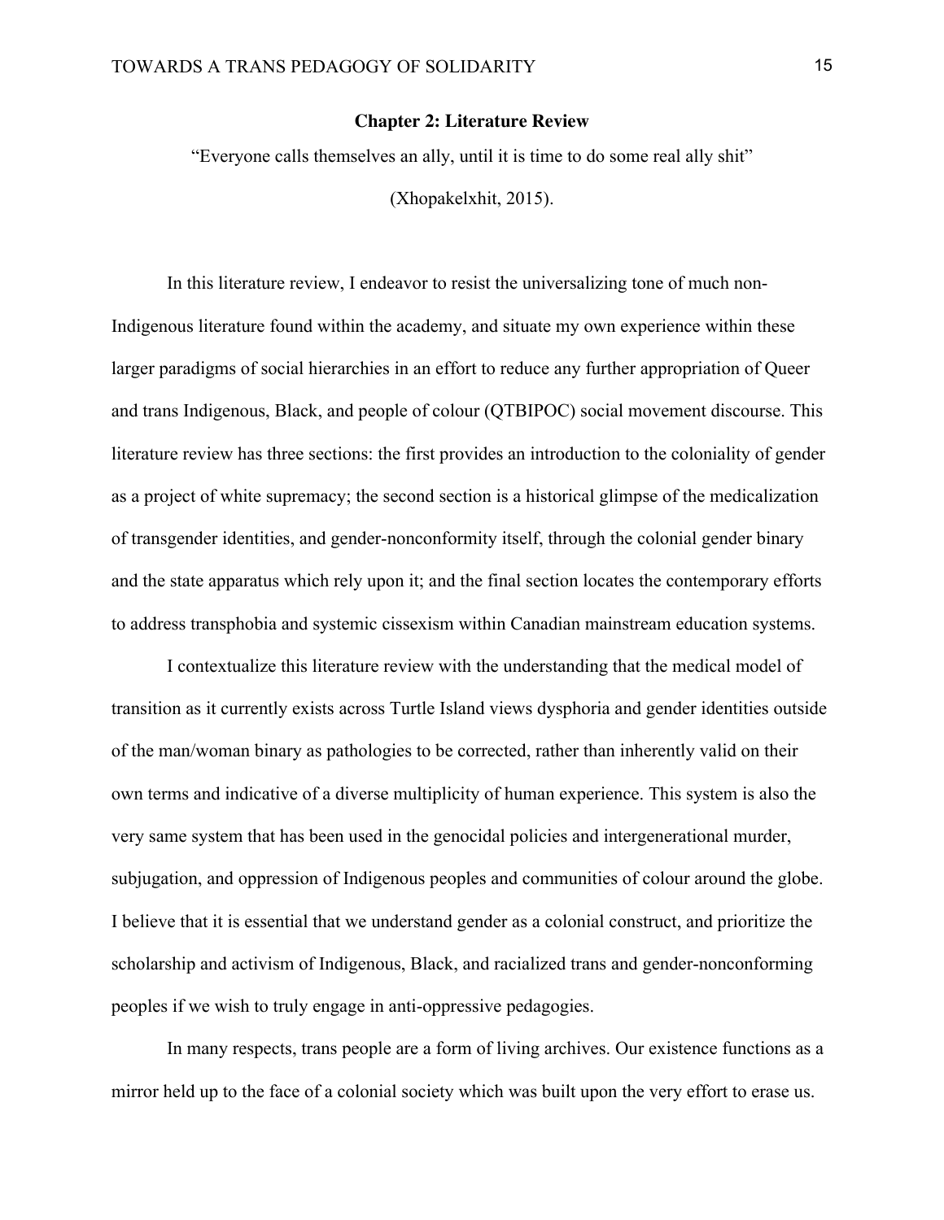## Chapter 2: Literature Review

"Everyone calls themselves an ally, until it is time to do some real ally shit"

(Xhopakelxhit, 2015).

In this literature review, I endeavor to resist the universalizing tone of much non-Indigenous literature found within the academy, and situate my own experience within these larger paradigms of social hierarchies in an effort to reduce any further appropriation of Queer and trans Indigenous, Black, and people of colour (QTBIPOC) social movement discourse. This literature review has three sections: the first provides an introduction to the coloniality of gender as a project of white supremacy; the second section is a historical glimpse of the medicalization of transgender identities, and gender-nonconformity itself, through the colonial gender binary and the state apparatus which rely upon it; and the final section locates the contemporary efforts to address transphobia and systemic cissexism within Canadian mainstream education systems.

I contextualize this literature review with the understanding that the medical model of transition as it currently exists across Turtle Island views dysphoria and gender identities outside of the man/woman binary as pathologies to be corrected, rather than inherently valid on their own terms and indicative of a diverse multiplicity of human experience. This system is also the very same system that has been used in the genocidal policies and intergenerational murder, subjugation, and oppression of Indigenous peoples and communities of colour around the globe. I believe that it is essential that we understand gender as a colonial construct, and prioritize the scholarship and activism of Indigenous, Black, and racialized trans and gender-nonconforming peoples if we wish to truly engage in anti-oppressive pedagogies.

In many respects, trans people are a form of living archives. Our existence functions as a mirror held up to the face of a colonial society which was built upon the very effort to erase us.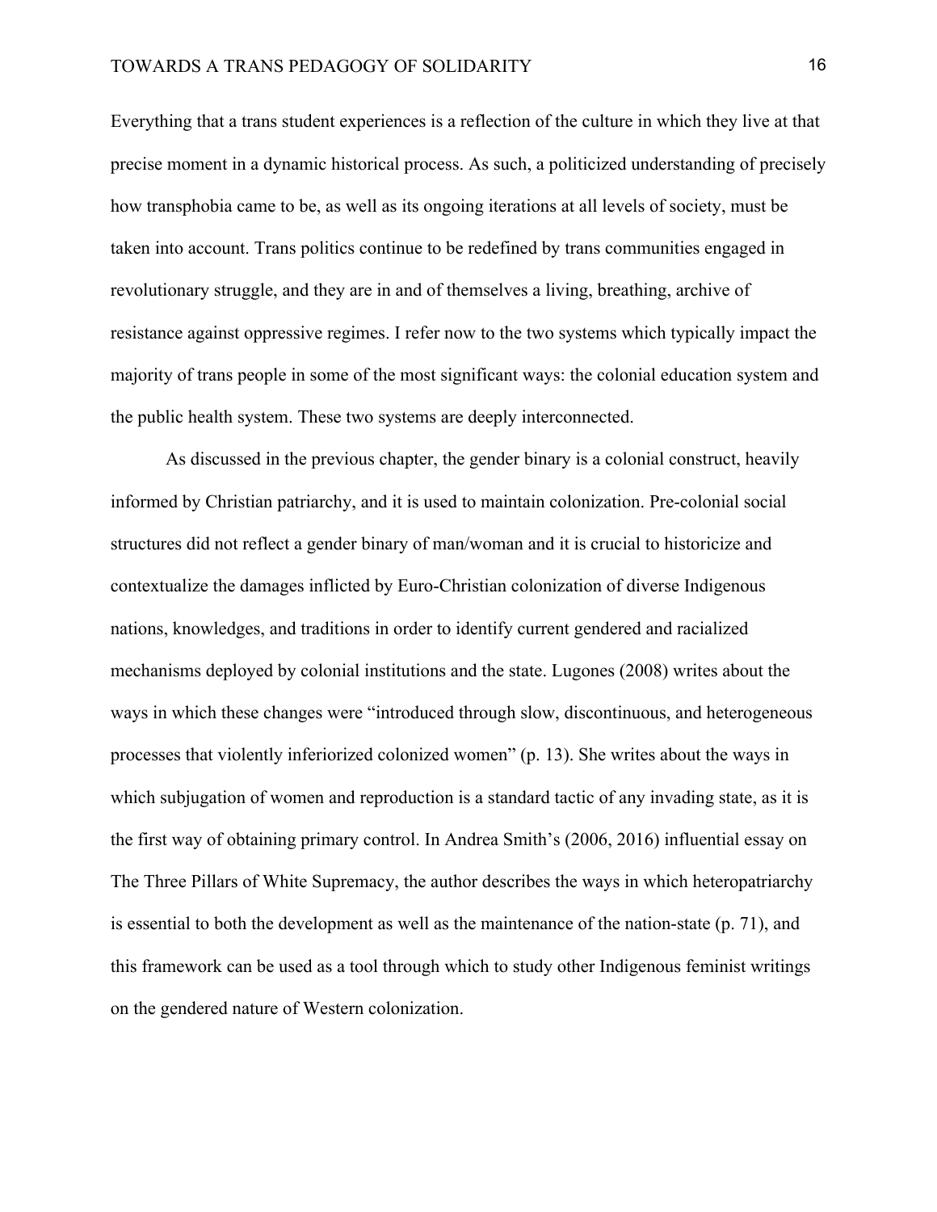Everything that a trans student experiences is a reflection of the culture in which they live at that precise moment in a dynamic historical process. As such, a politicized understanding of precisely how transphobia came to be, as well as its ongoing iterations at all levels of society, must be taken into account. Trans politics continue to be redefined by trans communities engaged in revolutionary struggle, and they are in and of themselves a living, breathing, archive of resistance against oppressive regimes. I refer now to the two systems which typically impact the majority of trans people in some of the most significant ways: the colonial education system and the public health system. These two systems are deeply interconnected.

As discussed in the previous chapter, the gender binary is a colonial construct, heavily informed by Christian patriarchy, and it is used to maintain colonization. Pre-colonial social structures did not reflect a gender binary of man/woman and it is crucial to historicize and contextualize the damages inflicted by Euro-Christian colonization of diverse Indigenous nations, knowledges, and traditions in order to identify current gendered and racialized mechanisms deployed by colonial institutions and the state. Lugones (2008) writes about the ways in which these changes were "introduced through slow, discontinuous, and heterogeneous processes that violently inferiorized colonized women" (p. 13). She writes about the ways in which subjugation of women and reproduction is a standard tactic of any invading state, as it is the first way of obtaining primary control. In Andrea Smith's (2006, 2016) influential essay on The Three Pillars of White Supremacy, the author describes the ways in which heteropatriarchy is essential to both the development as well as the maintenance of the nation-state (p. 71), and this framework can be used as a tool through which to study other Indigenous feminist writings on the gendered nature of Western colonization.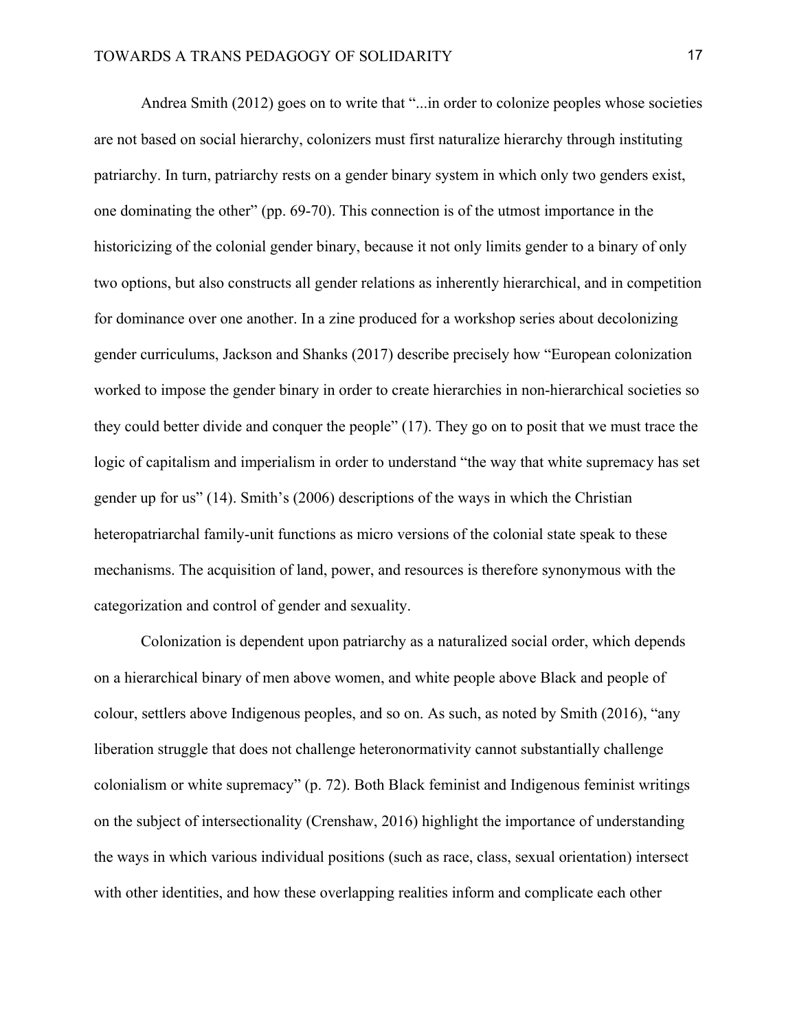Andrea Smith (2012) goes on to write that "...in order to colonize peoples whose societies are not based on social hierarchy, colonizers must first naturalize hierarchy through instituting patriarchy. In turn, patriarchy rests on a gender binary system in which only two genders exist, one dominating the other" (pp. 69-70). This connection is of the utmost importance in the historicizing of the colonial gender binary, because it not only limits gender to a binary of only two options, but also constructs all gender relations as inherently hierarchical, and in competition for dominance over one another. In a zine produced for a workshop series about decolonizing gender curriculums, Jackson and Shanks (2017) describe precisely how "European colonization worked to impose the gender binary in order to create hierarchies in non-hierarchical societies so they could better divide and conquer the people" (17). They go on to posit that we must trace the logic of capitalism and imperialism in order to understand "the way that white supremacy has set gender up for us" (14). Smith's (2006) descriptions of the ways in which the Christian heteropatriarchal family-unit functions as micro versions of the colonial state speak to these mechanisms. The acquisition of land, power, and resources is therefore synonymous with the categorization and control of gender and sexuality.

Colonization is dependent upon patriarchy as a naturalized social order, which depends on a hierarchical binary of men above women, and white people above Black and people of colour, settlers above Indigenous peoples, and so on. As such, as noted by Smith (2016), "any liberation struggle that does not challenge heteronormativity cannot substantially challenge colonialism or white supremacy" (p. 72). Both Black feminist and Indigenous feminist writings on the subject of intersectionality (Crenshaw, 2016) highlight the importance of understanding the ways in which various individual positions (such as race, class, sexual orientation) intersect with other identities, and how these overlapping realities inform and complicate each other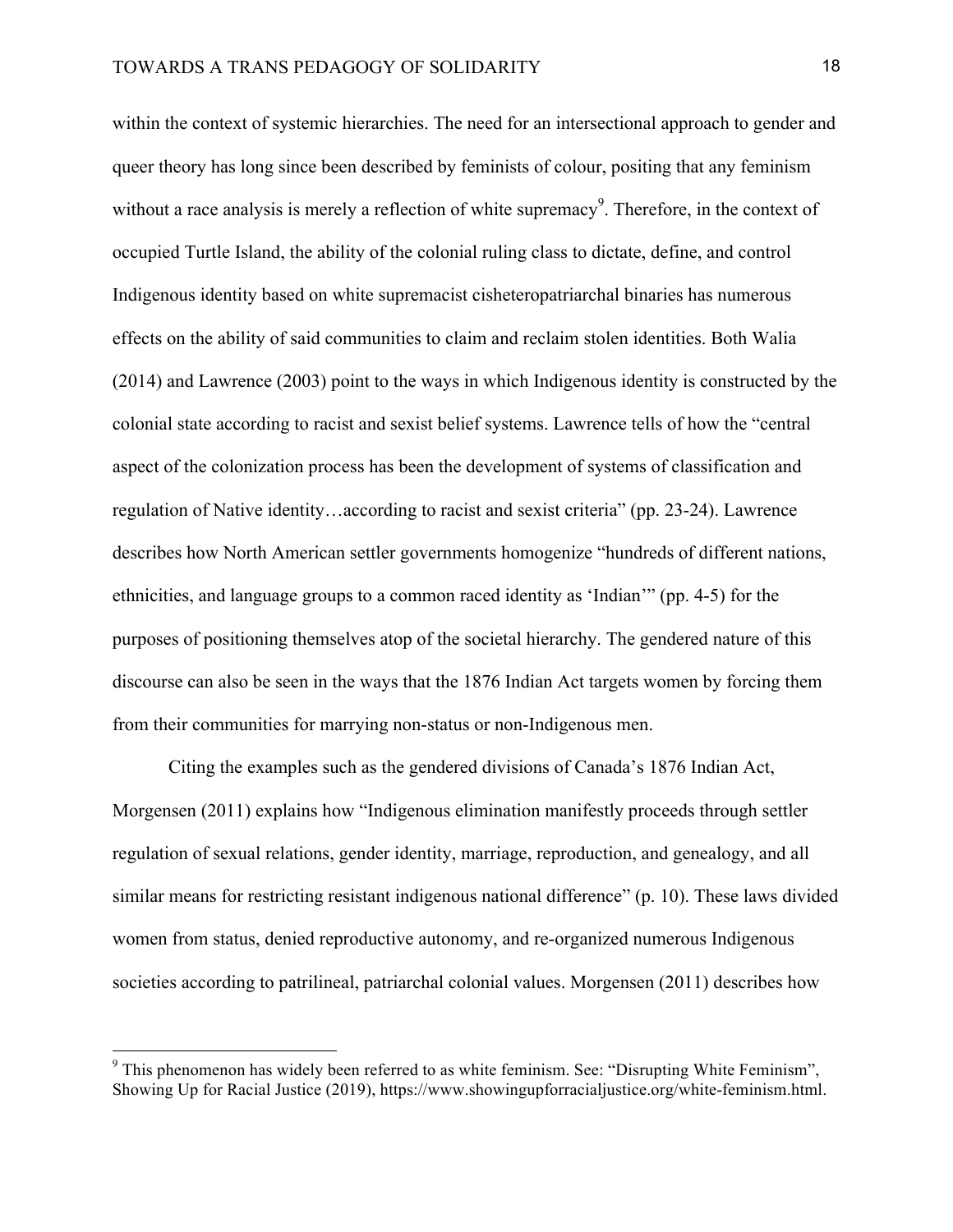within the context of systemic hierarchies. The need for an intersectional approach to gender and queer theory has long since been described by feminists of colour, positing that any feminism without a race analysis is merely a reflection of white supremacy[9]. Therefore, in the context of occupied Turtle Island, the ability of the colonial ruling class to dictate, define, and control Indigenous identity based on white supremacist cisheteropatriarchal binaries has numerous effects on the ability of said communities to claim and reclaim stolen identities. Both Walia (2014) and Lawrence (2003) point to the ways in which Indigenous identity is constructed by the colonial state according to racist and sexist belief systems. Lawrence tells of how the "central aspect of the colonization process has been the development of systems of classification and regulation of Native identity…according to racist and sexist criteria" (pp. 23-24). Lawrence describes how North American settler governments homogenize "hundreds of different nations, ethnicities, and language groups to a common raced identity as 'Indian'" (pp. 4-5) for the purposes of positioning themselves atop of the societal hierarchy. The gendered nature of this discourse can also be seen in the ways that the 1876 Indian Act targets women by forcing them from their communities for marrying non-status or non-Indigenous men.

Citing the examples such as the gendered divisions of Canada's 1876 Indian Act, Morgensen (2011) explains how "Indigenous elimination manifestly proceeds through settler regulation of sexual relations, gender identity, marriage, reproduction, and genealogy, and all similar means for restricting resistant indigenous national difference" (p. 10). These laws divided women from status, denied reproductive autonomy, and re-organized numerous Indigenous societies according to patrilineal, patriarchal colonial values. Morgensen (2011) describes how

[9] This phenomenon has widely been referred to as white feminism. See: "Disrupting White Feminism", Showing Up for Racial Justice (2019), https://www.showingupforracialjustice.org/white-feminism.html.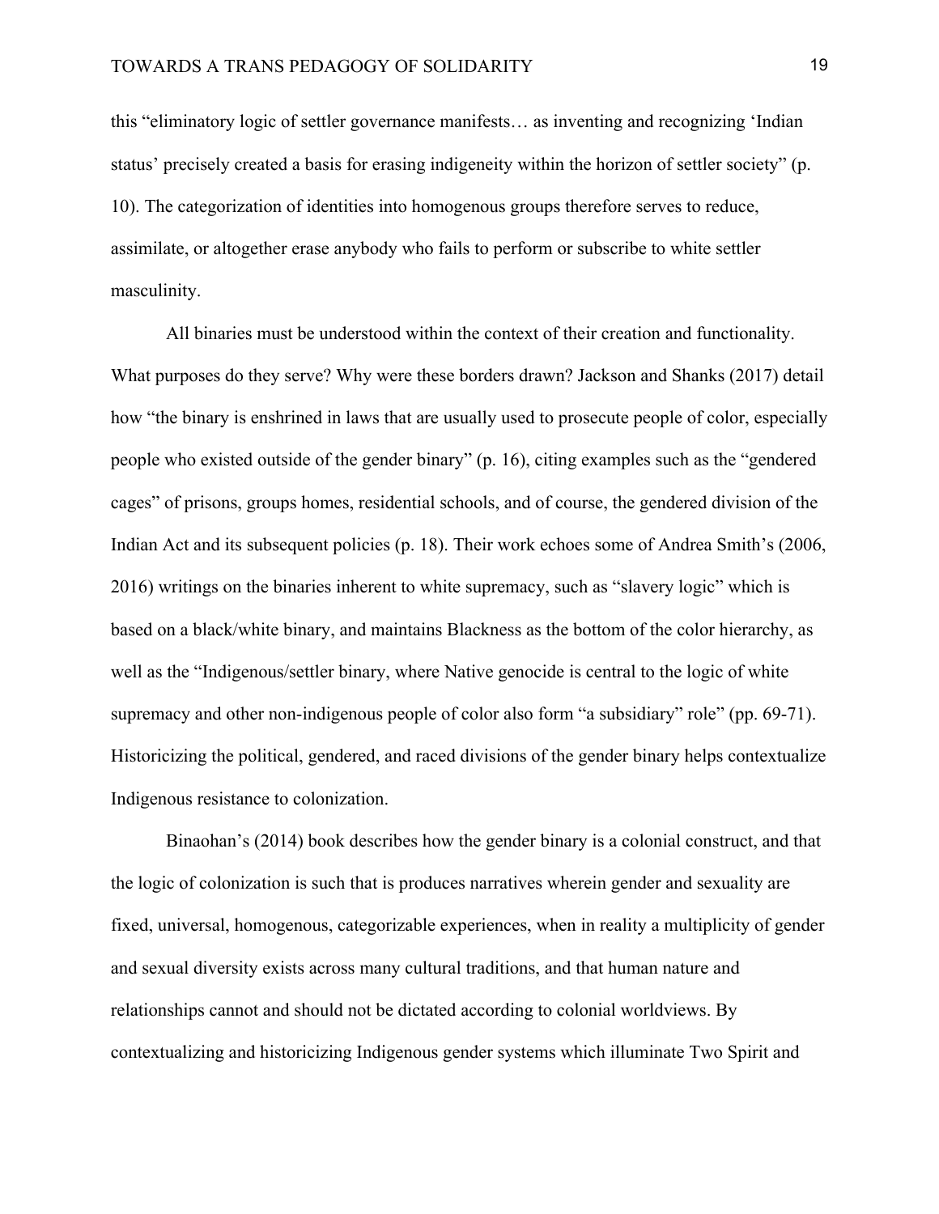this "eliminatory logic of settler governance manifests… as inventing and recognizing 'Indian status' precisely created a basis for erasing indigeneity within the horizon of settler society" (p. 10). The categorization of identities into homogenous groups therefore serves to reduce, assimilate, or altogether erase anybody who fails to perform or subscribe to white settler masculinity.

All binaries must be understood within the context of their creation and functionality. What purposes do they serve? Why were these borders drawn? Jackson and Shanks (2017) detail how "the binary is enshrined in laws that are usually used to prosecute people of color, especially people who existed outside of the gender binary" (p. 16), citing examples such as the "gendered cages" of prisons, groups homes, residential schools, and of course, the gendered division of the Indian Act and its subsequent policies (p. 18). Their work echoes some of Andrea Smith's (2006, 2016) writings on the binaries inherent to white supremacy, such as "slavery logic" which is based on a black/white binary, and maintains Blackness as the bottom of the color hierarchy, as well as the "Indigenous/settler binary, where Native genocide is central to the logic of white supremacy and other non-indigenous people of color also form "a subsidiary" role" (pp. 69-71). Historicizing the political, gendered, and raced divisions of the gender binary helps contextualize Indigenous resistance to colonization.

Binaohan's (2014) book describes how the gender binary is a colonial construct, and that the logic of colonization is such that is produces narratives wherein gender and sexuality are fixed, universal, homogenous, categorizable experiences, when in reality a multiplicity of gender and sexual diversity exists across many cultural traditions, and that human nature and relationships cannot and should not be dictated according to colonial worldviews. By contextualizing and historicizing Indigenous gender systems which illuminate Two Spirit and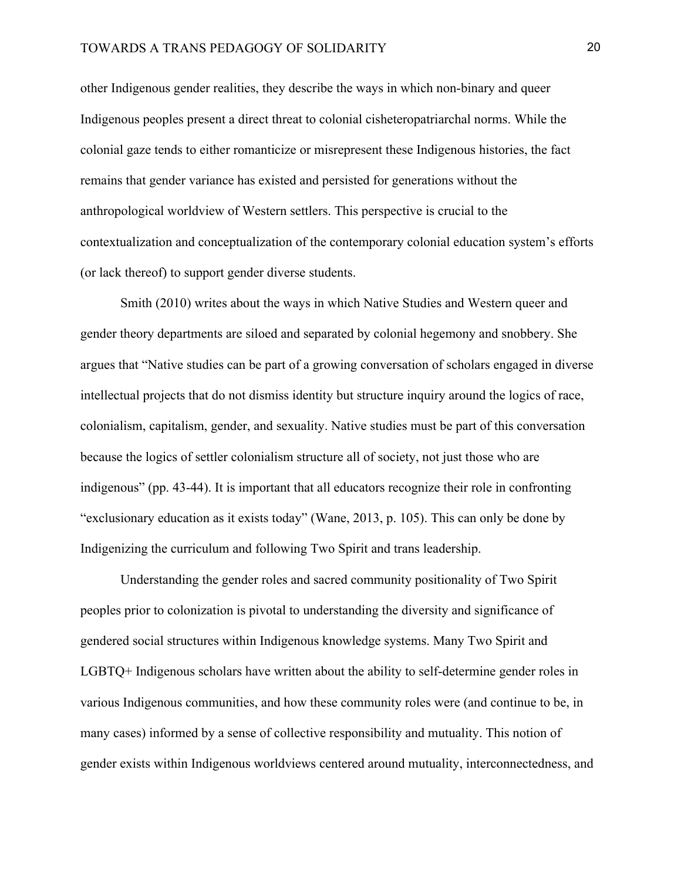other Indigenous gender realities, they describe the ways in which non-binary and queer Indigenous peoples present a direct threat to colonial cisheteropatriarchal norms. While the colonial gaze tends to either romanticize or misrepresent these Indigenous histories, the fact remains that gender variance has existed and persisted for generations without the anthropological worldview of Western settlers. This perspective is crucial to the contextualization and conceptualization of the contemporary colonial education system's efforts (or lack thereof) to support gender diverse students.

Smith (2010) writes about the ways in which Native Studies and Western queer and gender theory departments are siloed and separated by colonial hegemony and snobbery. She argues that "Native studies can be part of a growing conversation of scholars engaged in diverse intellectual projects that do not dismiss identity but structure inquiry around the logics of race, colonialism, capitalism, gender, and sexuality. Native studies must be part of this conversation because the logics of settler colonialism structure all of society, not just those who are indigenous" (pp. 43-44). It is important that all educators recognize their role in confronting "exclusionary education as it exists today" (Wane, 2013, p. 105). This can only be done by Indigenizing the curriculum and following Two Spirit and trans leadership.

Understanding the gender roles and sacred community positionality of Two Spirit peoples prior to colonization is pivotal to understanding the diversity and significance of gendered social structures within Indigenous knowledge systems. Many Two Spirit and LGBTQ+ Indigenous scholars have written about the ability to self-determine gender roles in various Indigenous communities, and how these community roles were (and continue to be, in many cases) informed by a sense of collective responsibility and mutuality. This notion of gender exists within Indigenous worldviews centered around mutuality, interconnectedness, and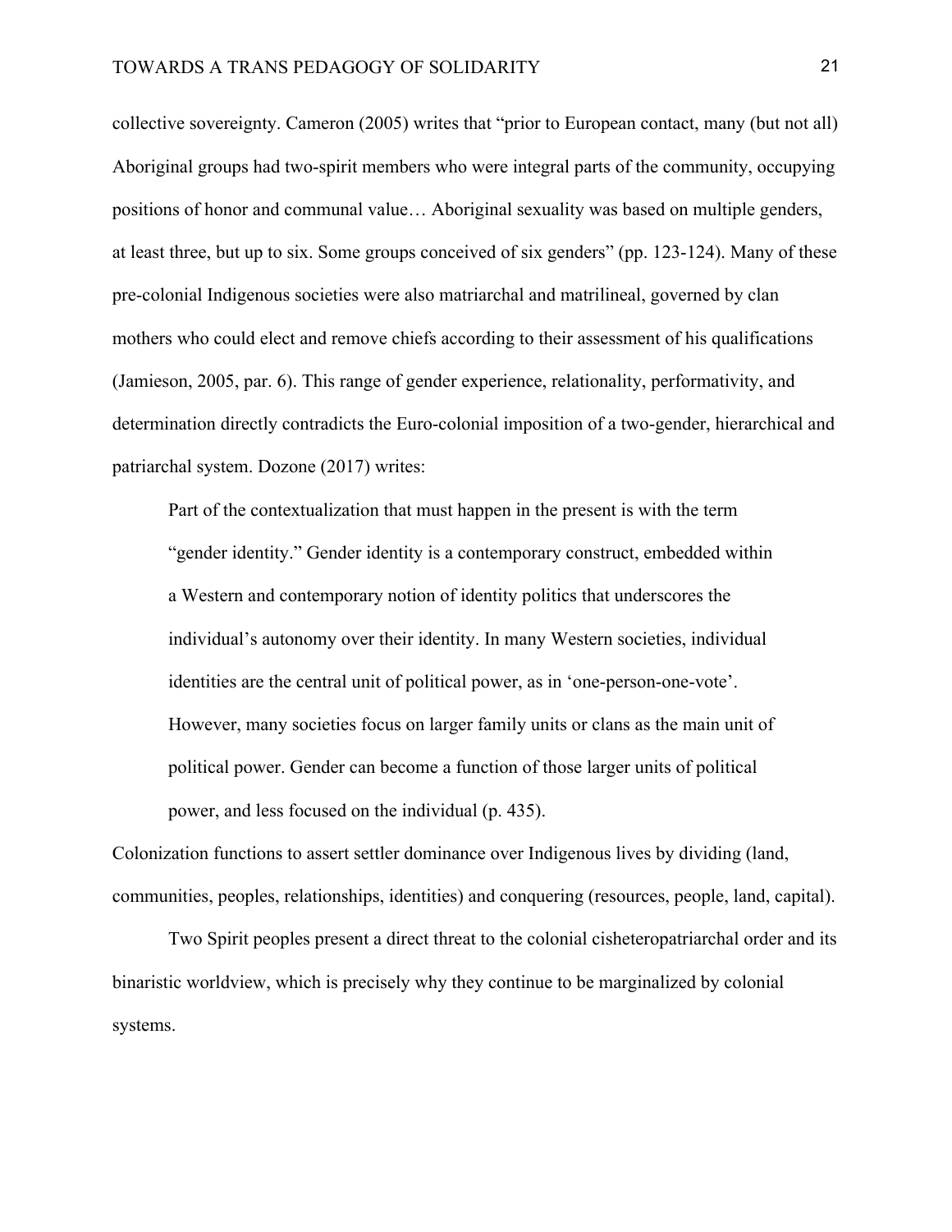collective sovereignty. Cameron (2005) writes that "prior to European contact, many (but not all) Aboriginal groups had two-spirit members who were integral parts of the community, occupying positions of honor and communal value… Aboriginal sexuality was based on multiple genders, at least three, but up to six. Some groups conceived of six genders" (pp. 123-124). Many of these pre-colonial Indigenous societies were also matriarchal and matrilineal, governed by clan mothers who could elect and remove chiefs according to their assessment of his qualifications (Jamieson, 2005, par. 6). This range of gender experience, relationality, performativity, and determination directly contradicts the Euro-colonial imposition of a two-gender, hierarchical and patriarchal system. Dozone (2017) writes:

> Part of the contextualization that must happen in the present is with the term "gender identity." Gender identity is a contemporary construct, embedded within a Western and contemporary notion of identity politics that underscores the individual's autonomy over their identity. In many Western societies, individual identities are the central unit of political power, as in 'one-person-one-vote'. However, many societies focus on larger family units or clans as the main unit of political power. Gender can become a function of those larger units of political power, and less focused on the individual (p. 435).

Colonization functions to assert settler dominance over Indigenous lives by dividing (land, communities, peoples, relationships, identities) and conquering (resources, people, land, capital).

Two Spirit peoples present a direct threat to the colonial cisheteropatriarchal order and its binaristic worldview, which is precisely why they continue to be marginalized by colonial systems.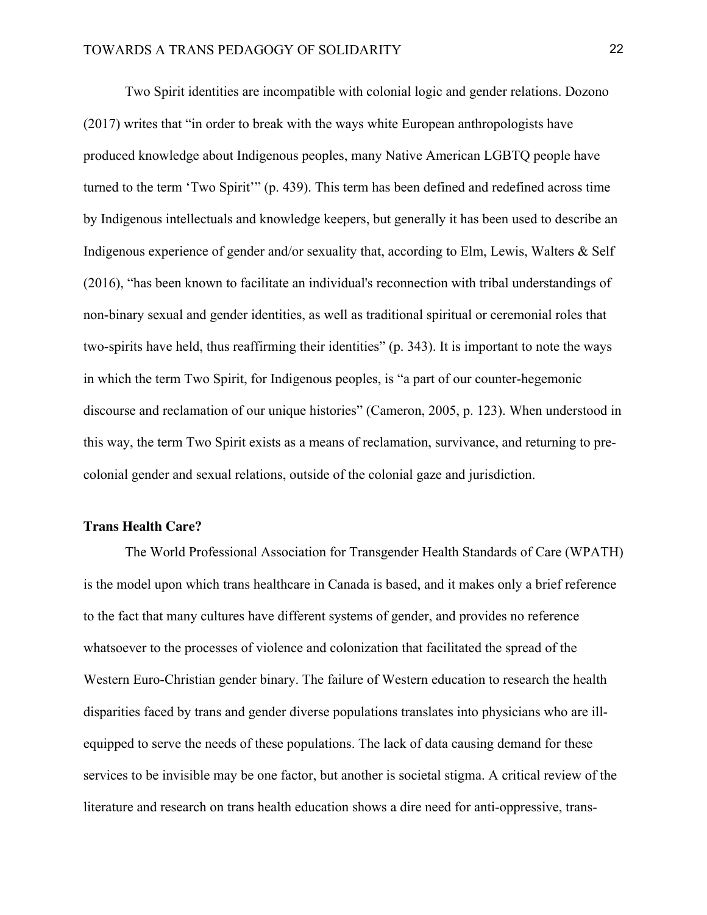Two Spirit identities are incompatible with colonial logic and gender relations. Dozono (2017) writes that "in order to break with the ways white European anthropologists have produced knowledge about Indigenous peoples, many Native American LGBTQ people have turned to the term 'Two Spirit'" (p. 439). This term has been defined and redefined across time by Indigenous intellectuals and knowledge keepers, but generally it has been used to describe an Indigenous experience of gender and/or sexuality that, according to Elm, Lewis, Walters & Self (2016), "has been known to facilitate an individual's reconnection with tribal understandings of non-binary sexual and gender identities, as well as traditional spiritual or ceremonial roles that two-spirits have held, thus reaffirming their identities" (p. 343). It is important to note the ways in which the term Two Spirit, for Indigenous peoples, is "a part of our counter-hegemonic discourse and reclamation of our unique histories" (Cameron, 2005, p. 123). When understood in this way, the term Two Spirit exists as a means of reclamation, survivance, and returning to pre-colonial gender and sexual relations, outside of the colonial gaze and jurisdiction.

**Trans Health Care?**

The World Professional Association for Transgender Health Standards of Care (WPATH) is the model upon which trans healthcare in Canada is based, and it makes only a brief reference to the fact that many cultures have different systems of gender, and provides no reference whatsoever to the processes of violence and colonization that facilitated the spread of the Western Euro-Christian gender binary. The failure of Western education to research the health disparities faced by trans and gender diverse populations translates into physicians who are ill-equipped to serve the needs of these populations. The lack of data causing demand for these services to be invisible may be one factor, but another is societal stigma. A critical review of the literature and research on trans health education shows a dire need for anti-oppressive, trans-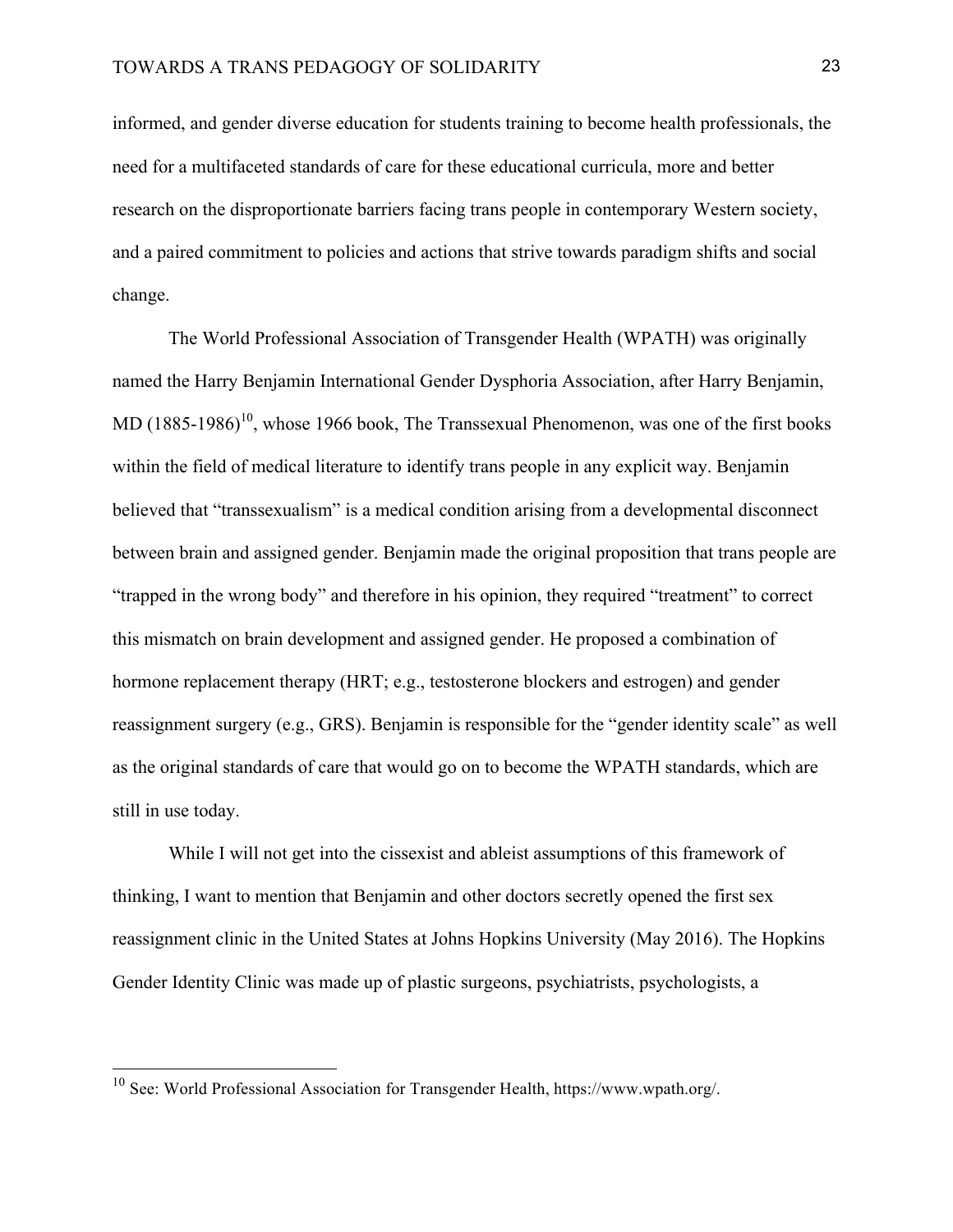informed, and gender diverse education for students training to become health professionals, the need for a multifaceted standards of care for these educational curricula, more and better research on the disproportionate barriers facing trans people in contemporary Western society, and a paired commitment to policies and actions that strive towards paradigm shifts and social change.

The World Professional Association of Transgender Health (WPATH) was originally named the Harry Benjamin International Gender Dysphoria Association, after Harry Benjamin, MD (1885-1986)[10], whose 1966 book, The Transsexual Phenomenon, was one of the first books within the field of medical literature to identify trans people in any explicit way. Benjamin believed that "transsexualism" is a medical condition arising from a developmental disconnect between brain and assigned gender. Benjamin made the original proposition that trans people are "trapped in the wrong body" and therefore in his opinion, they required "treatment" to correct this mismatch on brain development and assigned gender. He proposed a combination of hormone replacement therapy (HRT; e.g., testosterone blockers and estrogen) and gender reassignment surgery (e.g., GRS). Benjamin is responsible for the "gender identity scale" as well as the original standards of care that would go on to become the WPATH standards, which are still in use today.

While I will not get into the cissexist and ableist assumptions of this framework of thinking, I want to mention that Benjamin and other doctors secretly opened the first sex reassignment clinic in the United States at Johns Hopkins University (May 2016). The Hopkins Gender Identity Clinic was made up of plastic surgeons, psychiatrists, psychologists, a

---

[10] See: World Professional Association for Transgender Health, https://www.wpath.org/.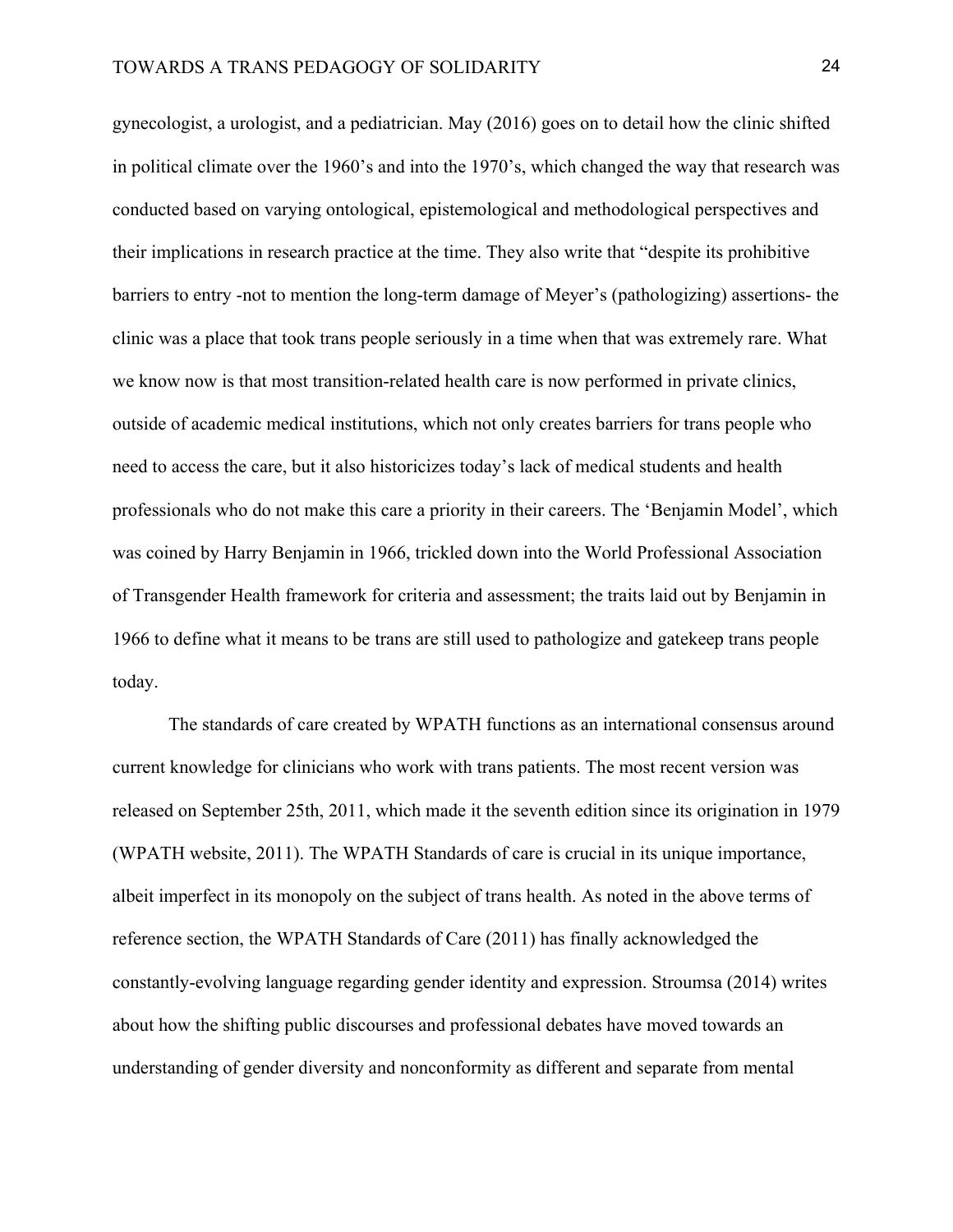gynecologist, a urologist, and a pediatrician. May (2016) goes on to detail how the clinic shifted in political climate over the 1960's and into the 1970's, which changed the way that research was conducted based on varying ontological, epistemological and methodological perspectives and their implications in research practice at the time. They also write that "despite its prohibitive barriers to entry -not to mention the long-term damage of Meyer's (pathologizing) assertions- the clinic was a place that took trans people seriously in a time when that was extremely rare. What we know now is that most transition-related health care is now performed in private clinics, outside of academic medical institutions, which not only creates barriers for trans people who need to access the care, but it also historicizes today's lack of medical students and health professionals who do not make this care a priority in their careers. The 'Benjamin Model', which was coined by Harry Benjamin in 1966, trickled down into the World Professional Association of Transgender Health framework for criteria and assessment; the traits laid out by Benjamin in 1966 to define what it means to be trans are still used to pathologize and gatekeep trans people today.

The standards of care created by WPATH functions as an international consensus around current knowledge for clinicians who work with trans patients. The most recent version was released on September 25th, 2011, which made it the seventh edition since its origination in 1979 (WPATH website, 2011). The WPATH Standards of care is crucial in its unique importance, albeit imperfect in its monopoly on the subject of trans health. As noted in the above terms of reference section, the WPATH Standards of Care (2011) has finally acknowledged the constantly-evolving language regarding gender identity and expression. Stroumsa (2014) writes about how the shifting public discourses and professional debates have moved towards an understanding of gender diversity and nonconformity as different and separate from mental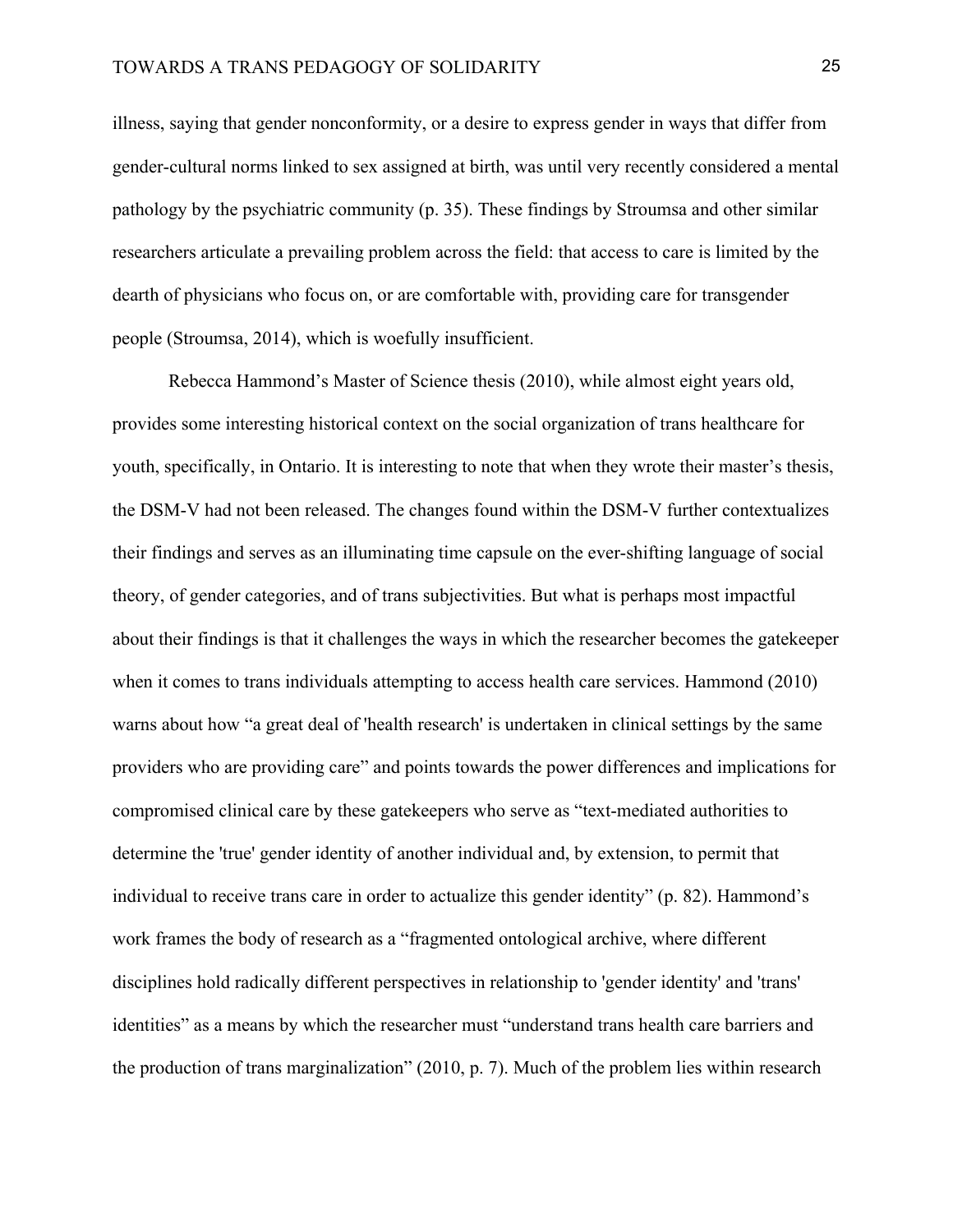illness, saying that gender nonconformity, or a desire to express gender in ways that differ from gender-cultural norms linked to sex assigned at birth, was until very recently considered a mental pathology by the psychiatric community (p. 35). These findings by Stroumsa and other similar researchers articulate a prevailing problem across the field: that access to care is limited by the dearth of physicians who focus on, or are comfortable with, providing care for transgender people (Stroumsa, 2014), which is woefully insufficient.

Rebecca Hammond's Master of Science thesis (2010), while almost eight years old, provides some interesting historical context on the social organization of trans healthcare for youth, specifically, in Ontario. It is interesting to note that when they wrote their master's thesis, the DSM-V had not been released. The changes found within the DSM-V further contextualizes their findings and serves as an illuminating time capsule on the ever-shifting language of social theory, of gender categories, and of trans subjectivities. But what is perhaps most impactful about their findings is that it challenges the ways in which the researcher becomes the gatekeeper when it comes to trans individuals attempting to access health care services. Hammond (2010) warns about how "a great deal of 'health research' is undertaken in clinical settings by the same providers who are providing care" and points towards the power differences and implications for compromised clinical care by these gatekeepers who serve as "text-mediated authorities to determine the 'true' gender identity of another individual and, by extension, to permit that individual to receive trans care in order to actualize this gender identity" (p. 82). Hammond's work frames the body of research as a "fragmented ontological archive, where different disciplines hold radically different perspectives in relationship to 'gender identity' and 'trans' identities" as a means by which the researcher must "understand trans health care barriers and the production of trans marginalization" (2010, p. 7). Much of the problem lies within research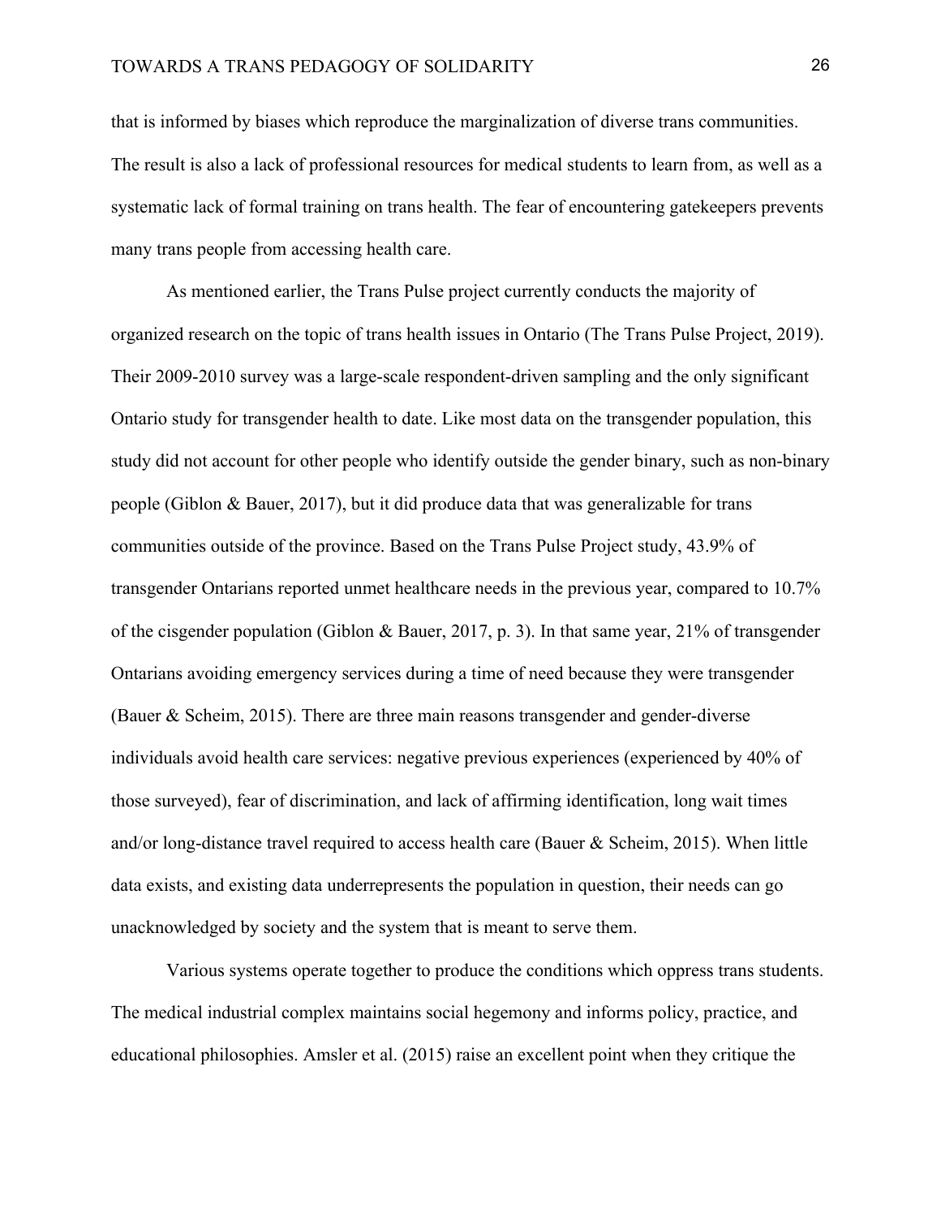that is informed by biases which reproduce the marginalization of diverse trans communities. The result is also a lack of professional resources for medical students to learn from, as well as a systematic lack of formal training on trans health. The fear of encountering gatekeepers prevents many trans people from accessing health care.

As mentioned earlier, the Trans Pulse project currently conducts the majority of organized research on the topic of trans health issues in Ontario (The Trans Pulse Project, 2019). Their 2009-2010 survey was a large-scale respondent-driven sampling and the only significant Ontario study for transgender health to date. Like most data on the transgender population, this study did not account for other people who identify outside the gender binary, such as non-binary people (Giblon & Bauer, 2017), but it did produce data that was generalizable for trans communities outside of the province. Based on the Trans Pulse Project study, 43.9% of transgender Ontarians reported unmet healthcare needs in the previous year, compared to 10.7% of the cisgender population (Giblon & Bauer, 2017, p. 3). In that same year, 21% of transgender Ontarians avoiding emergency services during a time of need because they were transgender (Bauer & Scheim, 2015). There are three main reasons transgender and gender-diverse individuals avoid health care services: negative previous experiences (experienced by 40% of those surveyed), fear of discrimination, and lack of affirming identification, long wait times and/or long-distance travel required to access health care (Bauer & Scheim, 2015). When little data exists, and existing data underrepresents the population in question, their needs can go unacknowledged by society and the system that is meant to serve them.

Various systems operate together to produce the conditions which oppress trans students. The medical industrial complex maintains social hegemony and informs policy, practice, and educational philosophies. Amsler et al. (2015) raise an excellent point when they critique the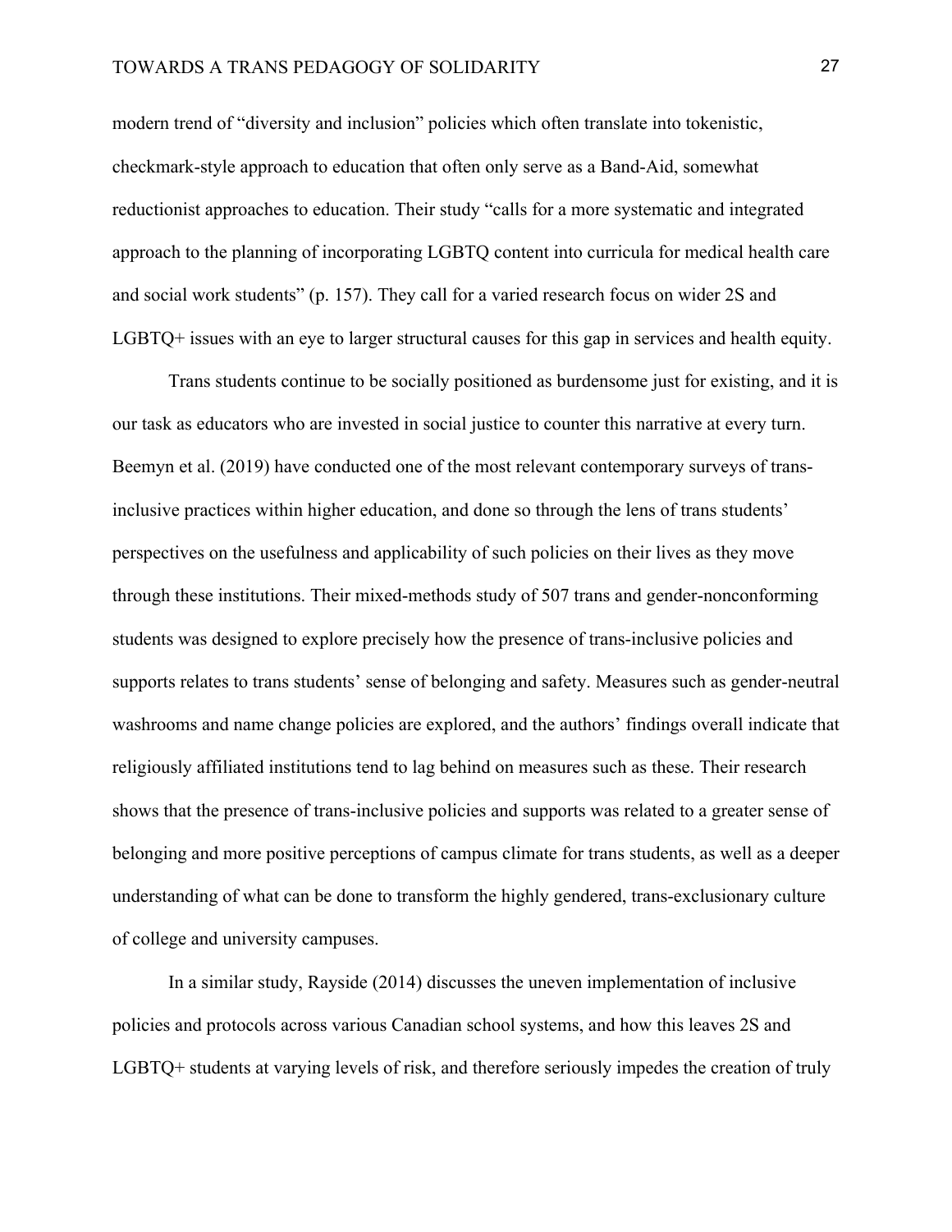modern trend of "diversity and inclusion" policies which often translate into tokenistic, checkmark-style approach to education that often only serve as a Band-Aid, somewhat reductionist approaches to education. Their study "calls for a more systematic and integrated approach to the planning of incorporating LGBTQ content into curricula for medical health care and social work students" (p. 157). They call for a varied research focus on wider 2S and LGBTQ+ issues with an eye to larger structural causes for this gap in services and health equity.

Trans students continue to be socially positioned as burdensome just for existing, and it is our task as educators who are invested in social justice to counter this narrative at every turn. Beemyn et al. (2019) have conducted one of the most relevant contemporary surveys of trans-inclusive practices within higher education, and done so through the lens of trans students' perspectives on the usefulness and applicability of such policies on their lives as they move through these institutions. Their mixed-methods study of 507 trans and gender-nonconforming students was designed to explore precisely how the presence of trans-inclusive policies and supports relates to trans students' sense of belonging and safety. Measures such as gender-neutral washrooms and name change policies are explored, and the authors' findings overall indicate that religiously affiliated institutions tend to lag behind on measures such as these. Their research shows that the presence of trans-inclusive policies and supports was related to a greater sense of belonging and more positive perceptions of campus climate for trans students, as well as a deeper understanding of what can be done to transform the highly gendered, trans-exclusionary culture of college and university campuses.

In a similar study, Rayside (2014) discusses the uneven implementation of inclusive policies and protocols across various Canadian school systems, and how this leaves 2S and LGBTQ+ students at varying levels of risk, and therefore seriously impedes the creation of truly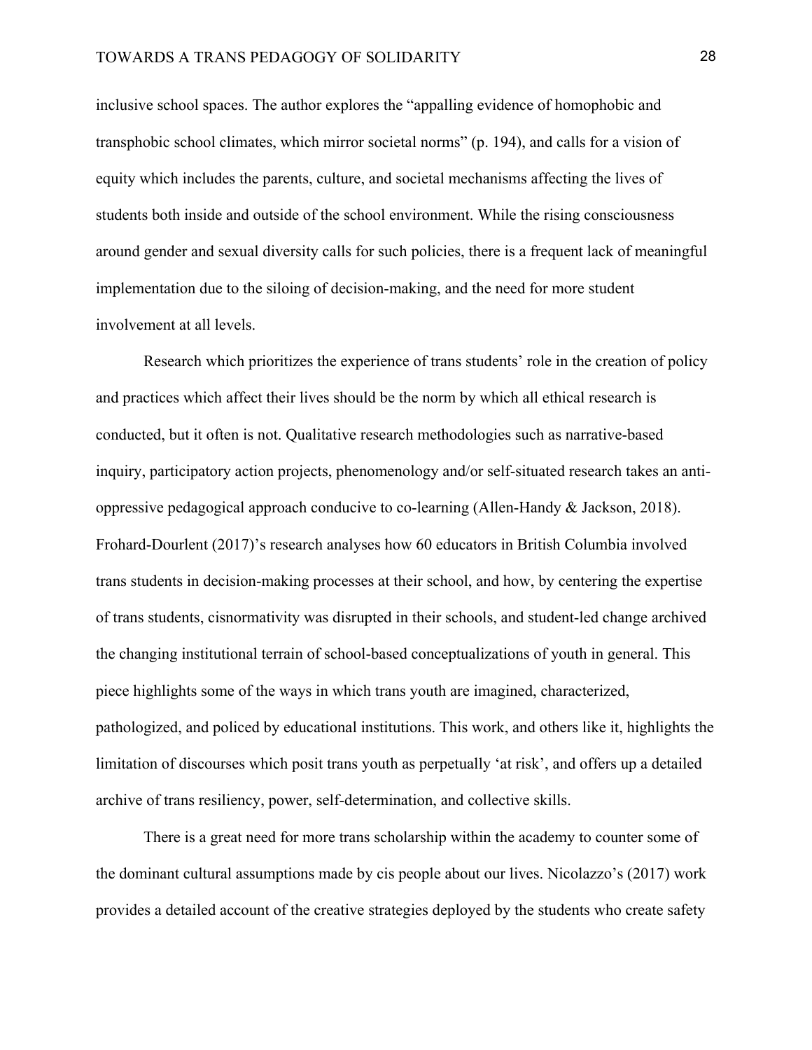inclusive school spaces. The author explores the "appalling evidence of homophobic and transphobic school climates, which mirror societal norms" (p. 194), and calls for a vision of equity which includes the parents, culture, and societal mechanisms affecting the lives of students both inside and outside of the school environment. While the rising consciousness around gender and sexual diversity calls for such policies, there is a frequent lack of meaningful implementation due to the siloing of decision-making, and the need for more student involvement at all levels.

Research which prioritizes the experience of trans students' role in the creation of policy and practices which affect their lives should be the norm by which all ethical research is conducted, but it often is not. Qualitative research methodologies such as narrative-based inquiry, participatory action projects, phenomenology and/or self-situated research takes an anti-oppressive pedagogical approach conducive to co-learning (Allen-Handy & Jackson, 2018). Frohard-Dourlent (2017)'s research analyses how 60 educators in British Columbia involved trans students in decision-making processes at their school, and how, by centering the expertise of trans students, cisnormativity was disrupted in their schools, and student-led change archived the changing institutional terrain of school-based conceptualizations of youth in general. This piece highlights some of the ways in which trans youth are imagined, characterized, pathologized, and policed by educational institutions. This work, and others like it, highlights the limitation of discourses which posit trans youth as perpetually 'at risk', and offers up a detailed archive of trans resiliency, power, self-determination, and collective skills.

There is a great need for more trans scholarship within the academy to counter some of the dominant cultural assumptions made by cis people about our lives. Nicolazzo's (2017) work provides a detailed account of the creative strategies deployed by the students who create safety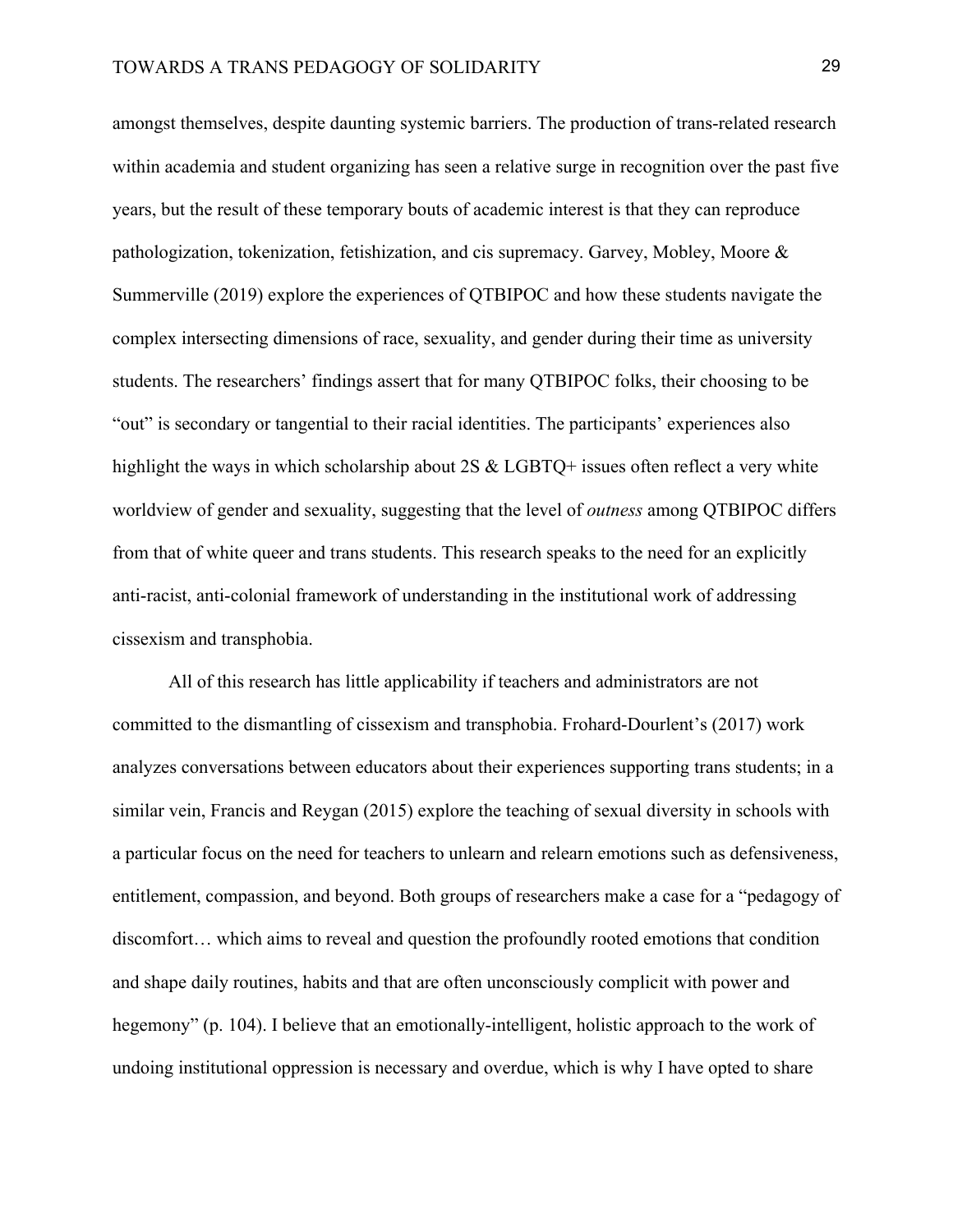amongst themselves, despite daunting systemic barriers. The production of trans-related research within academia and student organizing has seen a relative surge in recognition over the past five years, but the result of these temporary bouts of academic interest is that they can reproduce pathologization, tokenization, fetishization, and cis supremacy. Garvey, Mobley, Moore & Summerville (2019) explore the experiences of QTBIPOC and how these students navigate the complex intersecting dimensions of race, sexuality, and gender during their time as university students. The researchers' findings assert that for many QTBIPOC folks, their choosing to be "out" is secondary or tangential to their racial identities. The participants' experiences also highlight the ways in which scholarship about 2S & LGBTQ+ issues often reflect a very white worldview of gender and sexuality, suggesting that the level of *outness* among QTBIPOC differs from that of white queer and trans students. This research speaks to the need for an explicitly anti-racist, anti-colonial framework of understanding in the institutional work of addressing cissexism and transphobia.

All of this research has little applicability if teachers and administrators are not committed to the dismantling of cissexism and transphobia. Frohard-Dourlent's (2017) work analyzes conversations between educators about their experiences supporting trans students; in a similar vein, Francis and Reygan (2015) explore the teaching of sexual diversity in schools with a particular focus on the need for teachers to unlearn and relearn emotions such as defensiveness, entitlement, compassion, and beyond. Both groups of researchers make a case for a "pedagogy of discomfort… which aims to reveal and question the profoundly rooted emotions that condition and shape daily routines, habits and that are often unconsciously complicit with power and hegemony" (p. 104). I believe that an emotionally-intelligent, holistic approach to the work of undoing institutional oppression is necessary and overdue, which is why I have opted to share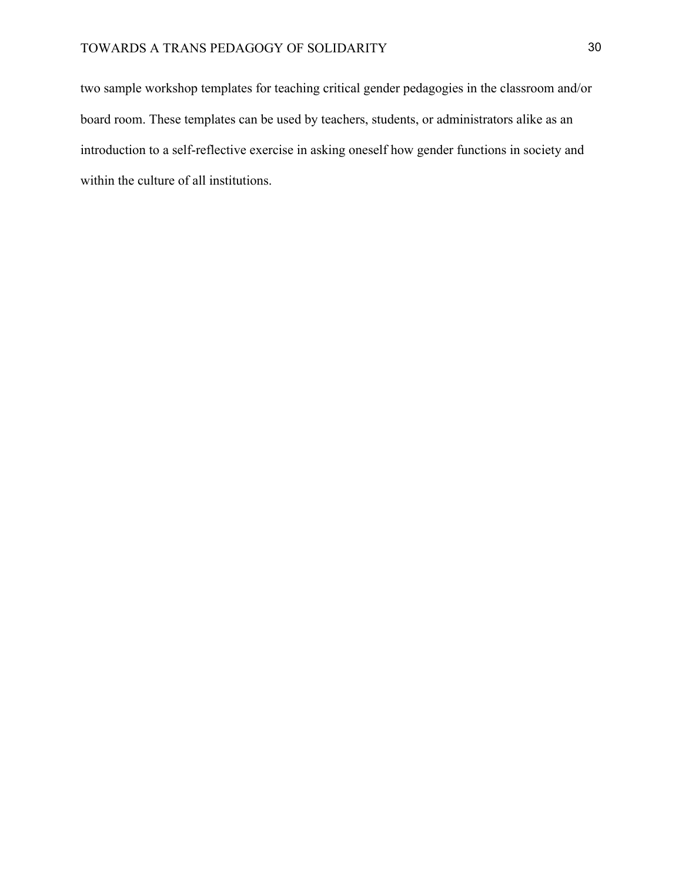two sample workshop templates for teaching critical gender pedagogies in the classroom and/or board room. These templates can be used by teachers, students, or administrators alike as an introduction to a self-reflective exercise in asking oneself how gender functions in society and within the culture of all institutions.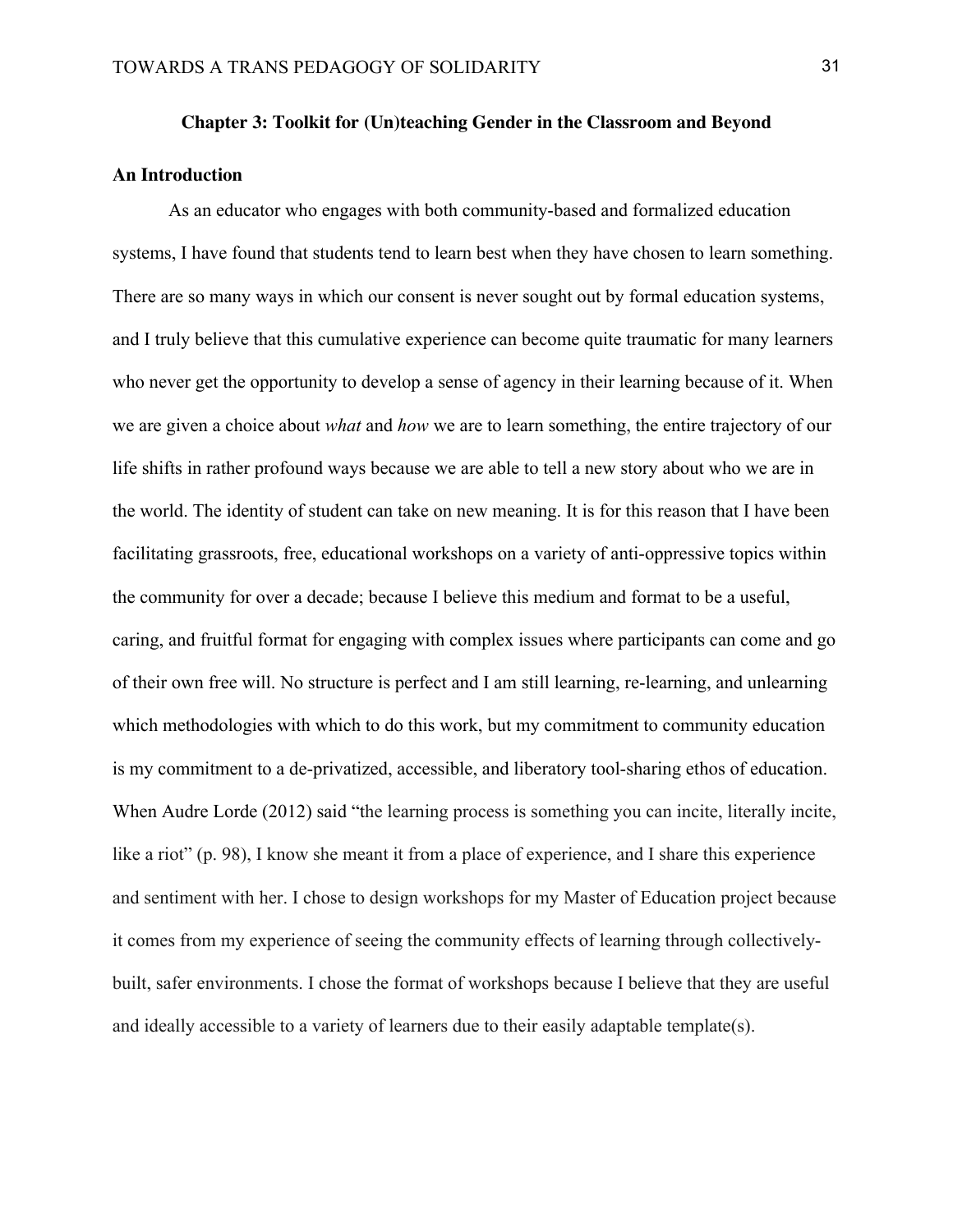## Chapter 3: Toolkit for (Un)teaching Gender in the Classroom and Beyond

### An Introduction

As an educator who engages with both community-based and formalized education systems, I have found that students tend to learn best when they have chosen to learn something. There are so many ways in which our consent is never sought out by formal education systems, and I truly believe that this cumulative experience can become quite traumatic for many learners who never get the opportunity to develop a sense of agency in their learning because of it. When we are given a choice about *what* and *how* we are to learn something, the entire trajectory of our life shifts in rather profound ways because we are able to tell a new story about who we are in the world. The identity of student can take on new meaning. It is for this reason that I have been facilitating grassroots, free, educational workshops on a variety of anti-oppressive topics within the community for over a decade; because I believe this medium and format to be a useful, caring, and fruitful format for engaging with complex issues where participants can come and go of their own free will. No structure is perfect and I am still learning, re-learning, and unlearning which methodologies with which to do this work, but my commitment to community education is my commitment to a de-privatized, accessible, and liberatory tool-sharing ethos of education. When Audre Lorde (2012) said "the learning process is something you can incite, literally incite, like a riot" (p. 98), I know she meant it from a place of experience, and I share this experience and sentiment with her. I chose to design workshops for my Master of Education project because it comes from my experience of seeing the community effects of learning through collectively-built, safer environments. I chose the format of workshops because I believe that they are useful and ideally accessible to a variety of learners due to their easily adaptable template(s).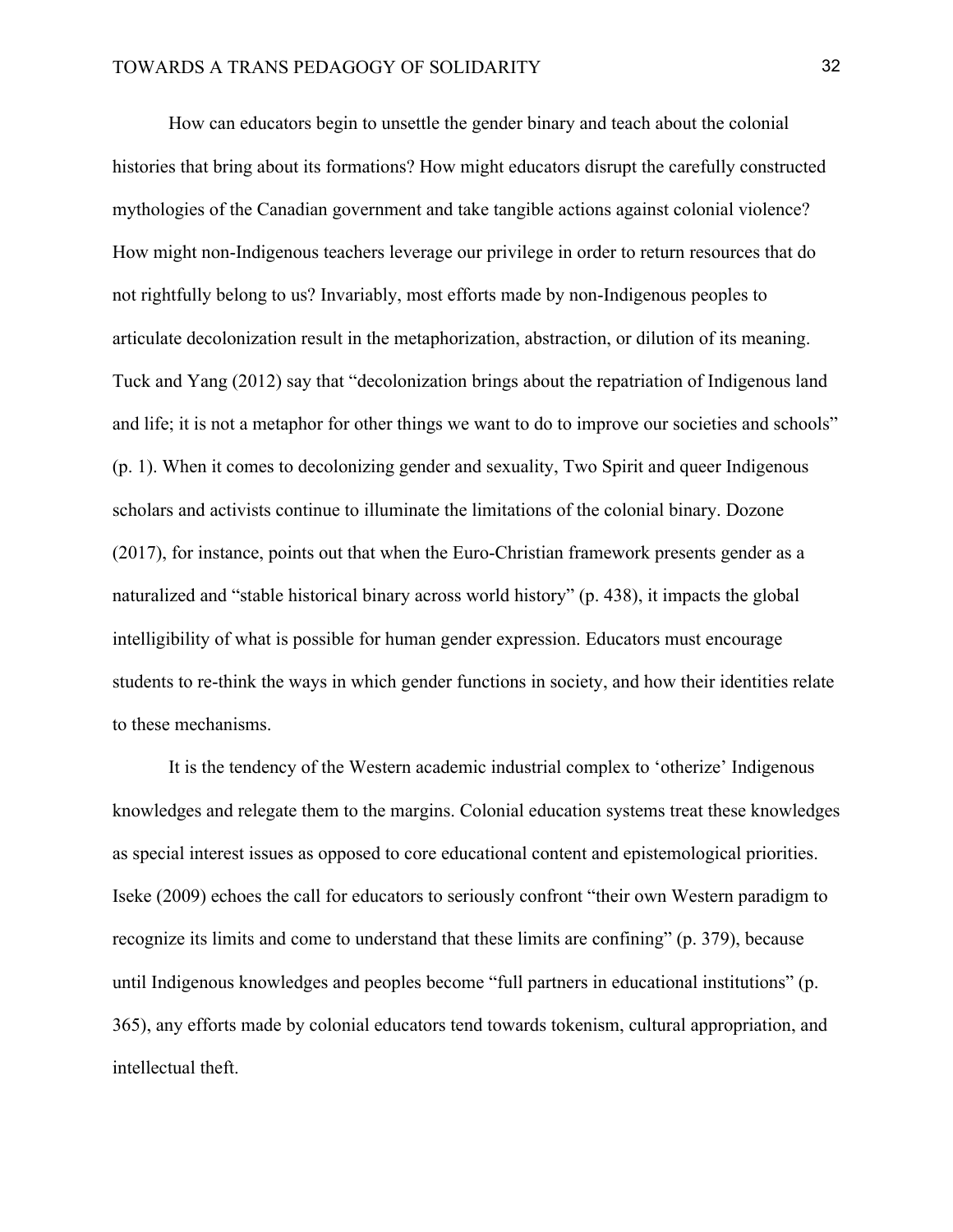How can educators begin to unsettle the gender binary and teach about the colonial histories that bring about its formations? How might educators disrupt the carefully constructed mythologies of the Canadian government and take tangible actions against colonial violence? How might non-Indigenous teachers leverage our privilege in order to return resources that do not rightfully belong to us? Invariably, most efforts made by non-Indigenous peoples to articulate decolonization result in the metaphorization, abstraction, or dilution of its meaning. Tuck and Yang (2012) say that "decolonization brings about the repatriation of Indigenous land and life; it is not a metaphor for other things we want to do to improve our societies and schools" (p. 1). When it comes to decolonizing gender and sexuality, Two Spirit and queer Indigenous scholars and activists continue to illuminate the limitations of the colonial binary. Dozone (2017), for instance, points out that when the Euro-Christian framework presents gender as a naturalized and "stable historical binary across world history" (p. 438), it impacts the global intelligibility of what is possible for human gender expression. Educators must encourage students to re-think the ways in which gender functions in society, and how their identities relate to these mechanisms.

It is the tendency of the Western academic industrial complex to 'otherize' Indigenous knowledges and relegate them to the margins. Colonial education systems treat these knowledges as special interest issues as opposed to core educational content and epistemological priorities. Iseke (2009) echoes the call for educators to seriously confront "their own Western paradigm to recognize its limits and come to understand that these limits are confining" (p. 379), because until Indigenous knowledges and peoples become "full partners in educational institutions" (p. 365), any efforts made by colonial educators tend towards tokenism, cultural appropriation, and intellectual theft.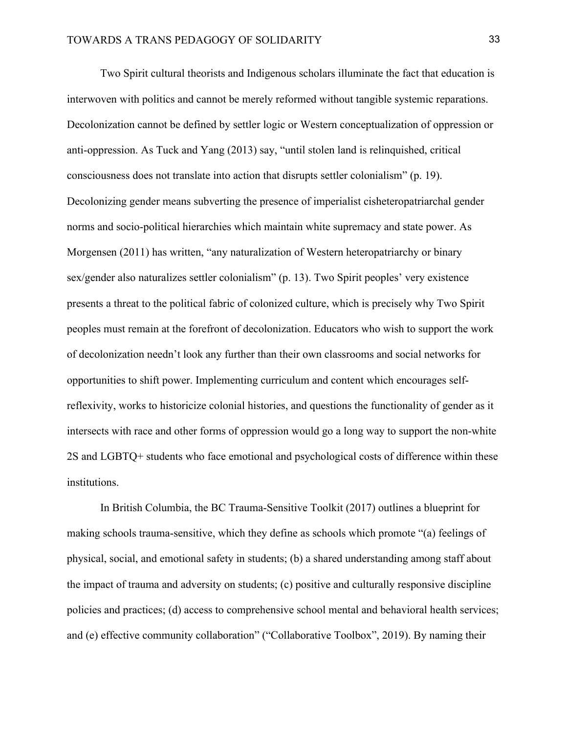Two Spirit cultural theorists and Indigenous scholars illuminate the fact that education is interwoven with politics and cannot be merely reformed without tangible systemic reparations. Decolonization cannot be defined by settler logic or Western conceptualization of oppression or anti-oppression. As Tuck and Yang (2013) say, "until stolen land is relinquished, critical consciousness does not translate into action that disrupts settler colonialism" (p. 19). Decolonizing gender means subverting the presence of imperialist cisheteropatriarchal gender norms and socio-political hierarchies which maintain white supremacy and state power. As Morgensen (2011) has written, "any naturalization of Western heteropatriarchy or binary sex/gender also naturalizes settler colonialism" (p. 13). Two Spirit peoples' very existence presents a threat to the political fabric of colonized culture, which is precisely why Two Spirit peoples must remain at the forefront of decolonization. Educators who wish to support the work of decolonization needn't look any further than their own classrooms and social networks for opportunities to shift power. Implementing curriculum and content which encourages self-reflexivity, works to historicize colonial histories, and questions the functionality of gender as it intersects with race and other forms of oppression would go a long way to support the non-white 2S and LGBTQ+ students who face emotional and psychological costs of difference within these institutions.

In British Columbia, the BC Trauma-Sensitive Toolkit (2017) outlines a blueprint for making schools trauma-sensitive, which they define as schools which promote "(a) feelings of physical, social, and emotional safety in students; (b) a shared understanding among staff about the impact of trauma and adversity on students; (c) positive and culturally responsive discipline policies and practices; (d) access to comprehensive school mental and behavioral health services; and (e) effective community collaboration" ("Collaborative Toolbox", 2019). By naming their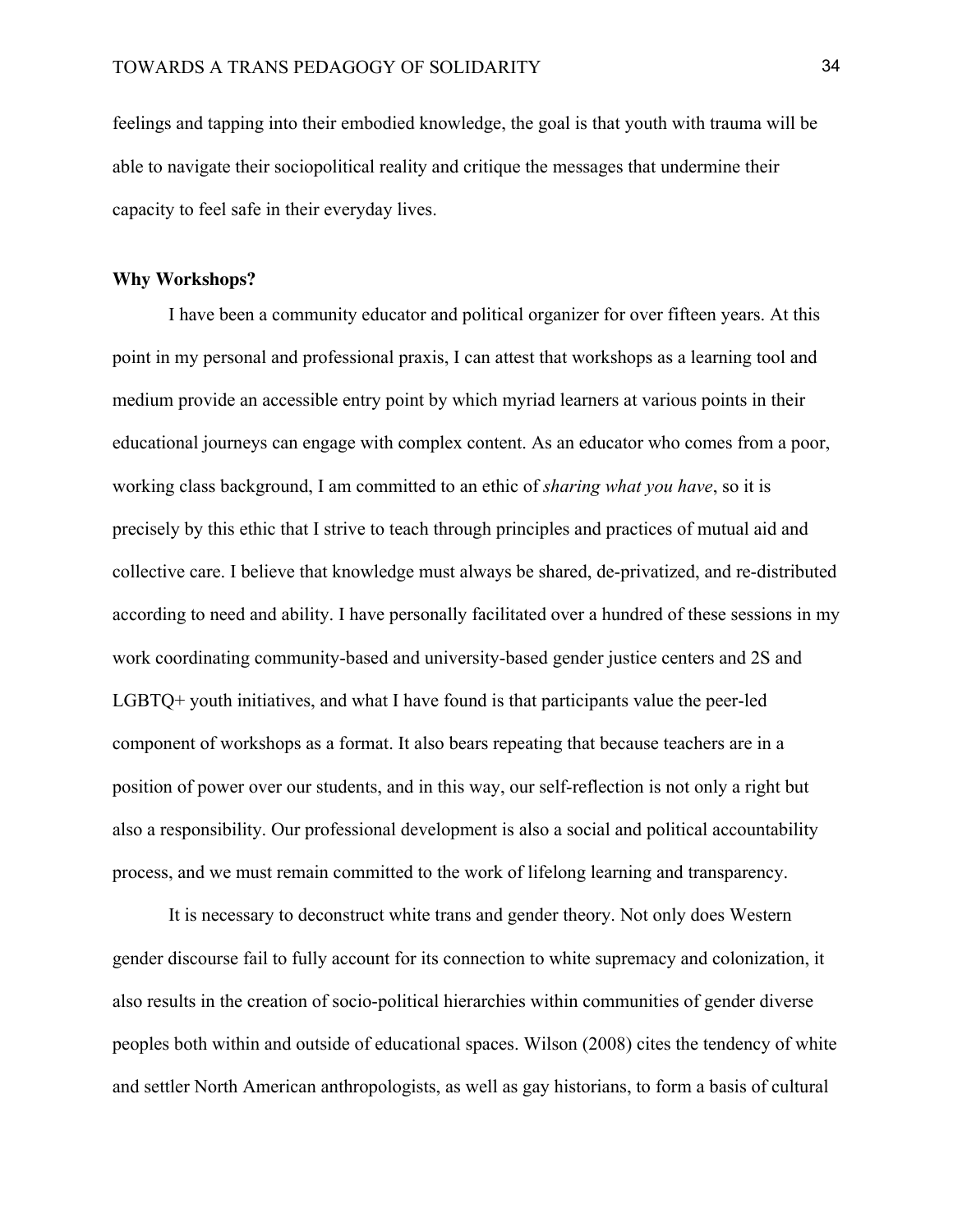feelings and tapping into their embodied knowledge, the goal is that youth with trauma will be able to navigate their sociopolitical reality and critique the messages that undermine their capacity to feel safe in their everyday lives.

**Why Workshops?**

I have been a community educator and political organizer for over fifteen years. At this point in my personal and professional praxis, I can attest that workshops as a learning tool and medium provide an accessible entry point by which myriad learners at various points in their educational journeys can engage with complex content. As an educator who comes from a poor, working class background, I am committed to an ethic of *sharing what you have*, so it is precisely by this ethic that I strive to teach through principles and practices of mutual aid and collective care. I believe that knowledge must always be shared, de-privatized, and re-distributed according to need and ability. I have personally facilitated over a hundred of these sessions in my work coordinating community-based and university-based gender justice centers and 2S and LGBTQ+ youth initiatives, and what I have found is that participants value the peer-led component of workshops as a format. It also bears repeating that because teachers are in a position of power over our students, and in this way, our self-reflection is not only a right but also a responsibility. Our professional development is also a social and political accountability process, and we must remain committed to the work of lifelong learning and transparency.

It is necessary to deconstruct white trans and gender theory. Not only does Western gender discourse fail to fully account for its connection to white supremacy and colonization, it also results in the creation of socio-political hierarchies within communities of gender diverse peoples both within and outside of educational spaces. Wilson (2008) cites the tendency of white and settler North American anthropologists, as well as gay historians, to form a basis of cultural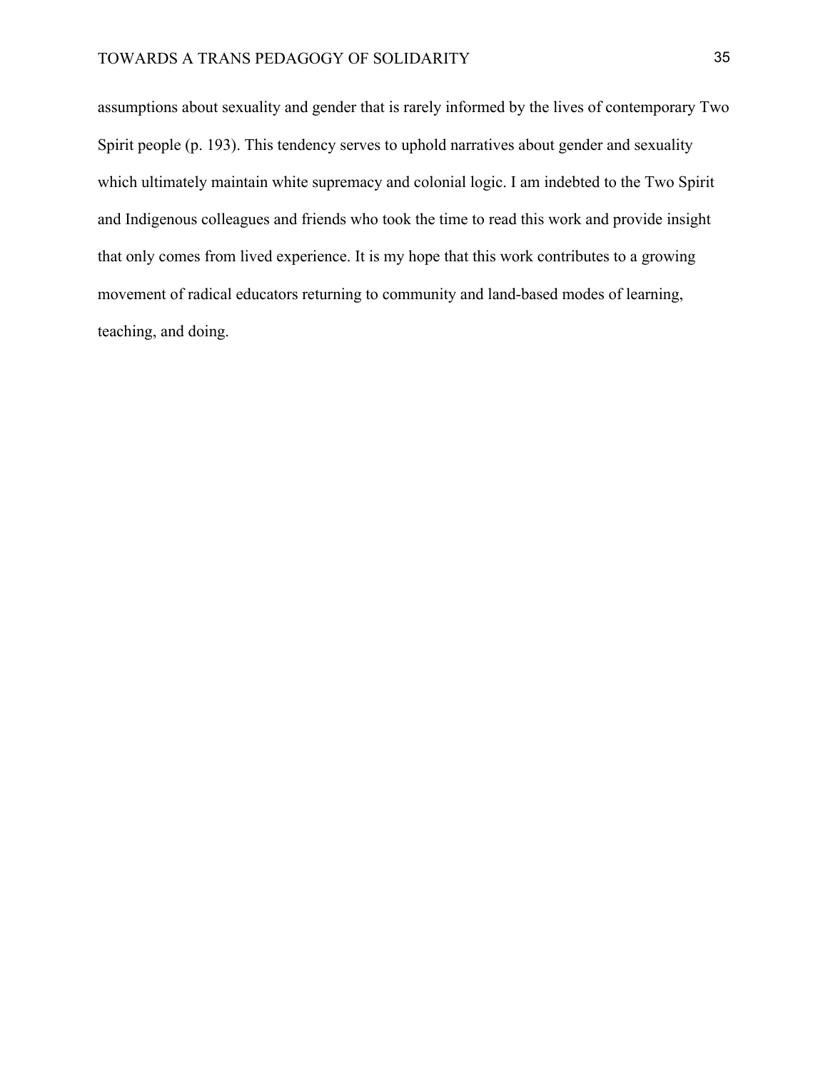assumptions about sexuality and gender that is rarely informed by the lives of contemporary Two Spirit people (p. 193). This tendency serves to uphold narratives about gender and sexuality which ultimately maintain white supremacy and colonial logic. I am indebted to the Two Spirit and Indigenous colleagues and friends who took the time to read this work and provide insight that only comes from lived experience. It is my hope that this work contributes to a growing movement of radical educators returning to community and land-based modes of learning, teaching, and doing.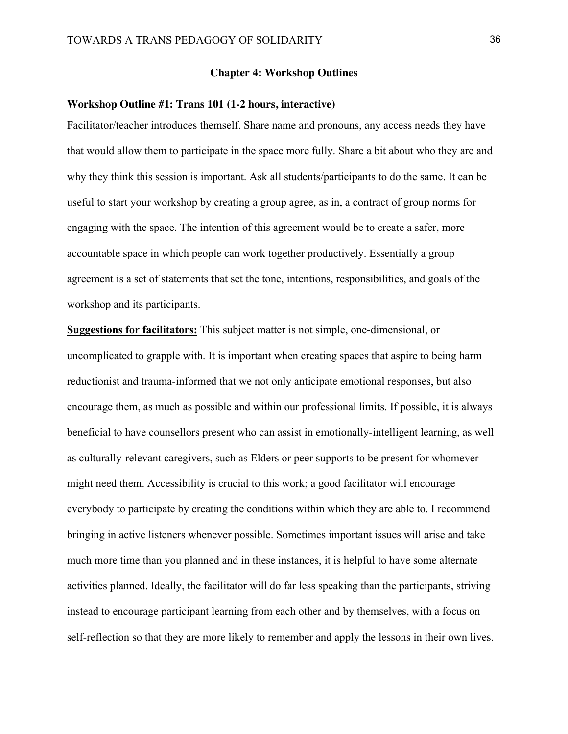## Chapter 4: Workshop Outlines

### Workshop Outline #1: Trans 101 (1-2 hours, interactive)

Facilitator/teacher introduces themself. Share name and pronouns, any access needs they have that would allow them to participate in the space more fully. Share a bit about who they are and why they think this session is important. Ask all students/participants to do the same. It can be useful to start your workshop by creating a group agree, as in, a contract of group norms for engaging with the space. The intention of this agreement would be to create a safer, more accountable space in which people can work together productively. Essentially a group agreement is a set of statements that set the tone, intentions, responsibilities, and goals of the workshop and its participants.

**Suggestions for facilitators:** This subject matter is not simple, one-dimensional, or uncomplicated to grapple with. It is important when creating spaces that aspire to being harm reductionist and trauma-informed that we not only anticipate emotional responses, but also encourage them, as much as possible and within our professional limits. If possible, it is always beneficial to have counsellors present who can assist in emotionally-intelligent learning, as well as culturally-relevant caregivers, such as Elders or peer supports to be present for whomever might need them. Accessibility is crucial to this work; a good facilitator will encourage everybody to participate by creating the conditions within which they are able to. I recommend bringing in active listeners whenever possible. Sometimes important issues will arise and take much more time than you planned and in these instances, it is helpful to have some alternate activities planned. Ideally, the facilitator will do far less speaking than the participants, striving instead to encourage participant learning from each other and by themselves, with a focus on self-reflection so that they are more likely to remember and apply the lessons in their own lives.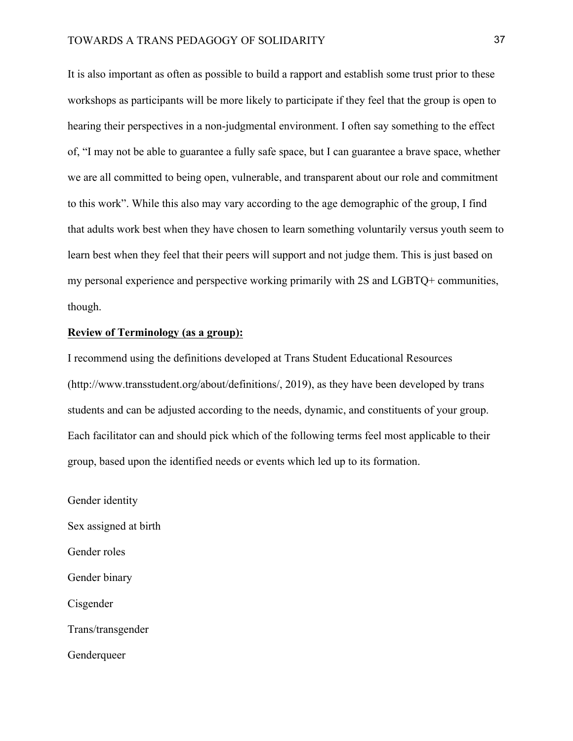It is also important as often as possible to build a rapport and establish some trust prior to these workshops as participants will be more likely to participate if they feel that the group is open to hearing their perspectives in a non-judgmental environment. I often say something to the effect of, "I may not be able to guarantee a fully safe space, but I can guarantee a brave space, whether we are all committed to being open, vulnerable, and transparent about our role and commitment to this work". While this also may vary according to the age demographic of the group, I find that adults work best when they have chosen to learn something voluntarily versus youth seem to learn best when they feel that their peers will support and not judge them. This is just based on my personal experience and perspective working primarily with 2S and LGBTQ+ communities, though.

**Review of Terminology (as a group):**

I recommend using the definitions developed at Trans Student Educational Resources (http://www.transstudent.org/about/definitions/, 2019), as they have been developed by trans students and can be adjusted according to the needs, dynamic, and constituents of your group. Each facilitator can and should pick which of the following terms feel most applicable to their group, based upon the identified needs or events which led up to its formation.

Gender identity

Sex assigned at birth

Gender roles

Gender binary

Cisgender

Trans/transgender

Genderqueer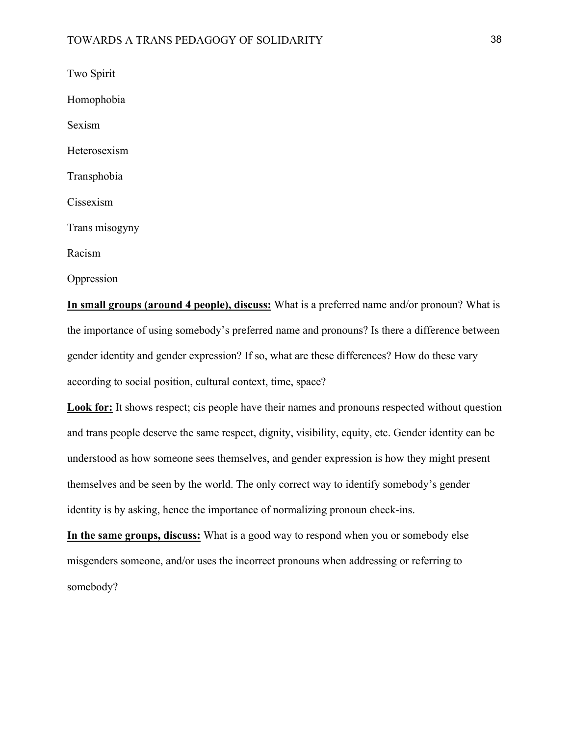Two Spirit

Homophobia

Sexism

Heterosexism

Transphobia

Cissexism

Trans misogyny

Racism

Oppression

**In small groups (around 4 people), discuss:** What is a preferred name and/or pronoun? What is the importance of using somebody's preferred name and pronouns? Is there a difference between gender identity and gender expression? If so, what are these differences? How do these vary according to social position, cultural context, time, space?

**Look for:** It shows respect; cis people have their names and pronouns respected without question and trans people deserve the same respect, dignity, visibility, equity, etc. Gender identity can be understood as how someone sees themselves, and gender expression is how they might present themselves and be seen by the world. The only correct way to identify somebody's gender identity is by asking, hence the importance of normalizing pronoun check-ins.

**In the same groups, discuss:** What is a good way to respond when you or somebody else misgenders someone, and/or uses the incorrect pronouns when addressing or referring to somebody?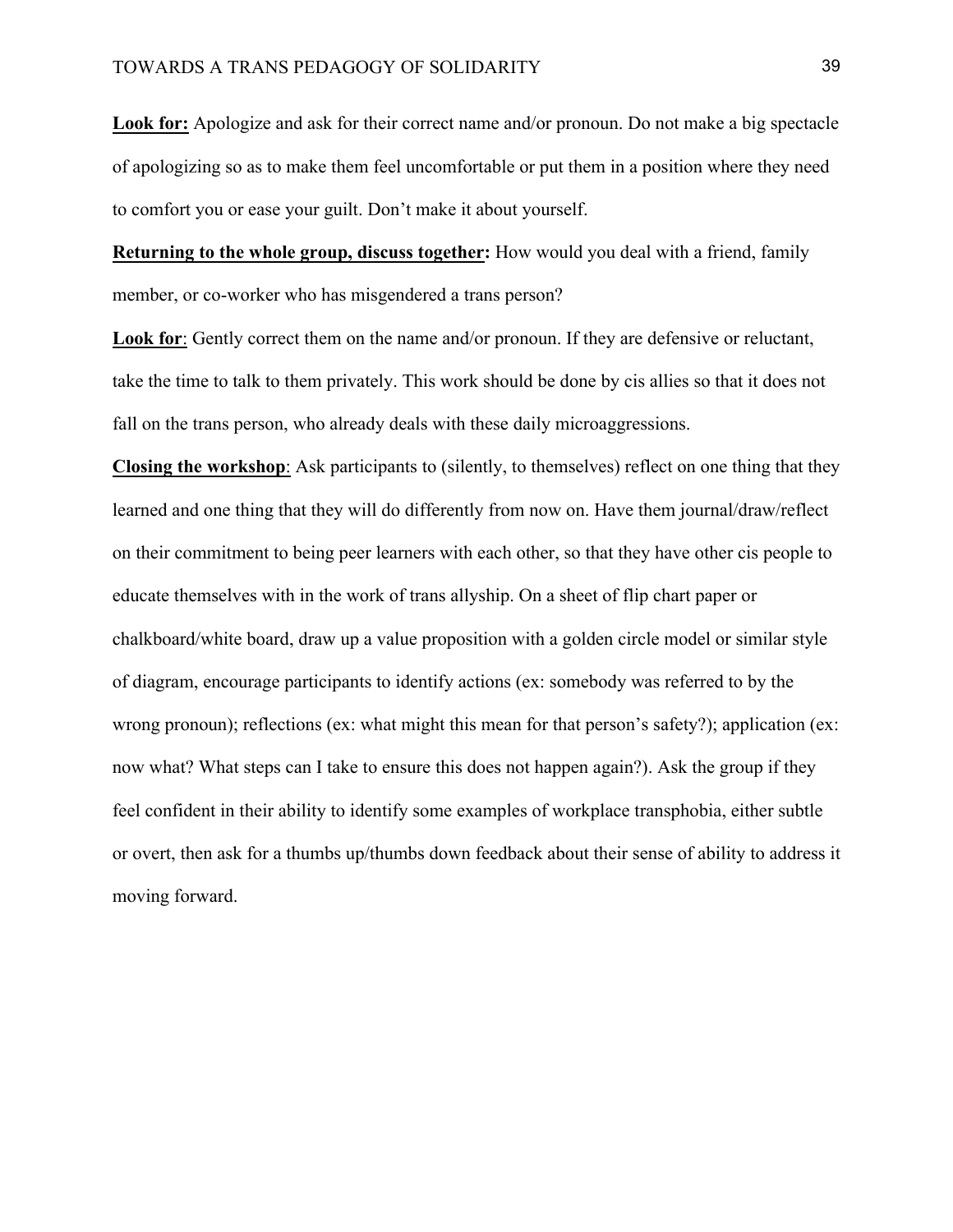**Look for:** Apologize and ask for their correct name and/or pronoun. Do not make a big spectacle of apologizing so as to make them feel uncomfortable or put them in a position where they need to comfort you or ease your guilt. Don't make it about yourself.

**Returning to the whole group, discuss together:** How would you deal with a friend, family member, or co-worker who has misgendered a trans person?

**Look for**: Gently correct them on the name and/or pronoun. If they are defensive or reluctant, take the time to talk to them privately. This work should be done by cis allies so that it does not fall on the trans person, who already deals with these daily microaggressions.

**Closing the workshop**: Ask participants to (silently, to themselves) reflect on one thing that they learned and one thing that they will do differently from now on. Have them journal/draw/reflect on their commitment to being peer learners with each other, so that they have other cis people to educate themselves with in the work of trans allyship. On a sheet of flip chart paper or chalkboard/white board, draw up a value proposition with a golden circle model or similar style of diagram, encourage participants to identify actions (ex: somebody was referred to by the wrong pronoun); reflections (ex: what might this mean for that person's safety?); application (ex: now what? What steps can I take to ensure this does not happen again?). Ask the group if they feel confident in their ability to identify some examples of workplace transphobia, either subtle or overt, then ask for a thumbs up/thumbs down feedback about their sense of ability to address it moving forward.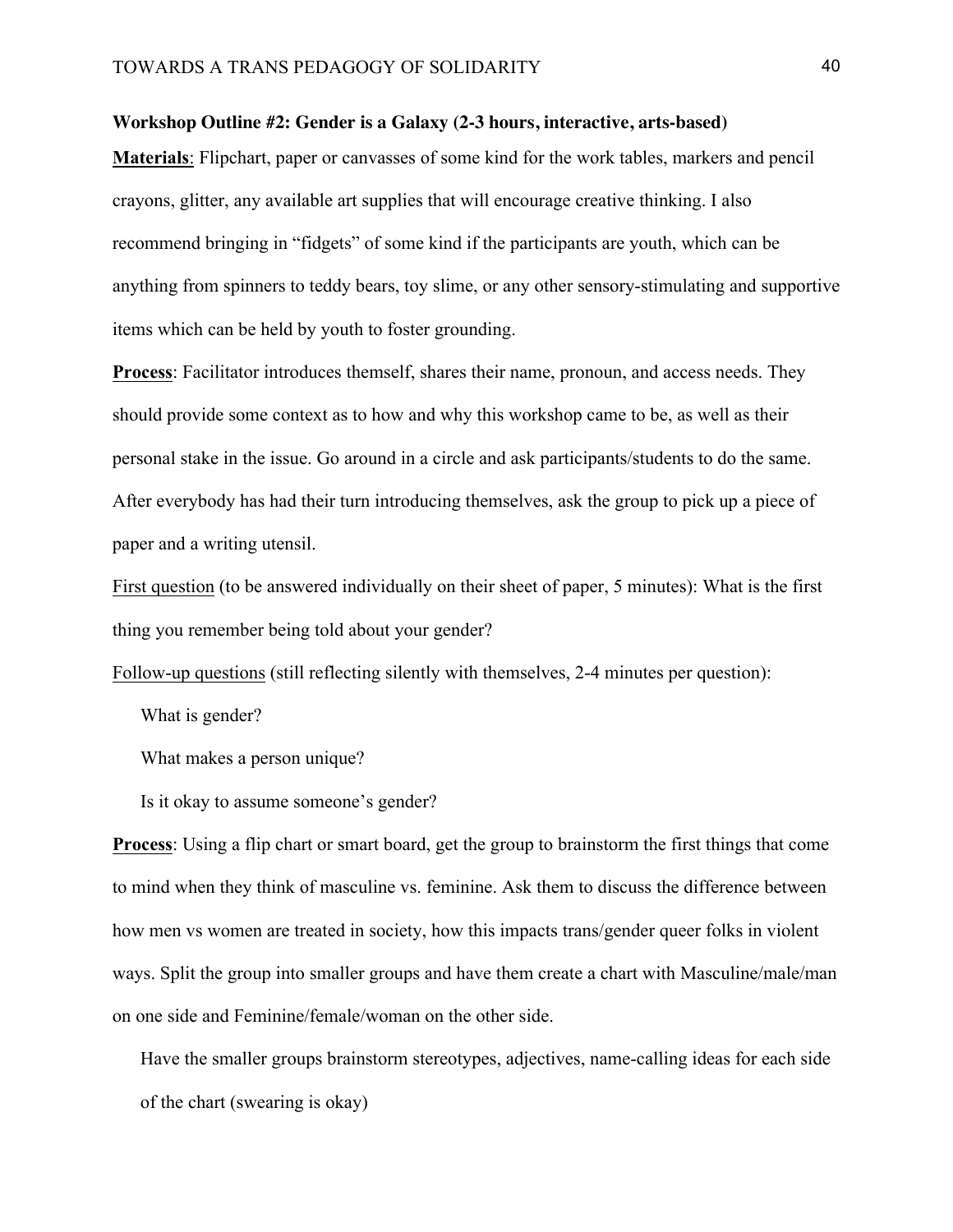**Workshop Outline #2: Gender is a Galaxy (2-3 hours, interactive, arts-based)**

**<u>Materials</u>**: Flipchart, paper or canvasses of some kind for the work tables, markers and pencil crayons, glitter, any available art supplies that will encourage creative thinking. I also recommend bringing in "fidgets" of some kind if the participants are youth, which can be anything from spinners to teddy bears, toy slime, or any other sensory-stimulating and supportive items which can be held by youth to foster grounding.

**<u>Process</u>**: Facilitator introduces themself, shares their name, pronoun, and access needs. They should provide some context as to how and why this workshop came to be, as well as their personal stake in the issue. Go around in a circle and ask participants/students to do the same. After everybody has had their turn introducing themselves, ask the group to pick up a piece of paper and a writing utensil.

<u>First question</u> (to be answered individually on their sheet of paper, 5 minutes): What is the first thing you remember being told about your gender?

<u>Follow-up questions</u> (still reflecting silently with themselves, 2-4 minutes per question):

What is gender?

What makes a person unique?

Is it okay to assume someone's gender?

**<u>Process</u>**: Using a flip chart or smart board, get the group to brainstorm the first things that come to mind when they think of masculine vs. feminine. Ask them to discuss the difference between how men vs women are treated in society, how this impacts trans/gender queer folks in violent ways. Split the group into smaller groups and have them create a chart with Masculine/male/man on one side and Feminine/female/woman on the other side.

Have the smaller groups brainstorm stereotypes, adjectives, name-calling ideas for each side of the chart (swearing is okay)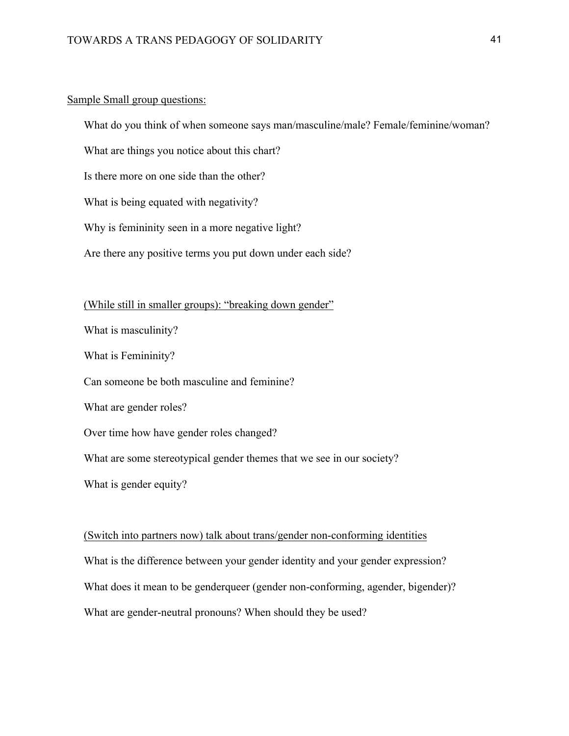Sample Small group questions:

What do you think of when someone says man/masculine/male? Female/feminine/woman?

What are things you notice about this chart?

Is there more on one side than the other?

What is being equated with negativity?

Why is femininity seen in a more negative light?

Are there any positive terms you put down under each side?

(While still in smaller groups): "breaking down gender"

What is masculinity?

What is Femininity?

Can someone be both masculine and feminine?

What are gender roles?

Over time how have gender roles changed?

What are some stereotypical gender themes that we see in our society?

What is gender equity?

(Switch into partners now) talk about trans/gender non-conforming identities

What is the difference between your gender identity and your gender expression?

What does it mean to be genderqueer (gender non-conforming, agender, bigender)?

What are gender-neutral pronouns? When should they be used?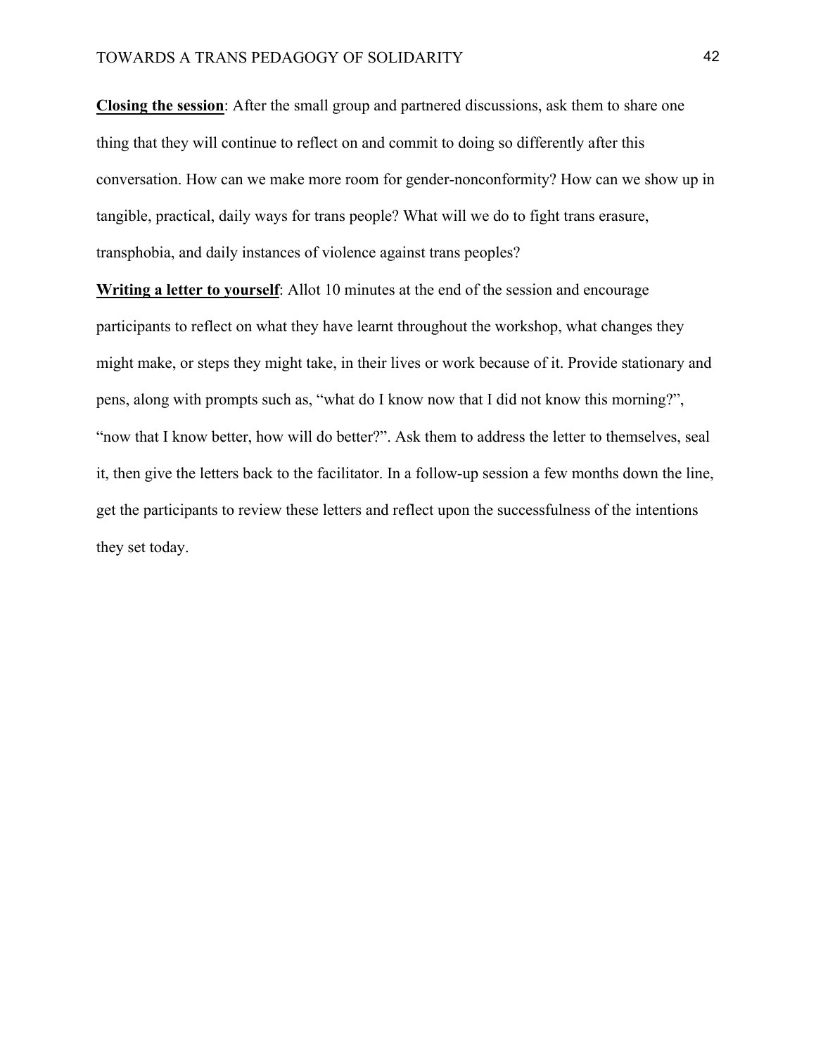**Closing the session**: After the small group and partnered discussions, ask them to share one thing that they will continue to reflect on and commit to doing so differently after this conversation. How can we make more room for gender-nonconformity? How can we show up in tangible, practical, daily ways for trans people? What will we do to fight trans erasure, transphobia, and daily instances of violence against trans peoples?

**Writing a letter to yourself**: Allot 10 minutes at the end of the session and encourage participants to reflect on what they have learnt throughout the workshop, what changes they might make, or steps they might take, in their lives or work because of it. Provide stationary and pens, along with prompts such as, "what do I know now that I did not know this morning?", "now that I know better, how will do better?". Ask them to address the letter to themselves, seal it, then give the letters back to the facilitator. In a follow-up session a few months down the line, get the participants to review these letters and reflect upon the successfulness of the intentions they set today.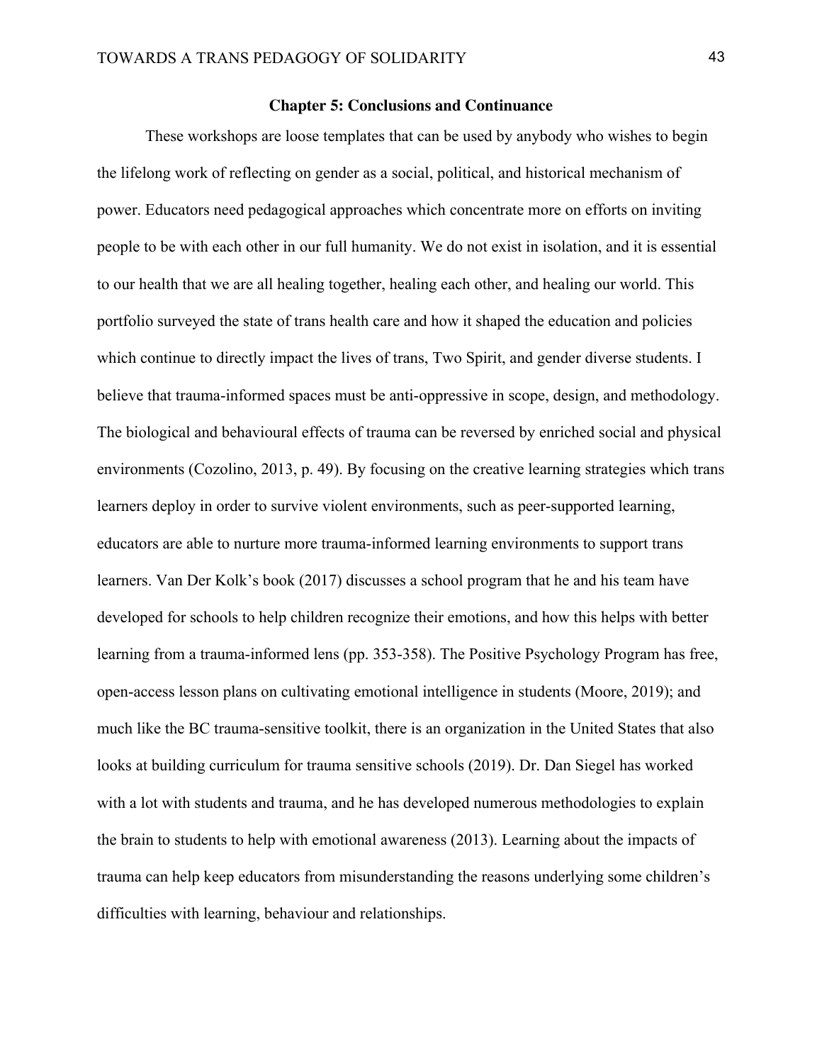## Chapter 5: Conclusions and Continuance

These workshops are loose templates that can be used by anybody who wishes to begin the lifelong work of reflecting on gender as a social, political, and historical mechanism of power. Educators need pedagogical approaches which concentrate more on efforts on inviting people to be with each other in our full humanity. We do not exist in isolation, and it is essential to our health that we are all healing together, healing each other, and healing our world. This portfolio surveyed the state of trans health care and how it shaped the education and policies which continue to directly impact the lives of trans, Two Spirit, and gender diverse students. I believe that trauma-informed spaces must be anti-oppressive in scope, design, and methodology. The biological and behavioural effects of trauma can be reversed by enriched social and physical environments (Cozolino, 2013, p. 49). By focusing on the creative learning strategies which trans learners deploy in order to survive violent environments, such as peer-supported learning, educators are able to nurture more trauma-informed learning environments to support trans learners. Van Der Kolk's book (2017) discusses a school program that he and his team have developed for schools to help children recognize their emotions, and how this helps with better learning from a trauma-informed lens (pp. 353-358). The Positive Psychology Program has free, open-access lesson plans on cultivating emotional intelligence in students (Moore, 2019); and much like the BC trauma-sensitive toolkit, there is an organization in the United States that also looks at building curriculum for trauma sensitive schools (2019). Dr. Dan Siegel has worked with a lot with students and trauma, and he has developed numerous methodologies to explain the brain to students to help with emotional awareness (2013). Learning about the impacts of trauma can help keep educators from misunderstanding the reasons underlying some children's difficulties with learning, behaviour and relationships.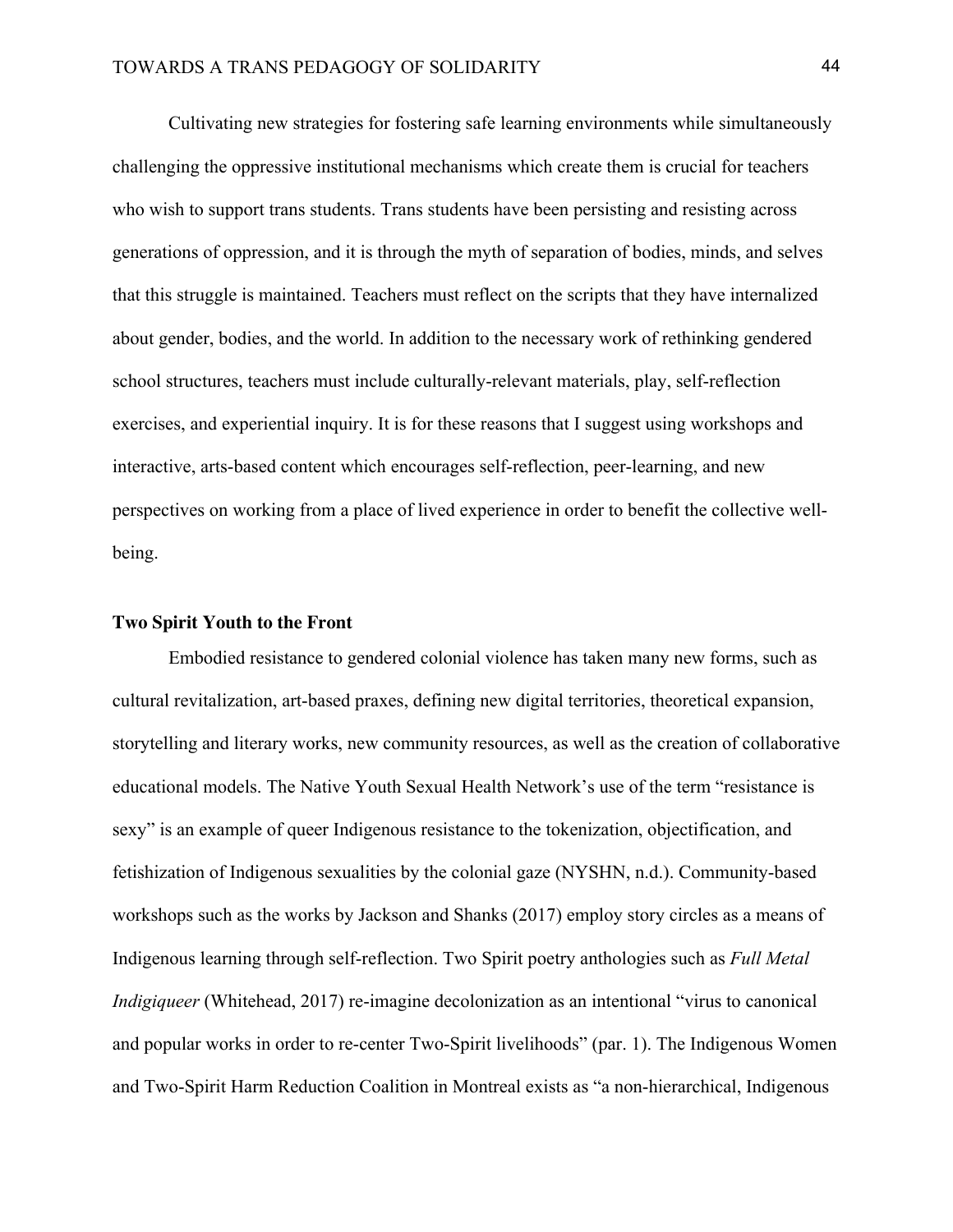Cultivating new strategies for fostering safe learning environments while simultaneously challenging the oppressive institutional mechanisms which create them is crucial for teachers who wish to support trans students. Trans students have been persisting and resisting across generations of oppression, and it is through the myth of separation of bodies, minds, and selves that this struggle is maintained. Teachers must reflect on the scripts that they have internalized about gender, bodies, and the world. In addition to the necessary work of rethinking gendered school structures, teachers must include culturally-relevant materials, play, self-reflection exercises, and experiential inquiry. It is for these reasons that I suggest using workshops and interactive, arts-based content which encourages self-reflection, peer-learning, and new perspectives on working from a place of lived experience in order to benefit the collective well-being.

## Two Spirit Youth to the Front

Embodied resistance to gendered colonial violence has taken many new forms, such as cultural revitalization, art-based praxes, defining new digital territories, theoretical expansion, storytelling and literary works, new community resources, as well as the creation of collaborative educational models. The Native Youth Sexual Health Network's use of the term "resistance is sexy" is an example of queer Indigenous resistance to the tokenization, objectification, and fetishization of Indigenous sexualities by the colonial gaze (NYSHN, n.d.). Community-based workshops such as the works by Jackson and Shanks (2017) employ story circles as a means of Indigenous learning through self-reflection. Two Spirit poetry anthologies such as *Full Metal Indigiqueer* (Whitehead, 2017) re-imagine decolonization as an intentional "virus to canonical and popular works in order to re-center Two-Spirit livelihoods" (par. 1). The Indigenous Women and Two-Spirit Harm Reduction Coalition in Montreal exists as "a non-hierarchical, Indigenous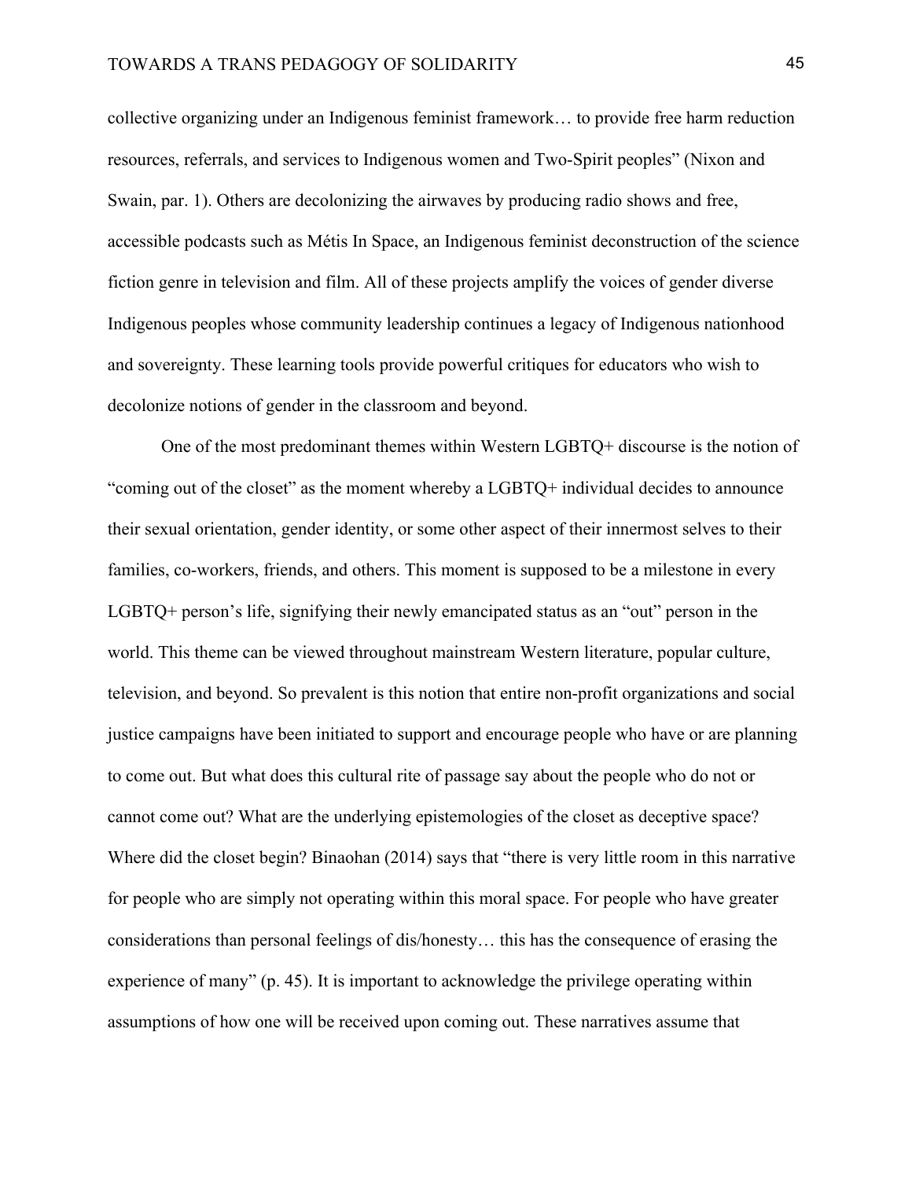collective organizing under an Indigenous feminist framework… to provide free harm reduction resources, referrals, and services to Indigenous women and Two-Spirit peoples" (Nixon and Swain, par. 1). Others are decolonizing the airwaves by producing radio shows and free, accessible podcasts such as Métis In Space, an Indigenous feminist deconstruction of the science fiction genre in television and film. All of these projects amplify the voices of gender diverse Indigenous peoples whose community leadership continues a legacy of Indigenous nationhood and sovereignty. These learning tools provide powerful critiques for educators who wish to decolonize notions of gender in the classroom and beyond.

One of the most predominant themes within Western LGBTQ+ discourse is the notion of "coming out of the closet" as the moment whereby a LGBTQ+ individual decides to announce their sexual orientation, gender identity, or some other aspect of their innermost selves to their families, co-workers, friends, and others. This moment is supposed to be a milestone in every LGBTQ+ person's life, signifying their newly emancipated status as an "out" person in the world. This theme can be viewed throughout mainstream Western literature, popular culture, television, and beyond. So prevalent is this notion that entire non-profit organizations and social justice campaigns have been initiated to support and encourage people who have or are planning to come out. But what does this cultural rite of passage say about the people who do not or cannot come out? What are the underlying epistemologies of the closet as deceptive space? Where did the closet begin? Binaohan (2014) says that "there is very little room in this narrative for people who are simply not operating within this moral space. For people who have greater considerations than personal feelings of dis/honesty… this has the consequence of erasing the experience of many" (p. 45). It is important to acknowledge the privilege operating within assumptions of how one will be received upon coming out. These narratives assume that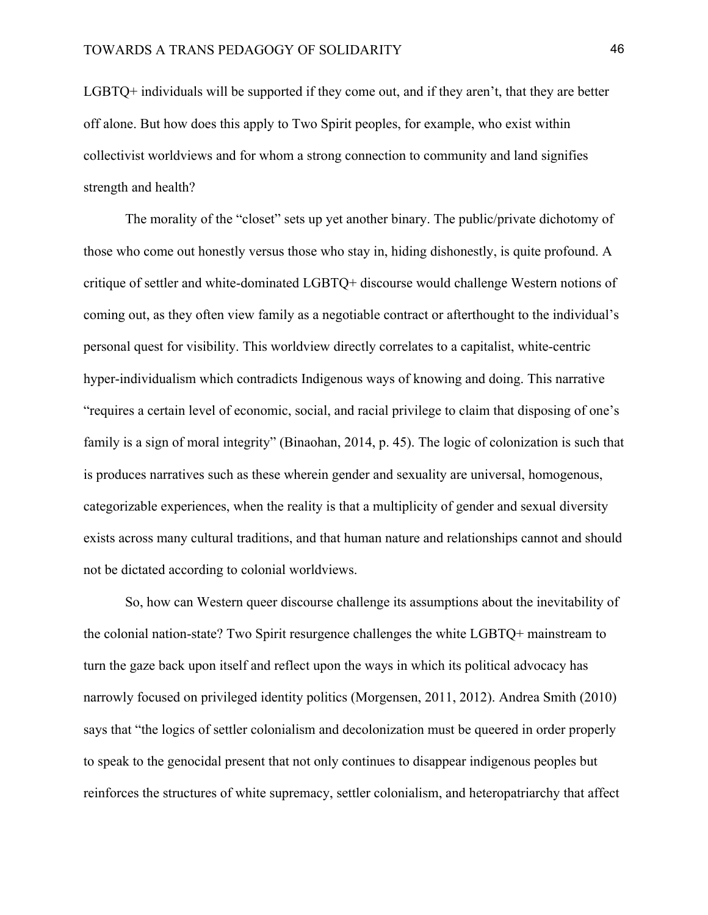LGBTQ+ individuals will be supported if they come out, and if they aren't, that they are better off alone. But how does this apply to Two Spirit peoples, for example, who exist within collectivist worldviews and for whom a strong connection to community and land signifies strength and health?

The morality of the "closet" sets up yet another binary. The public/private dichotomy of those who come out honestly versus those who stay in, hiding dishonestly, is quite profound. A critique of settler and white-dominated LGBTQ+ discourse would challenge Western notions of coming out, as they often view family as a negotiable contract or afterthought to the individual's personal quest for visibility. This worldview directly correlates to a capitalist, white-centric hyper-individualism which contradicts Indigenous ways of knowing and doing. This narrative "requires a certain level of economic, social, and racial privilege to claim that disposing of one's family is a sign of moral integrity" (Binaohan, 2014, p. 45). The logic of colonization is such that is produces narratives such as these wherein gender and sexuality are universal, homogenous, categorizable experiences, when the reality is that a multiplicity of gender and sexual diversity exists across many cultural traditions, and that human nature and relationships cannot and should not be dictated according to colonial worldviews.

So, how can Western queer discourse challenge its assumptions about the inevitability of the colonial nation-state? Two Spirit resurgence challenges the white LGBTQ+ mainstream to turn the gaze back upon itself and reflect upon the ways in which its political advocacy has narrowly focused on privileged identity politics (Morgensen, 2011, 2012). Andrea Smith (2010) says that "the logics of settler colonialism and decolonization must be queered in order properly to speak to the genocidal present that not only continues to disappear indigenous peoples but reinforces the structures of white supremacy, settler colonialism, and heteropatriarchy that affect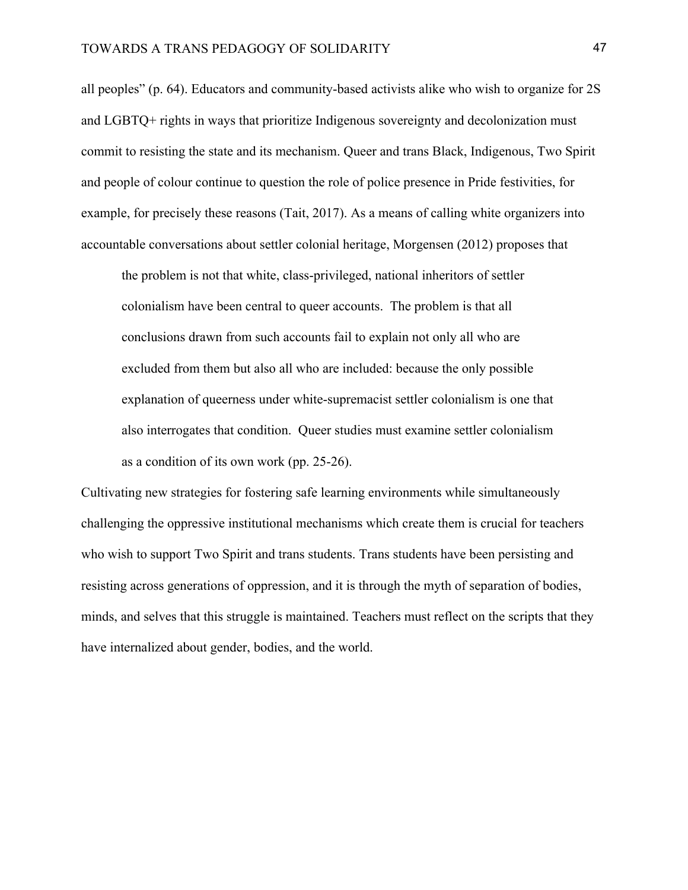all peoples" (p. 64). Educators and community-based activists alike who wish to organize for 2S and LGBTQ+ rights in ways that prioritize Indigenous sovereignty and decolonization must commit to resisting the state and its mechanism. Queer and trans Black, Indigenous, Two Spirit and people of colour continue to question the role of police presence in Pride festivities, for example, for precisely these reasons (Tait, 2017). As a means of calling white organizers into accountable conversations about settler colonial heritage, Morgensen (2012) proposes that

> the problem is not that white, class-privileged, national inheritors of settler colonialism have been central to queer accounts. The problem is that all conclusions drawn from such accounts fail to explain not only all who are excluded from them but also all who are included: because the only possible explanation of queerness under white-supremacist settler colonialism is one that also interrogates that condition. Queer studies must examine settler colonialism as a condition of its own work (pp. 25-26).

Cultivating new strategies for fostering safe learning environments while simultaneously challenging the oppressive institutional mechanisms which create them is crucial for teachers who wish to support Two Spirit and trans students. Trans students have been persisting and resisting across generations of oppression, and it is through the myth of separation of bodies, minds, and selves that this struggle is maintained. Teachers must reflect on the scripts that they have internalized about gender, bodies, and the world.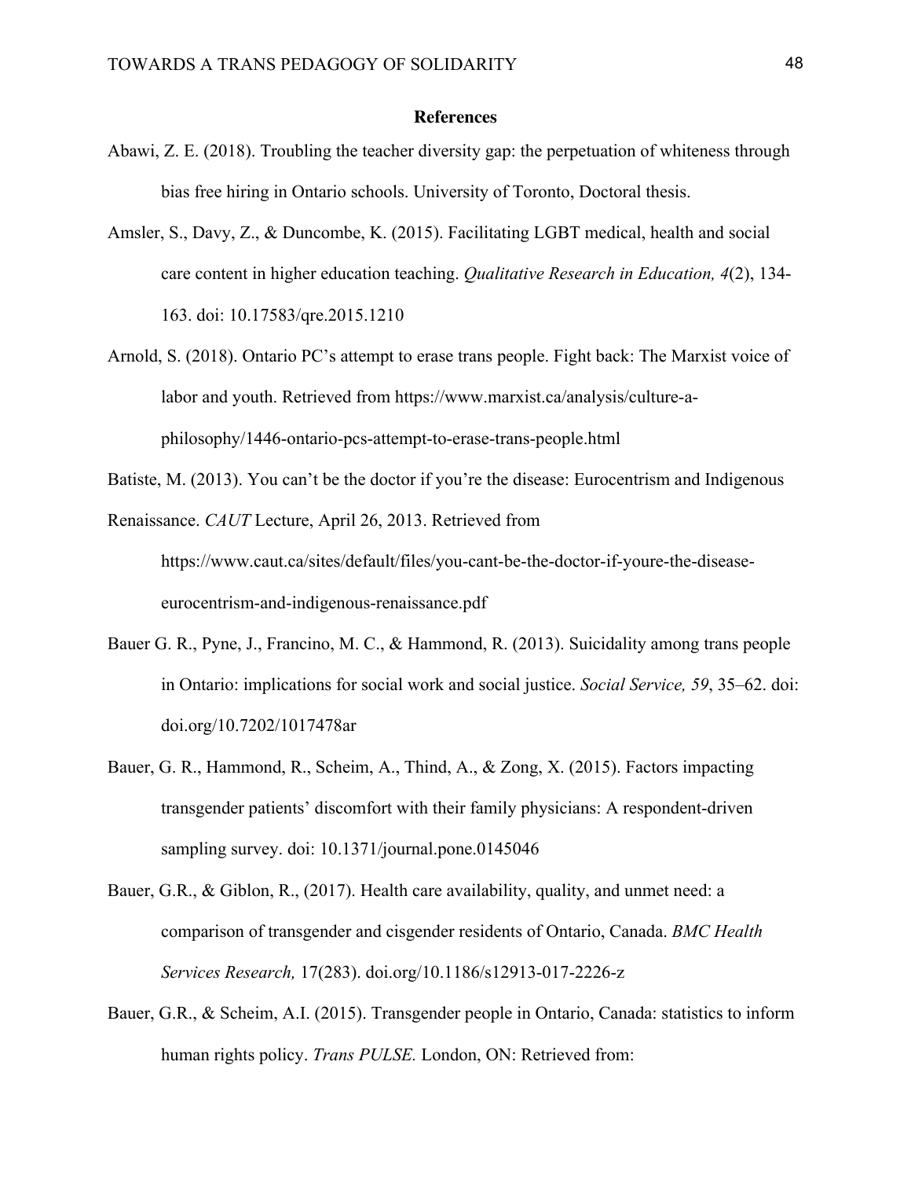## References

Abawi, Z. E. (2018). Troubling the teacher diversity gap: the perpetuation of whiteness through bias free hiring in Ontario schools. University of Toronto, Doctoral thesis.

Amsler, S., Davy, Z., & Duncombe, K. (2015). Facilitating LGBT medical, health and social care content in higher education teaching. *Qualitative Research in Education, 4*(2), 134-163. doi: 10.17583/qre.2015.1210

Arnold, S. (2018). Ontario PC's attempt to erase trans people. Fight back: The Marxist voice of labor and youth. Retrieved from https://www.marxist.ca/analysis/culture-a-philosophy/1446-ontario-pcs-attempt-to-erase-trans-people.html

Batiste, M. (2013). You can't be the doctor if you're the disease: Eurocentrism and Indigenous Renaissance. *CAUT* Lecture, April 26, 2013. Retrieved from https://www.caut.ca/sites/default/files/you-cant-be-the-doctor-if-youre-the-disease-eurocentrism-and-indigenous-renaissance.pdf

Bauer G. R., Pyne, J., Francino, M. C., & Hammond, R. (2013). Suicidality among trans people in Ontario: implications for social work and social justice. *Social Service, 59*, 35–62. doi: doi.org/10.7202/1017478ar

Bauer, G. R., Hammond, R., Scheim, A., Thind, A., & Zong, X. (2015). Factors impacting transgender patients' discomfort with their family physicians: A respondent-driven sampling survey. doi: 10.1371/journal.pone.0145046

Bauer, G.R., & Giblon, R., (2017). Health care availability, quality, and unmet need: a comparison of transgender and cisgender residents of Ontario, Canada. *BMC Health Services Research,* 17(283). doi.org/10.1186/s12913-017-2226-z

Bauer, G.R., & Scheim, A.I. (2015). Transgender people in Ontario, Canada: statistics to inform human rights policy. *Trans PULSE.* London, ON: Retrieved from: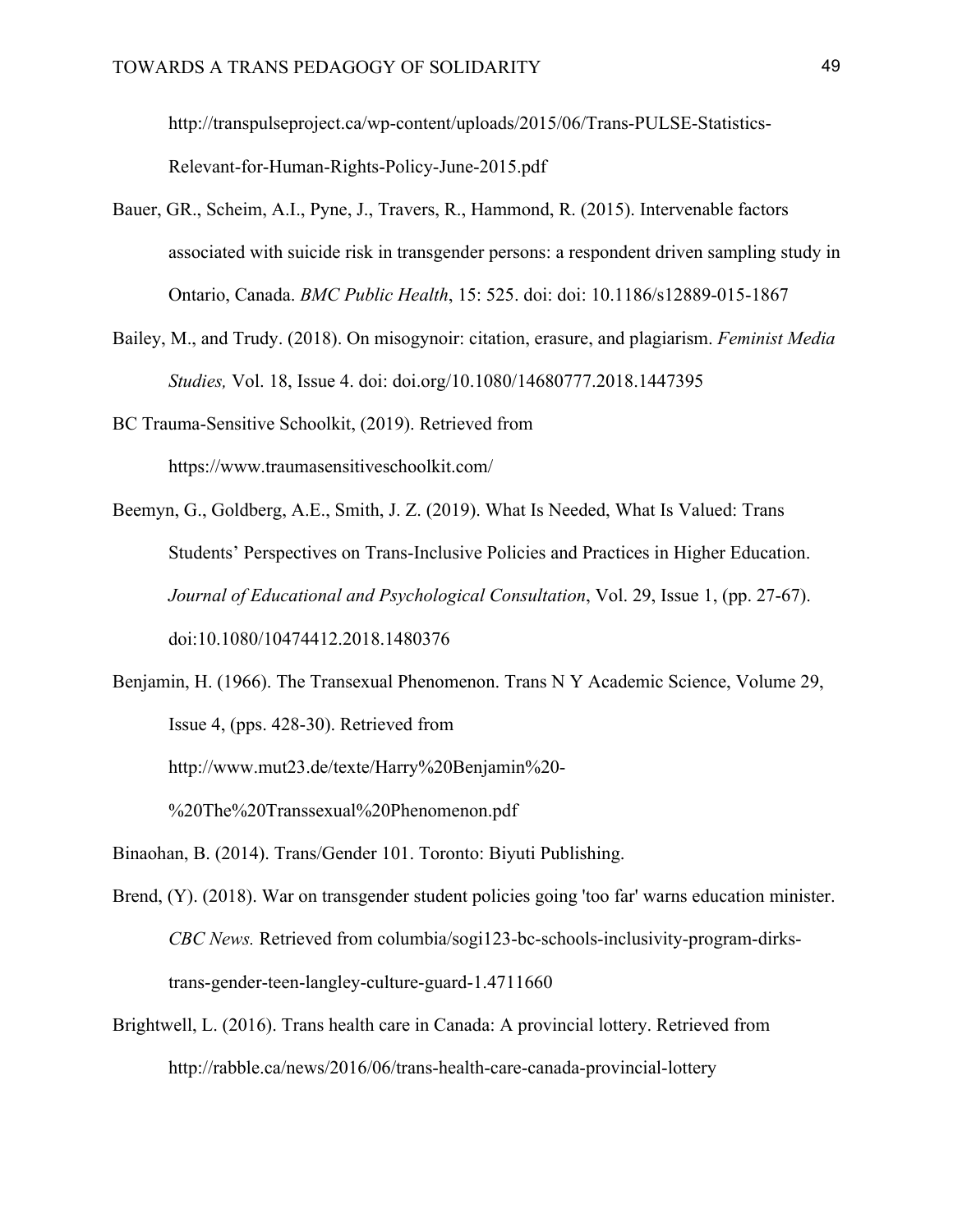http://transpulseproject.ca/wp-content/uploads/2015/06/Trans-PULSE-Statistics-Relevant-for-Human-Rights-Policy-June-2015.pdf

Bauer, GR., Scheim, A.I., Pyne, J., Travers, R., Hammond, R. (2015). Intervenable factors associated with suicide risk in transgender persons: a respondent driven sampling study in Ontario, Canada. *BMC Public Health*, 15: 525. doi: doi: 10.1186/s12889-015-1867

Bailey, M., and Trudy. (2018). On misogynoir: citation, erasure, and plagiarism. *Feminist Media Studies,* Vol. 18, Issue 4. doi: doi.org/10.1080/14680777.2018.1447395

BC Trauma-Sensitive Schoolkit, (2019). Retrieved from https://www.traumasensitiveschoolkit.com/

Beemyn, G., Goldberg, A.E., Smith, J. Z. (2019). What Is Needed, What Is Valued: Trans Students' Perspectives on Trans-Inclusive Policies and Practices in Higher Education. *Journal of Educational and Psychological Consultation*, Vol. 29, Issue 1, (pp. 27-67). doi:10.1080/10474412.2018.1480376

Benjamin, H. (1966). The Transexual Phenomenon. Trans N Y Academic Science, Volume 29, Issue 4, (pps. 428-30). Retrieved from http://www.mut23.de/texte/Harry%20Benjamin%20-%20The%20Transsexual%20Phenomenon.pdf

Binaohan, B. (2014). Trans/Gender 101. Toronto: Biyuti Publishing.

Brend, (Y). (2018). War on transgender student policies going 'too far' warns education minister. *CBC News.* Retrieved from columbia/sogi123-bc-schools-inclusivity-program-dirks-trans-gender-teen-langley-culture-guard-1.4711660

Brightwell, L. (2016). Trans health care in Canada: A provincial lottery. Retrieved from http://rabble.ca/news/2016/06/trans-health-care-canada-provincial-lottery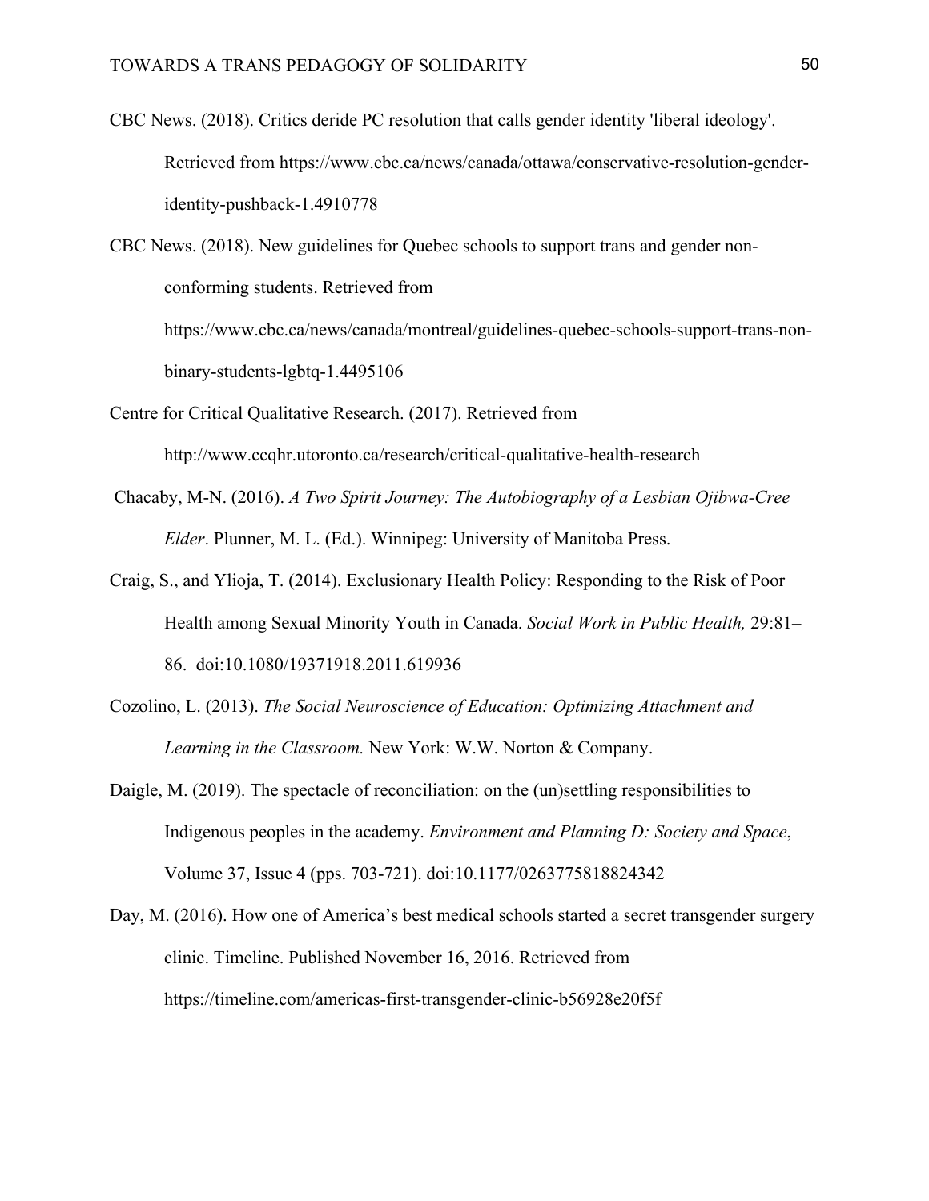CBC News. (2018). Critics deride PC resolution that calls gender identity 'liberal ideology'. Retrieved from https://www.cbc.ca/news/canada/ottawa/conservative-resolution-gender-identity-pushback-1.4910778

CBC News. (2018). New guidelines for Quebec schools to support trans and gender non-conforming students. Retrieved from https://www.cbc.ca/news/canada/montreal/guidelines-quebec-schools-support-trans-non-binary-students-lgbtq-1.4495106

Centre for Critical Qualitative Research. (2017). Retrieved from http://www.ccqhr.utoronto.ca/research/critical-qualitative-health-research

Chacaby, M-N. (2016). *A Two Spirit Journey: The Autobiography of a Lesbian Ojibwa-Cree Elder*. Plunner, M. L. (Ed.). Winnipeg: University of Manitoba Press.

Craig, S., and Ylioja, T. (2014). Exclusionary Health Policy: Responding to the Risk of Poor Health among Sexual Minority Youth in Canada. *Social Work in Public Health,* 29:81–86. doi:10.1080/19371918.2011.619936

Cozolino, L. (2013). *The Social Neuroscience of Education: Optimizing Attachment and Learning in the Classroom.* New York: W.W. Norton & Company.

Daigle, M. (2019). The spectacle of reconciliation: on the (un)settling responsibilities to Indigenous peoples in the academy. *Environment and Planning D: Society and Space*, Volume 37, Issue 4 (pps. 703-721). doi:10.1177/0263775818824342

Day, M. (2016). How one of America's best medical schools started a secret transgender surgery clinic. Timeline. Published November 16, 2016. Retrieved from https://timeline.com/americas-first-transgender-clinic-b56928e20f5f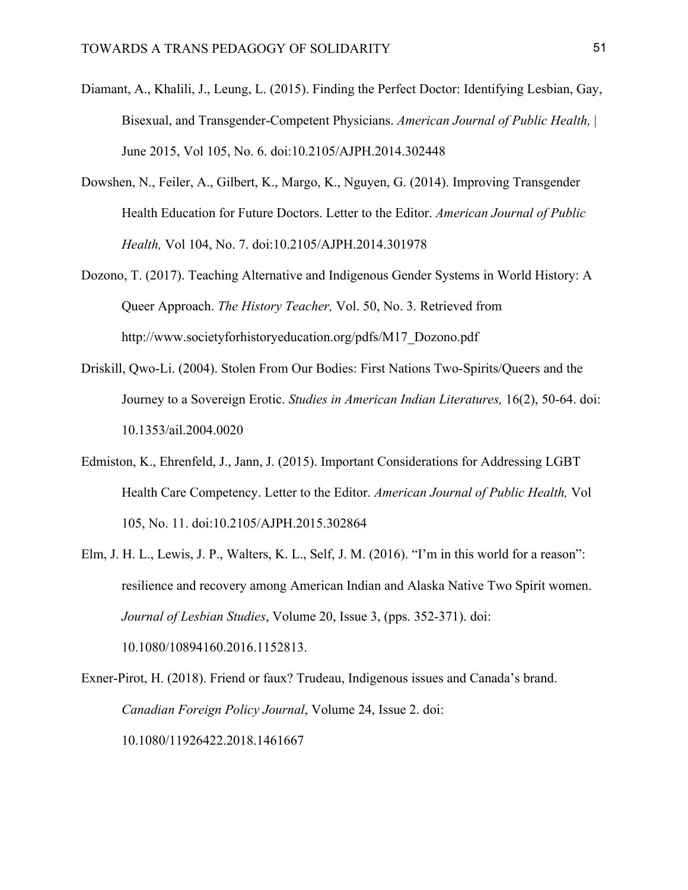Diamant, A., Khalili, J., Leung, L. (2015). Finding the Perfect Doctor: Identifying Lesbian, Gay, Bisexual, and Transgender-Competent Physicians. *American Journal of Public Health, |* June 2015, Vol 105, No. 6. doi:10.2105/AJPH.2014.302448

Dowshen, N., Feiler, A., Gilbert, K., Margo, K., Nguyen, G. (2014). Improving Transgender Health Education for Future Doctors. Letter to the Editor. *American Journal of Public Health,* Vol 104, No. 7. doi:10.2105/AJPH.2014.301978

Dozono, T. (2017). Teaching Alternative and Indigenous Gender Systems in World History: A Queer Approach. *The History Teacher,* Vol. 50, No. 3. Retrieved from http://www.societyforhistoryeducation.org/pdfs/M17_Dozono.pdf

Driskill, Qwo-Li. (2004). Stolen From Our Bodies: First Nations Two-Spirits/Queers and the Journey to a Sovereign Erotic. *Studies in American Indian Literatures,* 16(2), 50-64. doi: 10.1353/ail.2004.0020

Edmiston, K., Ehrenfeld, J., Jann, J. (2015). Important Considerations for Addressing LGBT Health Care Competency. Letter to the Editor. *American Journal of Public Health,* Vol 105, No. 11. doi:10.2105/AJPH.2015.302864

Elm, J. H. L., Lewis, J. P., Walters, K. L., Self, J. M. (2016). "I'm in this world for a reason": resilience and recovery among American Indian and Alaska Native Two Spirit women. *Journal of Lesbian Studies*, Volume 20, Issue 3, (pps. 352-371). doi: 10.1080/10894160.2016.1152813.

Exner-Pirot, H. (2018). Friend or faux? Trudeau, Indigenous issues and Canada's brand. *Canadian Foreign Policy Journal*, Volume 24, Issue 2. doi: 10.1080/11926422.2018.1461667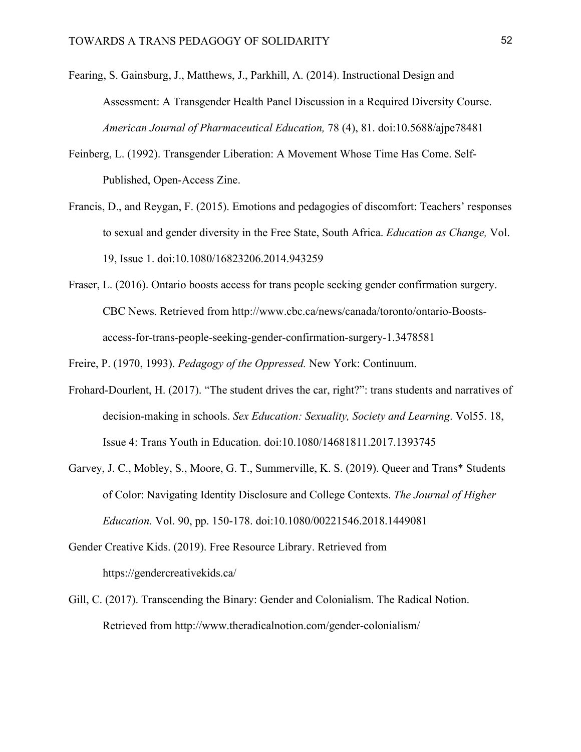Fearing, S. Gainsburg, J., Matthews, J., Parkhill, A. (2014). Instructional Design and Assessment: A Transgender Health Panel Discussion in a Required Diversity Course. *American Journal of Pharmaceutical Education,* 78 (4), 81. doi:10.5688/ajpe78481

Feinberg, L. (1992). Transgender Liberation: A Movement Whose Time Has Come. Self-Published, Open-Access Zine.

Francis, D., and Reygan, F. (2015). Emotions and pedagogies of discomfort: Teachers' responses to sexual and gender diversity in the Free State, South Africa. *Education as Change,* Vol. 19, Issue 1. doi:10.1080/16823206.2014.943259

Fraser, L. (2016). Ontario boosts access for trans people seeking gender confirmation surgery. CBC News. Retrieved from http://www.cbc.ca/news/canada/toronto/ontario-Boosts-access-for-trans-people-seeking-gender-confirmation-surgery-1.3478581

Freire, P. (1970, 1993). *Pedagogy of the Oppressed.* New York: Continuum.

Frohard-Dourlent, H. (2017). "The student drives the car, right?": trans students and narratives of decision-making in schools. *Sex Education: Sexuality, Society and Learning*. Vol55. 18, Issue 4: Trans Youth in Education. doi:10.1080/14681811.2017.1393745

Garvey, J. C., Mobley, S., Moore, G. T., Summerville, K. S. (2019). Queer and Trans* Students of Color: Navigating Identity Disclosure and College Contexts. *The Journal of Higher Education.* Vol. 90, pp. 150-178. doi:10.1080/00221546.2018.1449081

Gender Creative Kids. (2019). Free Resource Library. Retrieved from https://gendercreativekids.ca/

Gill, C. (2017). Transcending the Binary: Gender and Colonialism. The Radical Notion. Retrieved from http://www.theradicalnotion.com/gender-colonialism/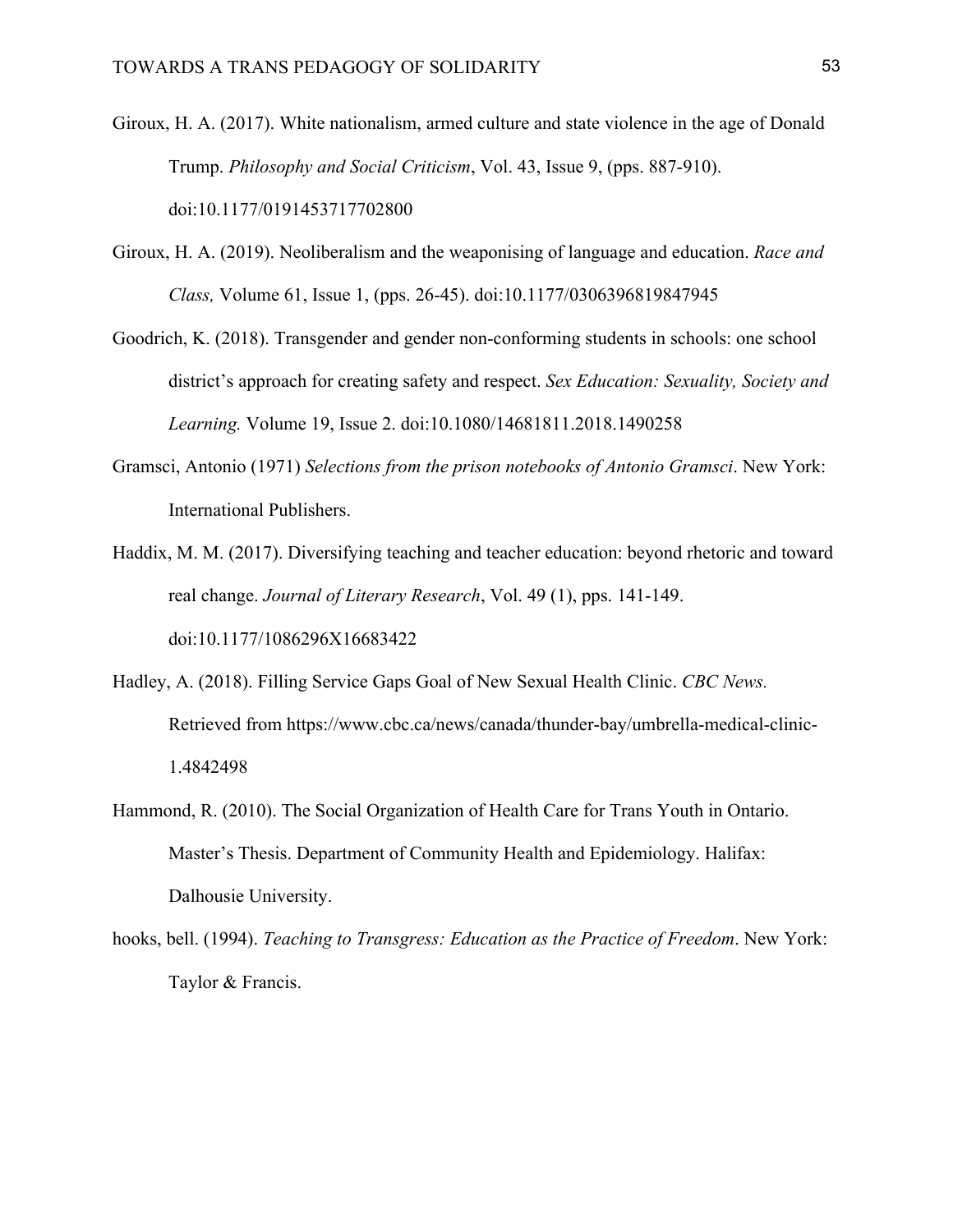Giroux, H. A. (2017). White nationalism, armed culture and state violence in the age of Donald Trump. *Philosophy and Social Criticism*, Vol. 43, Issue 9, (pps. 887-910). doi:10.1177/0191453717702800

Giroux, H. A. (2019). Neoliberalism and the weaponising of language and education. *Race and Class,* Volume 61, Issue 1, (pps. 26-45). doi:10.1177/0306396819847945

Goodrich, K. (2018). Transgender and gender non-conforming students in schools: one school district's approach for creating safety and respect. *Sex Education: Sexuality, Society and Learning.* Volume 19, Issue 2. doi:10.1080/14681811.2018.1490258

Gramsci, Antonio (1971) *Selections from the prison notebooks of Antonio Gramsci*. New York: International Publishers.

Haddix, M. M. (2017). Diversifying teaching and teacher education: beyond rhetoric and toward real change. *Journal of Literary Research*, Vol. 49 (1), pps. 141-149. doi:10.1177/1086296X16683422

Hadley, A. (2018). Filling Service Gaps Goal of New Sexual Health Clinic. *CBC News.* Retrieved from https://www.cbc.ca/news/canada/thunder-bay/umbrella-medical-clinic-1.4842498

Hammond, R. (2010). The Social Organization of Health Care for Trans Youth in Ontario. Master's Thesis. Department of Community Health and Epidemiology. Halifax: Dalhousie University.

hooks, bell. (1994). *Teaching to Transgress: Education as the Practice of Freedom*. New York: Taylor & Francis.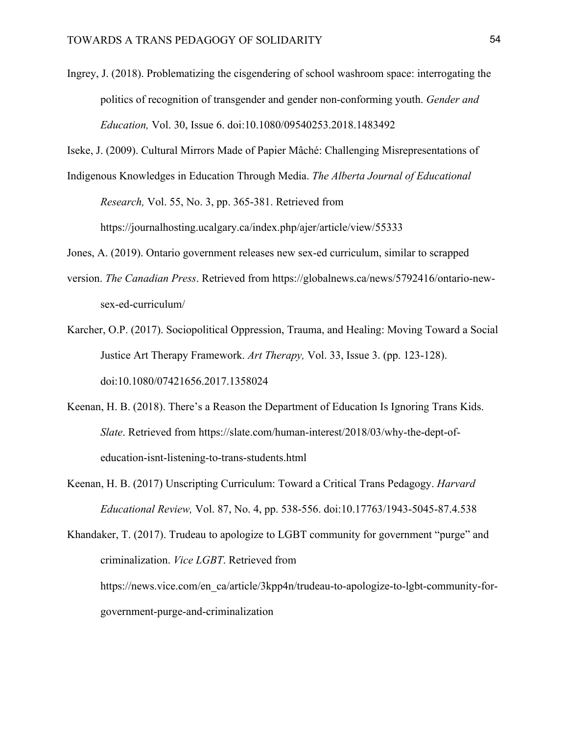Ingrey, J. (2018). Problematizing the cisgendering of school washroom space: interrogating the politics of recognition of transgender and gender non-conforming youth. *Gender and Education,* Vol. 30, Issue 6. doi:10.1080/09540253.2018.1483492

Iseke, J. (2009). Cultural Mirrors Made of Papier Mâché: Challenging Misrepresentations of Indigenous Knowledges in Education Through Media. *The Alberta Journal of Educational Research,* Vol. 55, No. 3, pp. 365-381. Retrieved from https://journalhosting.ucalgary.ca/index.php/ajer/article/view/55333

Jones, A. (2019). Ontario government releases new sex-ed curriculum, similar to scrapped version. *The Canadian Press*. Retrieved from https://globalnews.ca/news/5792416/ontario-new-sex-ed-curriculum/

Karcher, O.P. (2017). Sociopolitical Oppression, Trauma, and Healing: Moving Toward a Social Justice Art Therapy Framework. *Art Therapy,* Vol. 33, Issue 3. (pp. 123-128). doi:10.1080/07421656.2017.1358024

Keenan, H. B. (2018). There's a Reason the Department of Education Is Ignoring Trans Kids. *Slate*. Retrieved from https://slate.com/human-interest/2018/03/why-the-dept-of-education-isnt-listening-to-trans-students.html

Keenan, H. B. (2017) Unscripting Curriculum: Toward a Critical Trans Pedagogy. *Harvard Educational Review,* Vol. 87, No. 4, pp. 538-556. doi:10.17763/1943-5045-87.4.538

Khandaker, T. (2017). Trudeau to apologize to LGBT community for government "purge" and criminalization. *Vice LGBT*. Retrieved from https://news.vice.com/en_ca/article/3kpp4n/trudeau-to-apologize-to-lgbt-community-for-government-purge-and-criminalization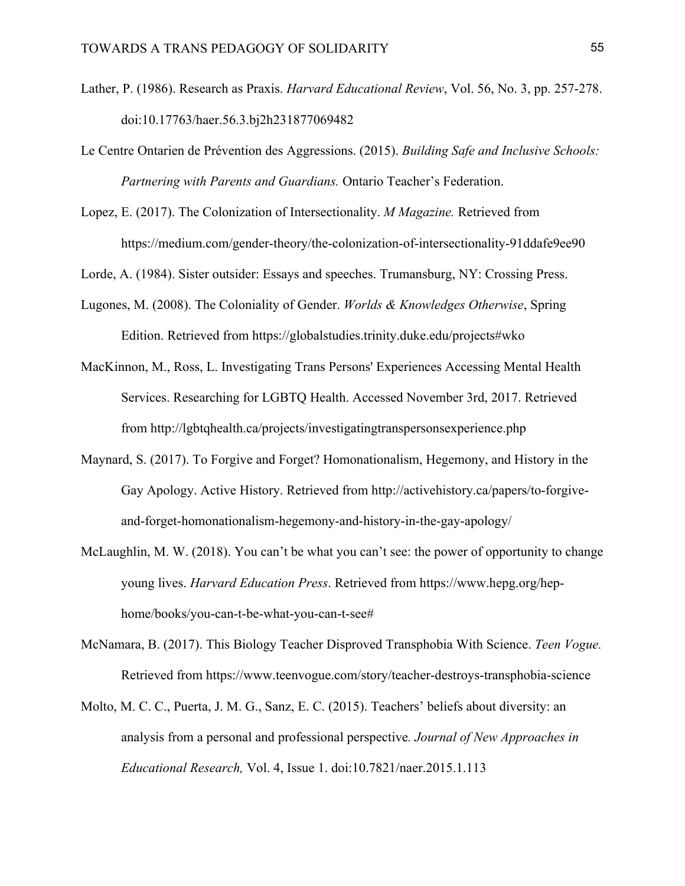Lather, P. (1986). Research as Praxis. *Harvard Educational Review*, Vol. 56, No. 3, pp. 257-278. doi:10.17763/haer.56.3.bj2h231877069482

Le Centre Ontarien de Prévention des Aggressions. (2015). *Building Safe and Inclusive Schools: Partnering with Parents and Guardians.* Ontario Teacher's Federation.

Lopez, E. (2017). The Colonization of Intersectionality. *M Magazine.* Retrieved from https://medium.com/gender-theory/the-colonization-of-intersectionality-91ddafe9ee90

Lorde, A. (1984). Sister outsider: Essays and speeches. Trumansburg, NY: Crossing Press.

Lugones, M. (2008). The Coloniality of Gender. *Worlds & Knowledges Otherwise*, Spring Edition. Retrieved from https://globalstudies.trinity.duke.edu/projects#wko

MacKinnon, M., Ross, L. Investigating Trans Persons' Experiences Accessing Mental Health Services. Researching for LGBTQ Health. Accessed November 3rd, 2017. Retrieved from http://lgbtqhealth.ca/projects/investigatingtranspersonsexperience.php

Maynard, S. (2017). To Forgive and Forget? Homonationalism, Hegemony, and History in the Gay Apology. Active History. Retrieved from http://activehistory.ca/papers/to-forgive-and-forget-homonationalism-hegemony-and-history-in-the-gay-apology/

McLaughlin, M. W. (2018). You can't be what you can't see: the power of opportunity to change young lives. *Harvard Education Press*. Retrieved from https://www.hepg.org/hep-home/books/you-can-t-be-what-you-can-t-see#

McNamara, B. (2017). This Biology Teacher Disproved Transphobia With Science. *Teen Vogue.* Retrieved from https://www.teenvogue.com/story/teacher-destroys-transphobia-science

Molto, M. C. C., Puerta, J. M. G., Sanz, E. C. (2015). Teachers' beliefs about diversity: an analysis from a personal and professional perspective. *Journal of New Approaches in Educational Research,* Vol. 4, Issue 1. doi:10.7821/naer.2015.1.113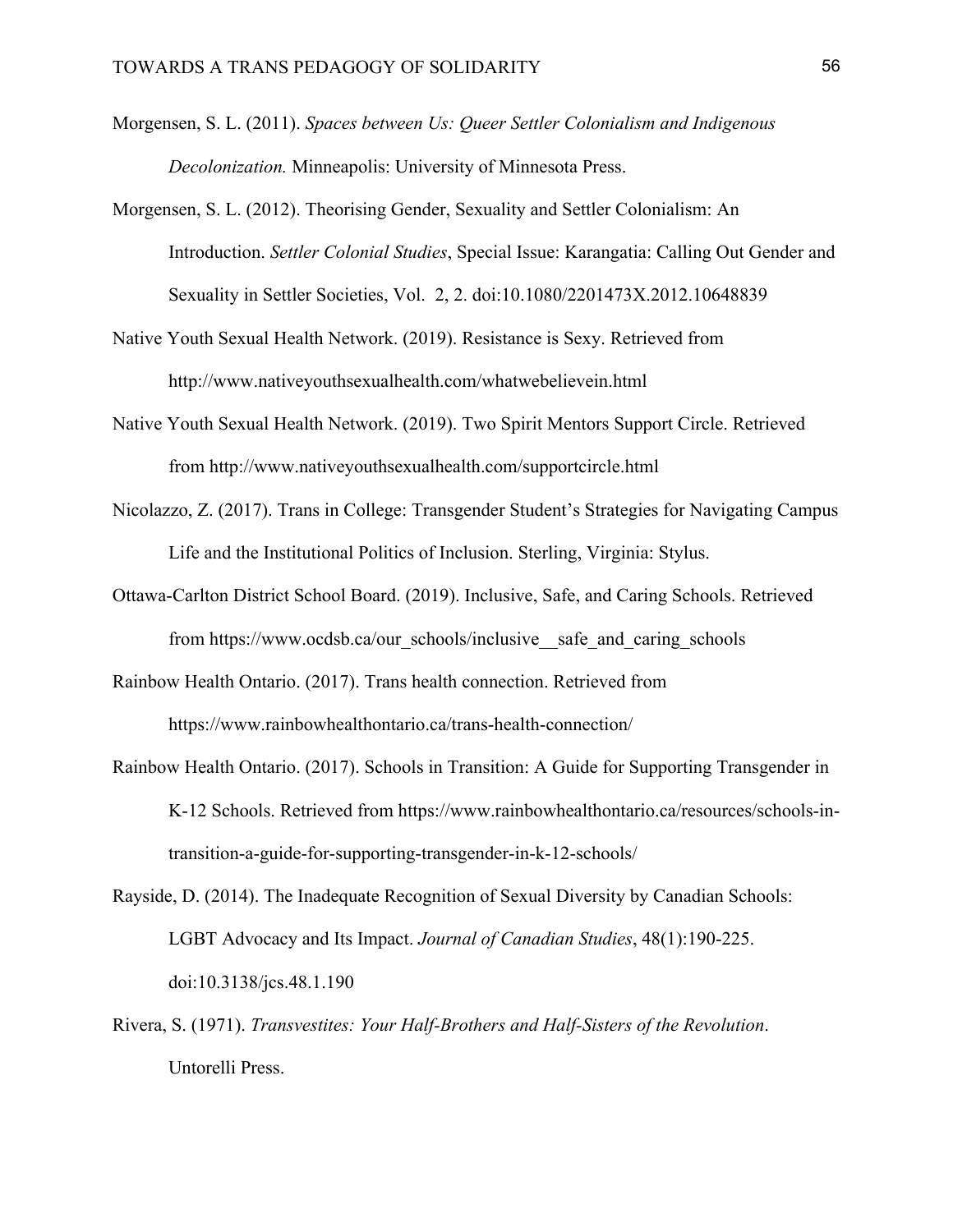Morgensen, S. L. (2011). *Spaces between Us: Queer Settler Colonialism and Indigenous Decolonization.* Minneapolis: University of Minnesota Press.

Morgensen, S. L. (2012). Theorising Gender, Sexuality and Settler Colonialism: An Introduction. *Settler Colonial Studies*, Special Issue: Karangatia: Calling Out Gender and Sexuality in Settler Societies, Vol. 2, 2. doi:10.1080/2201473X.2012.10648839

Native Youth Sexual Health Network. (2019). Resistance is Sexy. Retrieved from http://www.nativeyouthsexualhealth.com/whatwebelievein.html

Native Youth Sexual Health Network. (2019). Two Spirit Mentors Support Circle. Retrieved from http://www.nativeyouthsexualhealth.com/supportcircle.html

Nicolazzo, Z. (2017). Trans in College: Transgender Student's Strategies for Navigating Campus Life and the Institutional Politics of Inclusion. Sterling, Virginia: Stylus.

Ottawa-Carlton District School Board. (2019). Inclusive, Safe, and Caring Schools. Retrieved from https://www.ocdsb.ca/our_schools/inclusive__safe_and_caring_schools

Rainbow Health Ontario. (2017). Trans health connection. Retrieved from https://www.rainbowhealthontario.ca/trans-health-connection/

Rainbow Health Ontario. (2017). Schools in Transition: A Guide for Supporting Transgender in K-12 Schools. Retrieved from https://www.rainbowhealthontario.ca/resources/schools-in-transition-a-guide-for-supporting-transgender-in-k-12-schools/

Rayside, D. (2014). The Inadequate Recognition of Sexual Diversity by Canadian Schools: LGBT Advocacy and Its Impact. *Journal of Canadian Studies*, 48(1):190-225. doi:10.3138/jcs.48.1.190

Rivera, S. (1971). *Transvestites: Your Half-Brothers and Half-Sisters of the Revolution*. Untorelli Press.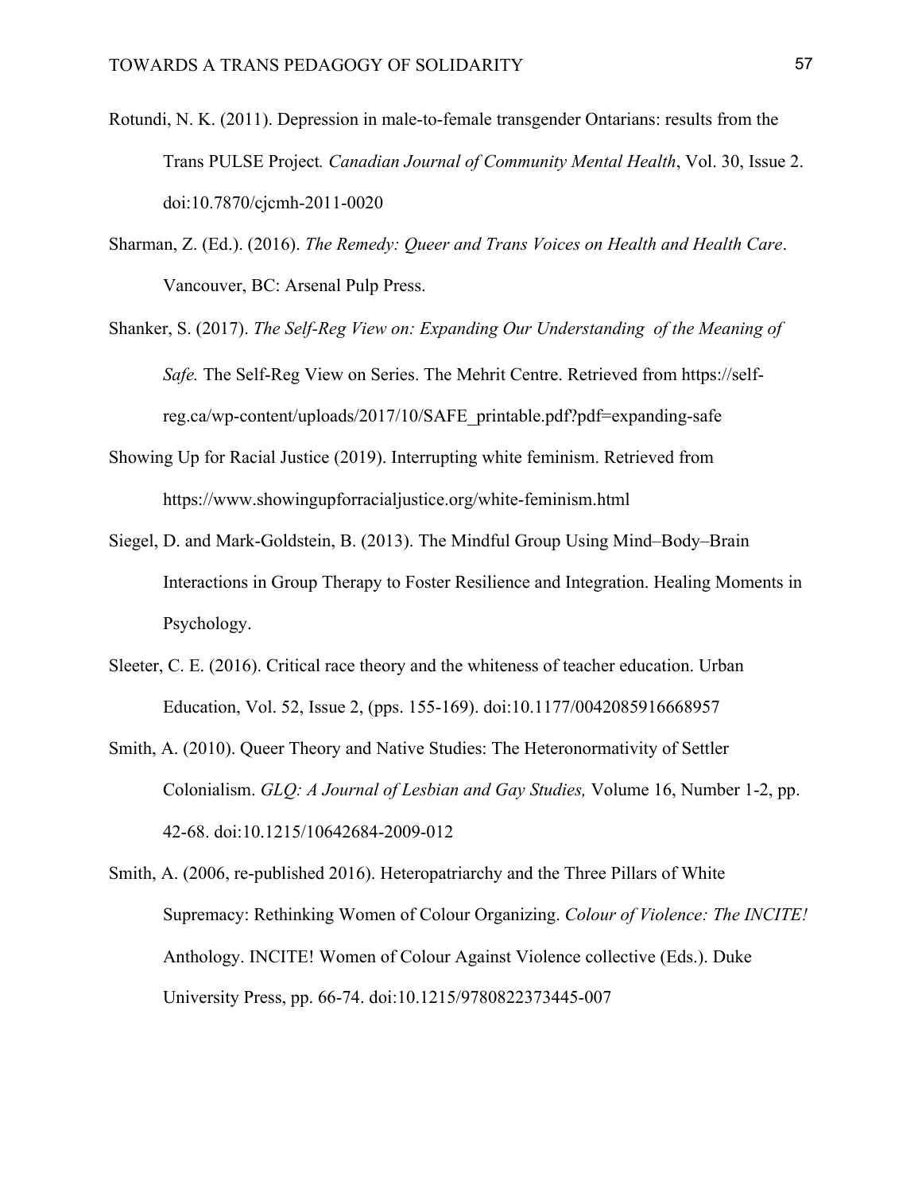Rotundi, N. K. (2011). Depression in male-to-female transgender Ontarians: results from the Trans PULSE Project*. Canadian Journal of Community Mental Health*, Vol. 30, Issue 2. doi:10.7870/cjcmh-2011-0020

Sharman, Z. (Ed.). (2016). *The Remedy: Queer and Trans Voices on Health and Health Care*. Vancouver, BC: Arsenal Pulp Press.

Shanker, S. (2017). *The Self-Reg View on: Expanding Our Understanding of the Meaning of Safe.* The Self-Reg View on Series. The Mehrit Centre. Retrieved from https://self-reg.ca/wp-content/uploads/2017/10/SAFE_printable.pdf?pdf=expanding-safe

Showing Up for Racial Justice (2019). Interrupting white feminism. Retrieved from https://www.showingupforracialjustice.org/white-feminism.html

Siegel, D. and Mark-Goldstein, B. (2013). The Mindful Group Using Mind–Body–Brain Interactions in Group Therapy to Foster Resilience and Integration. Healing Moments in Psychology.

Sleeter, C. E. (2016). Critical race theory and the whiteness of teacher education. Urban Education, Vol. 52, Issue 2, (pps. 155-169). doi:10.1177/0042085916668957

Smith, A. (2010). Queer Theory and Native Studies: The Heteronormativity of Settler Colonialism. *GLQ: A Journal of Lesbian and Gay Studies,* Volume 16, Number 1-2, pp. 42-68. doi:10.1215/10642684-2009-012

Smith, A. (2006, re-published 2016). Heteropatriarchy and the Three Pillars of White Supremacy: Rethinking Women of Colour Organizing. *Colour of Violence: The INCITE!* Anthology. INCITE! Women of Colour Against Violence collective (Eds.). Duke University Press, pp. 66-74. doi:10.1215/9780822373445-007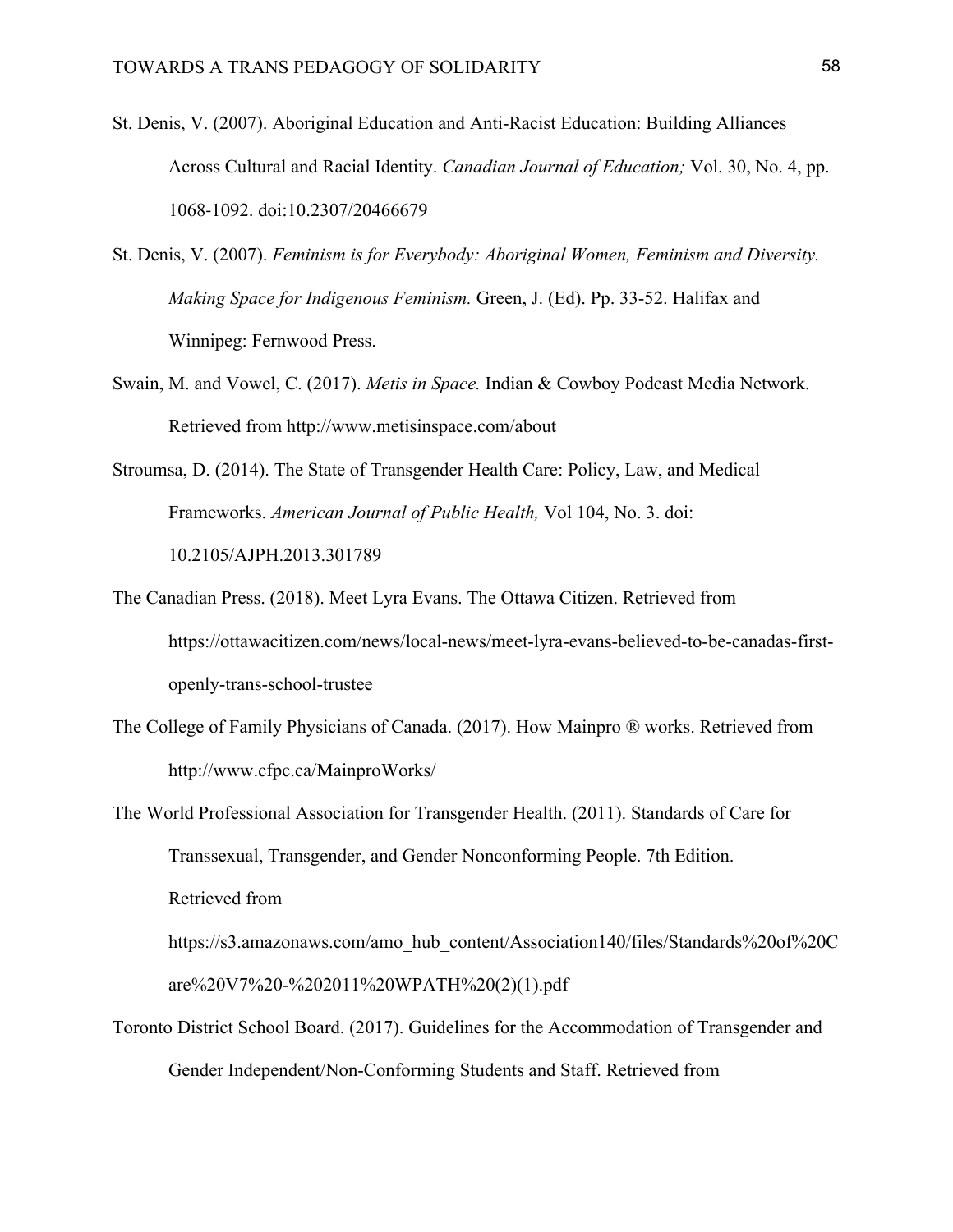St. Denis, V. (2007). Aboriginal Education and Anti-Racist Education: Building Alliances Across Cultural and Racial Identity. *Canadian Journal of Education;* Vol. 30, No. 4, pp. 1068-1092. doi:10.2307/20466679

St. Denis, V. (2007). *Feminism is for Everybody: Aboriginal Women, Feminism and Diversity. Making Space for Indigenous Feminism.* Green, J. (Ed). Pp. 33-52. Halifax and Winnipeg: Fernwood Press.

Swain, M. and Vowel, C. (2017). *Metis in Space.* Indian & Cowboy Podcast Media Network. Retrieved from http://www.metisinspace.com/about

Stroumsa, D. (2014). The State of Transgender Health Care: Policy, Law, and Medical Frameworks. *American Journal of Public Health,* Vol 104, No. 3. doi: 10.2105/AJPH.2013.301789

The Canadian Press. (2018). Meet Lyra Evans. The Ottawa Citizen. Retrieved from https://ottawacitizen.com/news/local-news/meet-lyra-evans-believed-to-be-canadas-first-openly-trans-school-trustee

The College of Family Physicians of Canada. (2017). How Mainpro ® works. Retrieved from http://www.cfpc.ca/MainproWorks/

The World Professional Association for Transgender Health. (2011). Standards of Care for Transsexual, Transgender, and Gender Nonconforming People. 7th Edition. Retrieved from https://s3.amazonaws.com/amo_hub_content/Association140/files/Standards%20of%20Care%20V7%20-%202011%20WPATH%20(2)(1).pdf

Toronto District School Board. (2017). Guidelines for the Accommodation of Transgender and Gender Independent/Non-Conforming Students and Staff. Retrieved from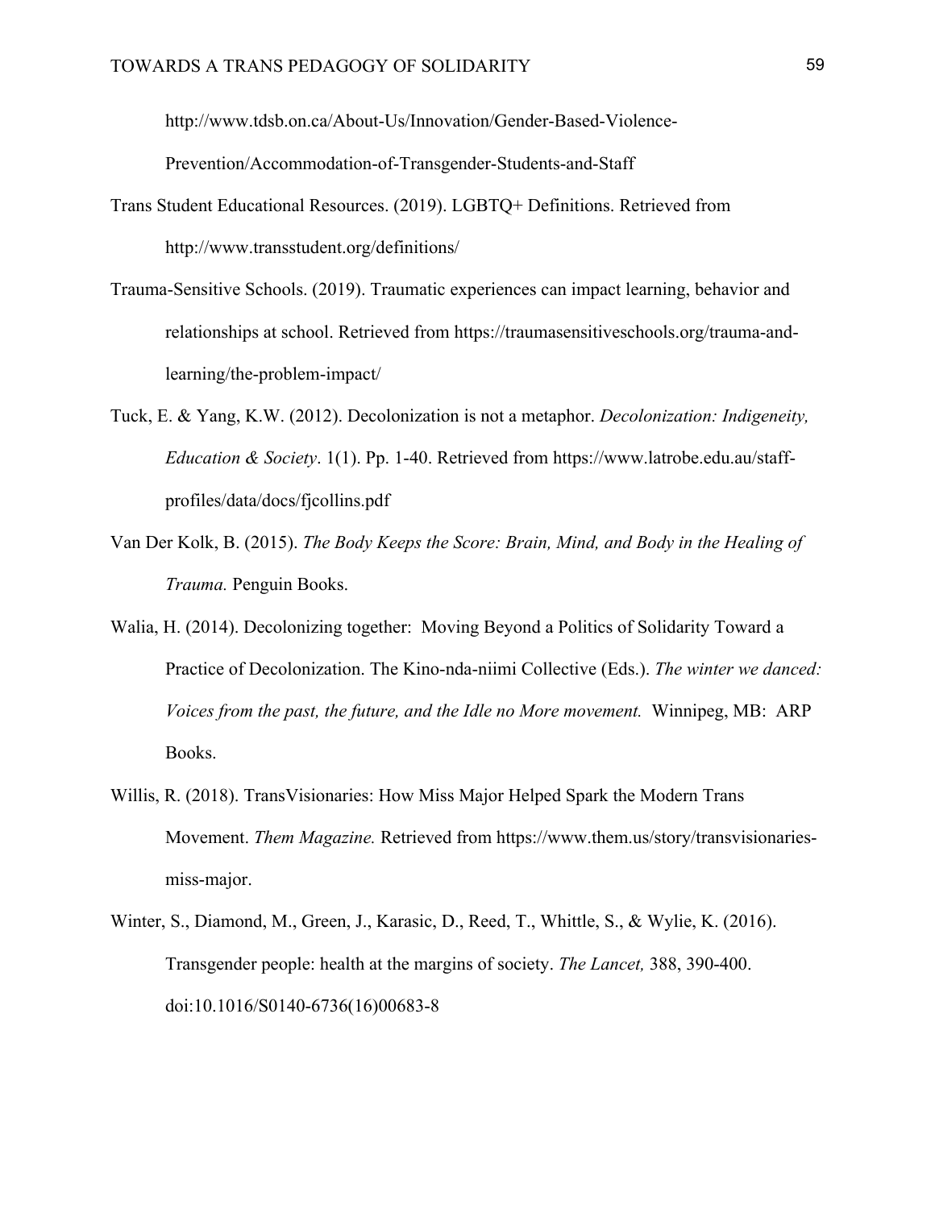http://www.tdsb.on.ca/About-Us/Innovation/Gender-Based-Violence-Prevention/Accommodation-of-Transgender-Students-and-Staff

Trans Student Educational Resources. (2019). LGBTQ+ Definitions. Retrieved from http://www.transstudent.org/definitions/

Trauma-Sensitive Schools. (2019). Traumatic experiences can impact learning, behavior and relationships at school. Retrieved from https://traumasensitiveschools.org/trauma-and-learning/the-problem-impact/

Tuck, E. & Yang, K.W. (2012). Decolonization is not a metaphor. *Decolonization: Indigeneity, Education & Society*. 1(1). Pp. 1-40. Retrieved from https://www.latrobe.edu.au/staff-profiles/data/docs/fjcollins.pdf

Van Der Kolk, B. (2015). *The Body Keeps the Score: Brain, Mind, and Body in the Healing of Trauma.* Penguin Books.

Walia, H. (2014). Decolonizing together: Moving Beyond a Politics of Solidarity Toward a Practice of Decolonization. The Kino-nda-niimi Collective (Eds.). *The winter we danced: Voices from the past, the future, and the Idle no More movement.* Winnipeg, MB: ARP Books.

Willis, R. (2018). TransVisionaries: How Miss Major Helped Spark the Modern Trans Movement. *Them Magazine.* Retrieved from https://www.them.us/story/transvisionaries-miss-major.

Winter, S., Diamond, M., Green, J., Karasic, D., Reed, T., Whittle, S., & Wylie, K. (2016). Transgender people: health at the margins of society. *The Lancet,* 388, 390-400. doi:10.1016/S0140-6736(16)00683-8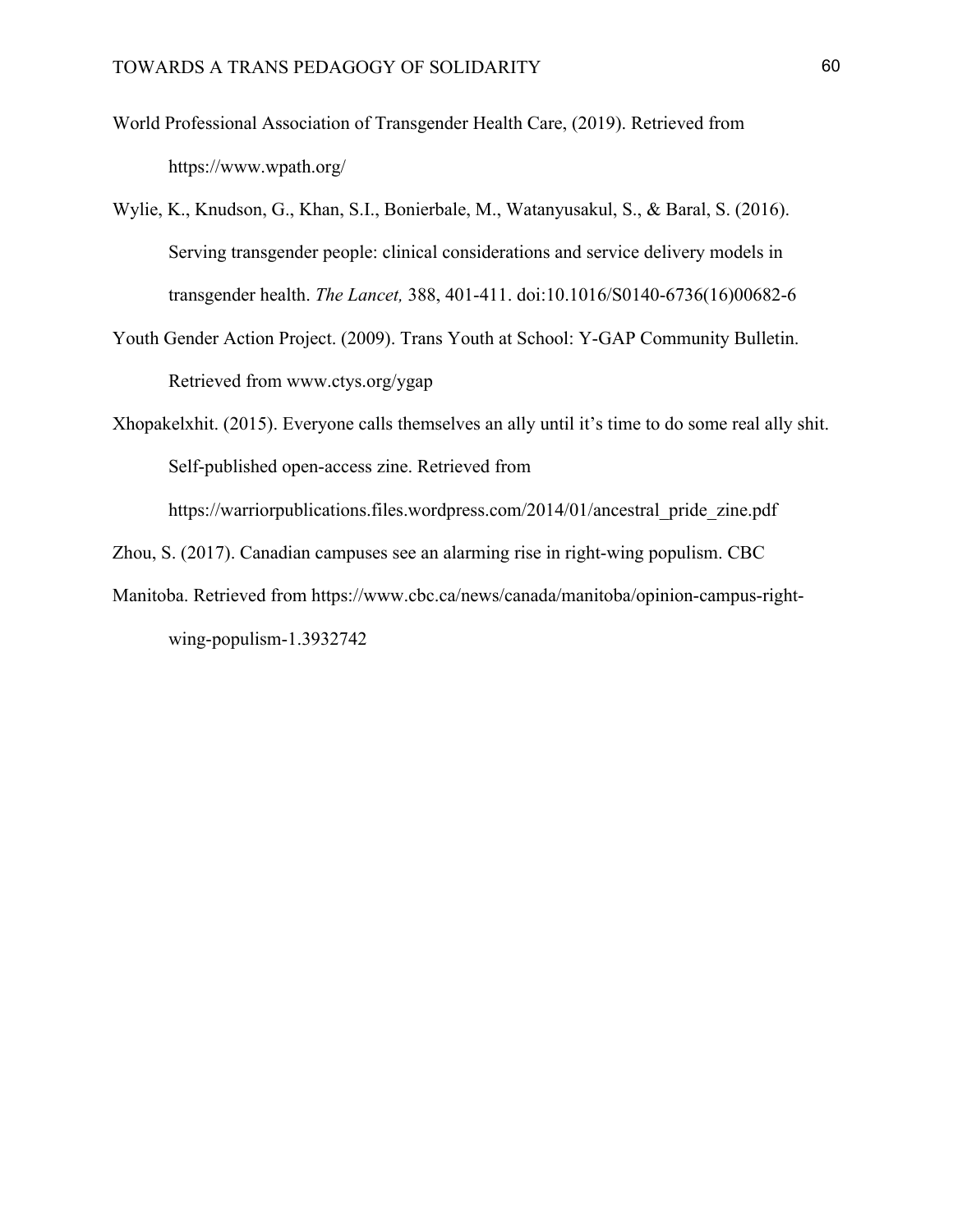World Professional Association of Transgender Health Care, (2019). Retrieved from https://www.wpath.org/

Wylie, K., Knudson, G., Khan, S.I., Bonierbale, M., Watanyusakul, S., & Baral, S. (2016). Serving transgender people: clinical considerations and service delivery models in transgender health. *The Lancet,* 388, 401-411. doi:10.1016/S0140-6736(16)00682-6

Youth Gender Action Project. (2009). Trans Youth at School: Y-GAP Community Bulletin. Retrieved from www.ctys.org/ygap

Xhopakelxhit. (2015). Everyone calls themselves an ally until it's time to do some real ally shit. Self-published open-access zine. Retrieved from https://warriorpublications.files.wordpress.com/2014/01/ancestral_pride_zine.pdf

Zhou, S. (2017). Canadian campuses see an alarming rise in right-wing populism. CBC Manitoba. Retrieved from https://www.cbc.ca/news/canada/manitoba/opinion-campus-right-wing-populism-1.3932742